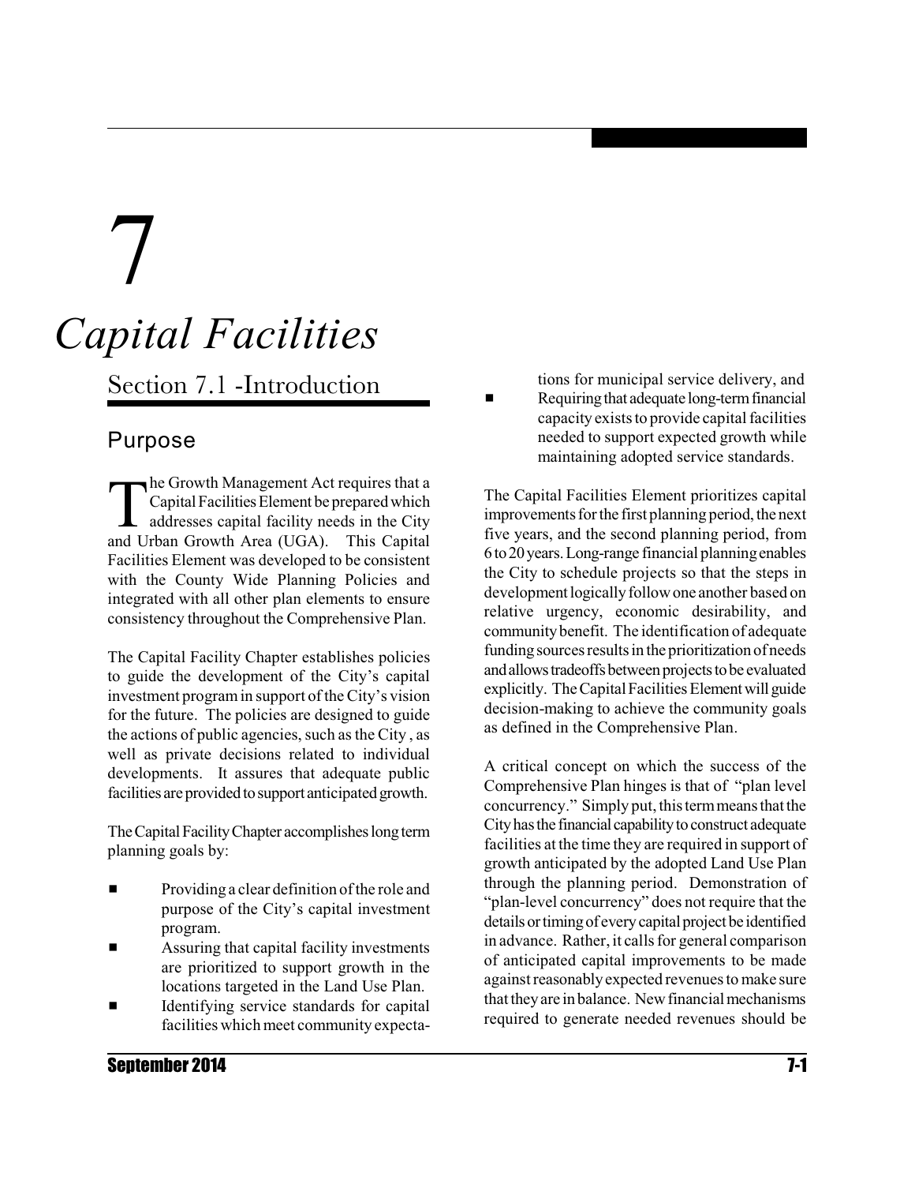# 7

# Capital Facilities

## Section 7.1 -Introduction

### Purpose

The Growth Management Act requires that a Capital Facilities Element be prepared which addresses capital facility needs in the City and Urban Growth Area (UGA). This Capital Facilities Element was developed to be consistent with the County Wide Planning Policies and integrated with all other plan elements to ensure consistency throughout the Comprehensive Plan.

The Capital Facility Chapter establishes policies to guide the development of the City's capital investment program in support of the City's vision for the future. The policies are designed to guide the actions of public agencies, such as the City , as well as private decisions related to individual developments. It assures that adequate public facilities are provided to support anticipated growth.

The Capital Facility Chapter accomplishes long term planning goals by:

- Providing a clear definition of the role and purpose of the City's capital investment program.
- Assuring that capital facility investments are prioritized to support growth in the locations targeted in the Land Use Plan.
- Identifying service standards for capital facilities which meet community expectations for municipal service delivery, and
- Requiring that adequate long-term financial capacity exists to provide capital facilities needed to support expected growth while maintaining adopted service standards.

The Capital Facilities Element prioritizes capital improvements for the first planning period, the next five years, and the second planning period, from 6 to 20 years. Long-range financial planning enables the City to schedule projects so that the steps in development logically follow one another based on relative urgency, economic desirability, and community benefit. The identification of adequate funding sources results in the prioritization of needs and allows tradeoffs between projects to be evaluated explicitly. The Capital Facilities Element will guide decision-making to achieve the community goals as defined in the Comprehensive Plan.

A critical concept on which the success of the Comprehensive Plan hinges is that of "plan level concurrency." Simply put, this term means that the City has the financial capability to construct adequate facilities at the time they are required in support of growth anticipated by the adopted Land Use Plan through the planning period. Demonstration of "plan-level concurrency" does not require that the details or timing of every capital project be identified in advance. Rather, it calls for general comparison of anticipated capital improvements to be made against reasonably expected revenues to make sure that they are in balance. New financial mechanisms required to generate needed revenues should be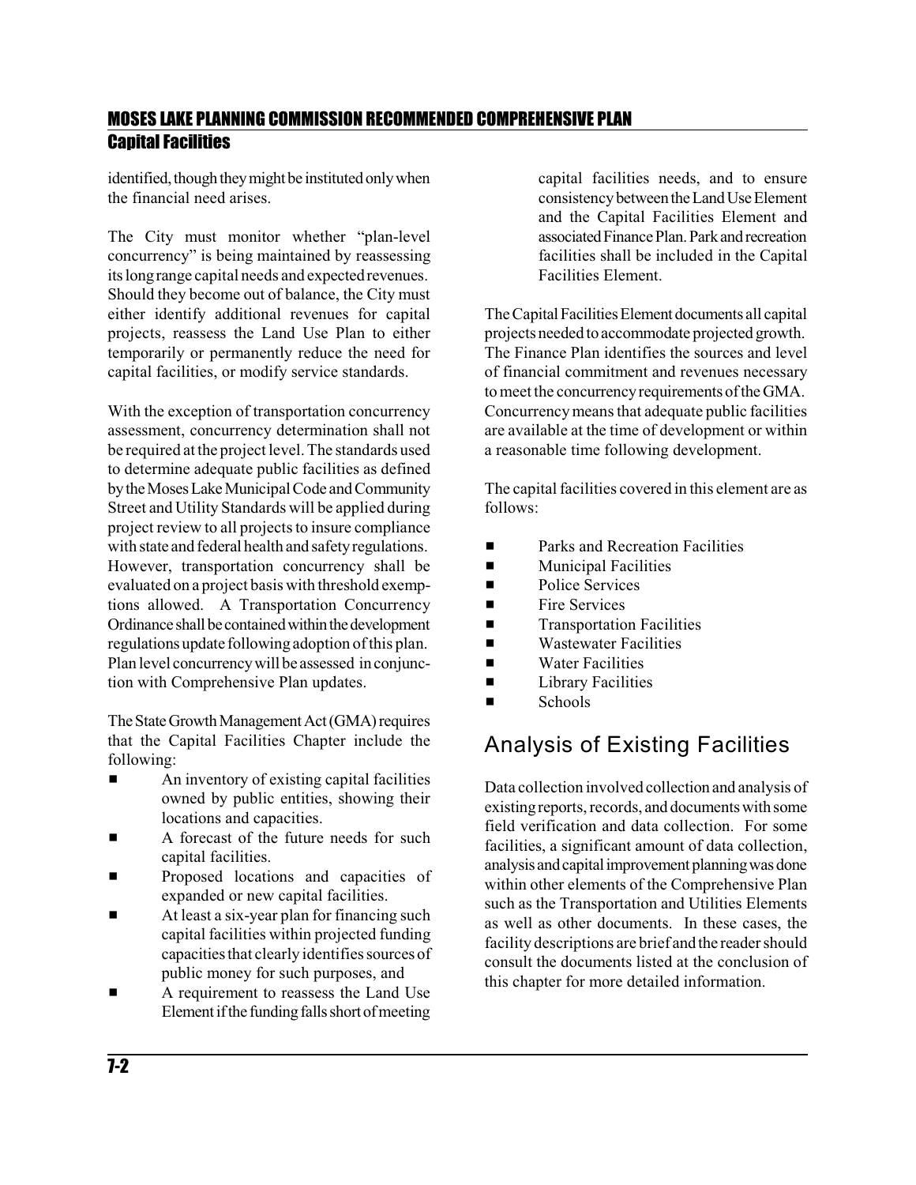identified, though they might be instituted only when the financial need arises.

The City must monitor whether "plan-level concurrency" is being maintained by reassessing its long range capital needs and expected revenues. Should they become out of balance, the City must either identify additional revenues for capital projects, reassess the Land Use Plan to either temporarily or permanently reduce the need for capital facilities, or modify service standards.

With the exception of transportation concurrency assessment, concurrency determination shall not be required at the project level. The standards used to determine adequate public facilities as defined by the Moses Lake Municipal Code and Community Street and Utility Standards will be applied during project review to all projects to insure compliance with state and federal health and safety regulations. However, transportation concurrency shall be evaluated on a project basis with threshold exemptions allowed. A Transportation Concurrency Ordinance shall be contained within the development regulations update following adoption of this plan. Plan level concurrency will be assessed in conjunction with Comprehensive Plan updates.

The State Growth Management Act (GMA) requires that the Capital Facilities Chapter include the following:

- An inventory of existing capital facilities owned by public entities, showing their locations and capacities.
- A forecast of the future needs for such capital facilities.
- Proposed locations and capacities of expanded or new capital facilities.
- At least a six-year plan for financing such capital facilities within projected funding capacities that clearly identifies sources of public money for such purposes, and
- A requirement to reassess the Land Use Element if the funding falls short of meeting capital facilities needs, and to ensure consistency between the Land Use Element and the Capital Facilities Element and associated Finance Plan. Park and recreation facilities shall be included in the Capital Facilities Element.

The Capital Facilities Element documents all capital projects needed to accommodate projected growth. The Finance Plan identifies the sources and level of financial commitment and revenues necessary to meet the concurrency requirements of the GMA. Concurrency means that adequate public facilities are available at the time of development or within a reasonable time following development.

The capital facilities covered in this element are as follows:

- Parks and Recreation Facilities
- Municipal Facilities
- Police Services
- Fire Services
- Transportation Facilities
- Wastewater Facilities
- Water Facilities
- Library Facilities
- Schools

## Analysis of Existing Facilities

Data collection involved collection and analysis of existing reports, records, and documents with some field verification and data collection. For some facilities, a significant amount of data collection, analysis and capital improvement planning was done within other elements of the Comprehensive Plan such as the Transportation and Utilities Elements as well as other documents. In these cases, the facility descriptions are brief and the reader should consult the documents listed at the conclusion of this chapter for more detailed information.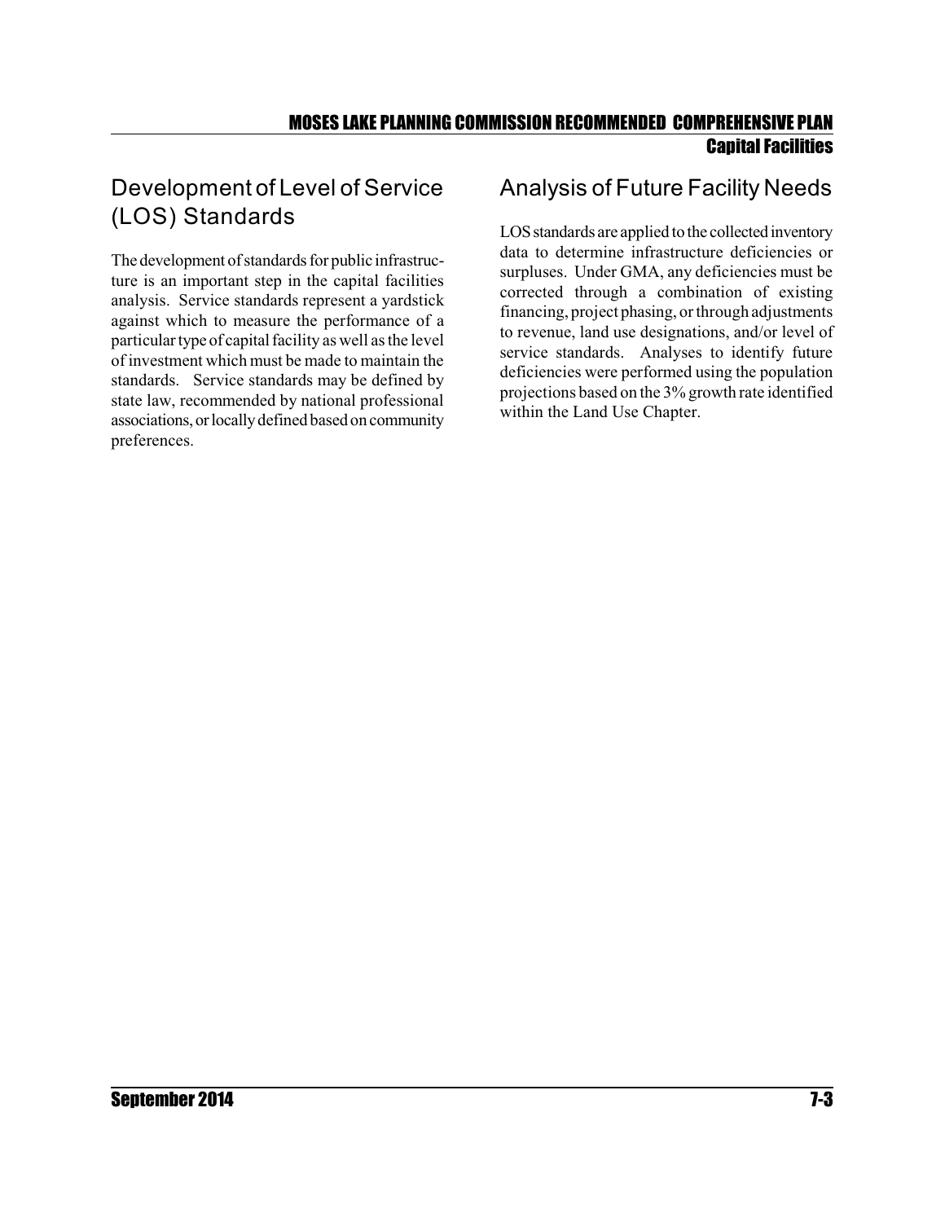## Development of Level of Service (LOS) Standards

The development of standards for public infrastructure is an important step in the capital facilities analysis. Service standards represent a yardstick against which to measure the performance of a particular type of capital facility as well as the level of investment which must be made to maintain the standards. Service standards may be defined by state law, recommended by national professional associations, or locally defined based on community preferences.

## Analysis of Future Facility Needs

LOS standards are applied to the collected inventory data to determine infrastructure deficiencies or surpluses. Under GMA, any deficiencies must be corrected through a combination of existing financing, project phasing, or through adjustments to revenue, land use designations, and/or level of service standards. Analyses to identify future deficiencies were performed using the population projections based on the 3% growth rate identified within the Land Use Chapter.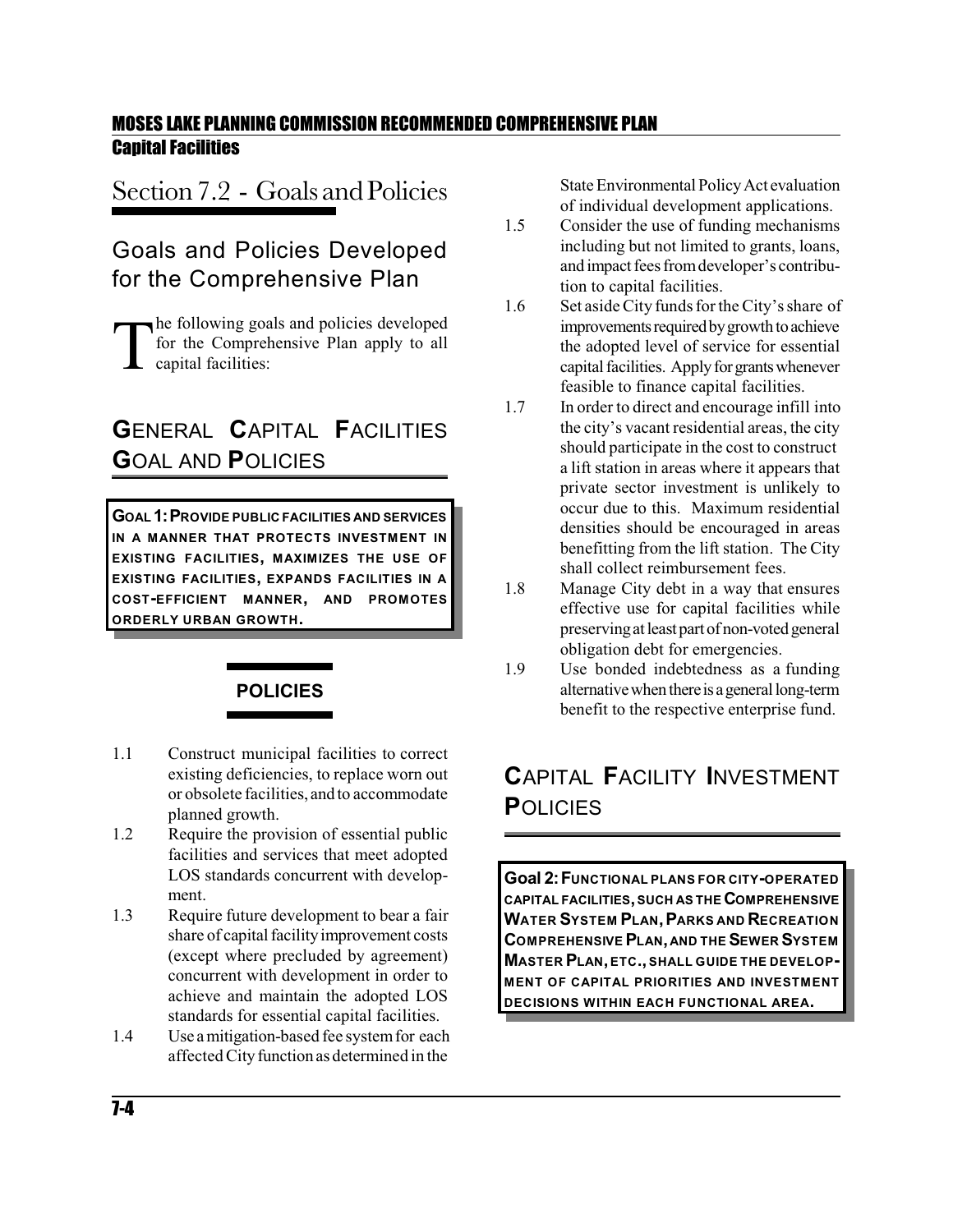## Section 7.2 - Goals and Policies

### Goals and Policies Developed for the Comprehensive Plan

The following goals and policies developed for the Comprehensive Plan apply to all capital facilities:

### GENERAL CAPITAL FACILITIES GOAL AND POLICIES

**GOAL 1: PROVIDE PUBLIC FACILITIES AND SERVICES IN A MANNER THAT PROTECTS INVESTMENT IN EXISTING FACILITIES, MAXIMIZES THE USE OF EXISTING FACILITIES, EXPANDS FACILITIES IN A COST-EFFICIENT MANNER, AND PROMOTES ORDERLY URBAN GROWTH.**

#### POLICIES

1.1 Construct municipal facilities to correct existing deficiencies, to replace worn out or obsolete facilities, and to accommodate planned growth.

1.2 Require the provision of essential public facilities and services that meet adopted LOS standards concurrent with development.

1.3 Require future development to bear a fair share of capital facility improvement costs (except where precluded by agreement) concurrent with development in order to achieve and maintain the adopted LOS standards for essential capital facilities.

1.4 Use a mitigation-based fee system for each affected City function as determined in the State Environmental Policy Act evaluation of individual development applications.

1.5 Consider the use of funding mechanisms including but not limited to grants, loans, and impact fees from developer's contribution to capital facilities.

1.6 Set aside City funds for the City's share of improvements required by growth to achieve the adopted level of service for essential capital facilities. Apply for grants whenever feasible to finance capital facilities.

1.7 In order to direct and encourage infill into the city's vacant residential areas, the city should participate in the cost to construct a lift station in areas where it appears that private sector investment is unlikely to occur due to this. Maximum residential densities should be encouraged in areas benefitting from the lift station. The City shall collect reimbursement fees.

1.8 Manage City debt in a way that ensures effective use for capital facilities while preserving at least part of non-voted general obligation debt for emergencies.

1.9 Use bonded indebtedness as a funding alternative when there is a general long-term benefit to the respective enterprise fund.

### CAPITAL FACILITY INVESTMENT POLICIES

**Goal 2: FUNCTIONAL PLANS FOR CITY-OPERATED CAPITAL FACILITIES, SUCH AS THE COMPREHENSIVE WATER SYSTEM PLAN, PARKS AND RECREATION COMPREHENSIVE PLAN, AND THE SEWER SYSTEM MASTER PLAN, ETC., SHALL GUIDE THE DEVELOPMENT OF CAPITAL PRIORITIES AND INVESTMENT DECISIONS WITHIN EACH FUNCTIONAL AREA.**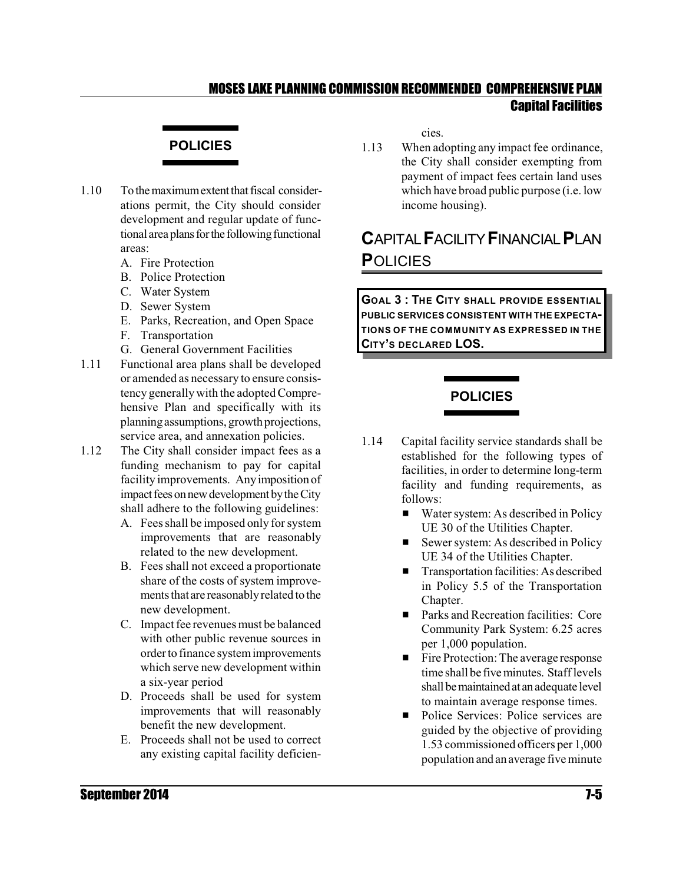### POLICIES

1.10 To the maximum extent that fiscal considerations permit, the City should consider development and regular update of functional area plans for the following functional areas:
   - A. Fire Protection
   - B. Police Protection
   - C. Water System
   - D. Sewer System
   - E. Parks, Recreation, and Open Space
   - F. Transportation
   - G. General Government Facilities

1.11 Functional area plans shall be developed or amended as necessary to ensure consistency generally with the adopted Comprehensive Plan and specifically with its planning assumptions, growth projections, service area, and annexation policies.

1.12 The City shall consider impact fees as a funding mechanism to pay for capital facility improvements. Any imposition of impact fees on new development by the City shall adhere to the following guidelines:
   - A. Fees shall be imposed only for system improvements that are reasonably related to the new development.
   - B. Fees shall not exceed a proportionate share of the costs of system improvements that are reasonably related to the new development.
   - C. Impact fee revenues must be balanced with other public revenue sources in order to finance system improvements which serve new development within a six-year period
   - D. Proceeds shall be used for system improvements that will reasonably benefit the new development.
   - E. Proceeds shall not be used to correct any existing capital facility deficiencies.

1.13 When adopting any impact fee ordinance, the City shall consider exempting from payment of impact fees certain land uses which have broad public purpose (i.e. low income housing).

## CAPITAL FACILITY FINANCIAL PLAN POLICIES

**GOAL 3 : THE CITY SHALL PROVIDE ESSENTIAL PUBLIC SERVICES CONSISTENT WITH THE EXPECTATIONS OF THE COMMUNITY AS EXPRESSED IN THE CITY'S DECLARED LOS.**

### POLICIES

1.14 Capital facility service standards shall be established for the following types of facilities, in order to determine long-term facility and funding requirements, as follows:
   - Water system: As described in Policy UE 30 of the Utilities Chapter.
   - Sewer system: As described in Policy UE 34 of the Utilities Chapter.
   - Transportation facilities: As described in Policy 5.5 of the Transportation Chapter.
   - Parks and Recreation facilities: Core Community Park System: 6.25 acres per 1,000 population.
   - Fire Protection: The average response time shall be five minutes. Staff levels shall be maintained at an adequate level to maintain average response times.
   - Police Services: Police services are guided by the objective of providing 1.53 commissioned officers per 1,000 population and an average five minute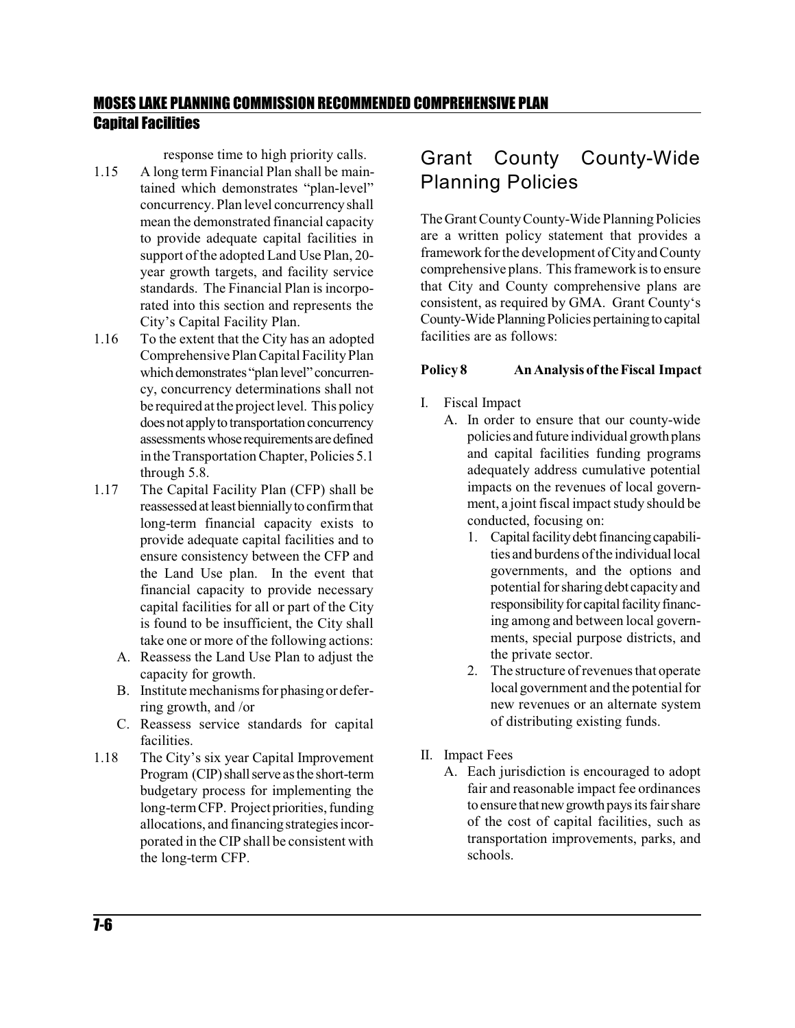response time to high priority calls.

1.15 A long term Financial Plan shall be maintained which demonstrates "plan-level" concurrency. Plan level concurrency shall mean the demonstrated financial capacity to provide adequate capital facilities in support of the adopted Land Use Plan, 20-year growth targets, and facility service standards. The Financial Plan is incorporated into this section and represents the City's Capital Facility Plan.

1.16 To the extent that the City has an adopted Comprehensive Plan Capital Facility Plan which demonstrates "plan level" concurrency, concurrency determinations shall not be required at the project level. This policy does not apply to transportation concurrency assessments whose requirements are defined in the Transportation Chapter, Policies 5.1 through 5.8.

1.17 The Capital Facility Plan (CFP) shall be reassessed at least biennially to confirm that long-term financial capacity exists to provide adequate capital facilities and to ensure consistency between the CFP and the Land Use plan. In the event that financial capacity to provide necessary capital facilities for all or part of the City is found to be insufficient, the City shall take one or more of the following actions:

   A. Reassess the Land Use Plan to adjust the capacity for growth.
   B. Institute mechanisms for phasing or deferring growth, and /or
   C. Reassess service standards for capital facilities.

1.18 The City's six year Capital Improvement Program (CIP) shall serve as the short-term budgetary process for implementing the long-term CFP. Project priorities, funding allocations, and financing strategies incorporated in the CIP shall be consistent with the long-term CFP.

## Grant County County-Wide Planning Policies

The Grant County County-Wide Planning Policies are a written policy statement that provides a framework for the development of City and County comprehensive plans. This framework is to ensure that City and County comprehensive plans are consistent, as required by GMA. Grant County's County-Wide Planning Policies pertaining to capital facilities are as follows:

**Policy 8 An Analysis of the Fiscal Impact**

I. Fiscal Impact
   A. In order to ensure that our county-wide policies and future individual growth plans and capital facilities funding programs adequately address cumulative potential impacts on the revenues of local government, a joint fiscal impact study should be conducted, focusing on:
      1. Capital facility debt financing capabilities and burdens of the individual local governments, and the options and potential for sharing debt capacity and responsibility for capital facility financing among and between local governments, special purpose districts, and the private sector.
      2. The structure of revenues that operate local government and the potential for new revenues or an alternate system of distributing existing funds.

II. Impact Fees
   A. Each jurisdiction is encouraged to adopt fair and reasonable impact fee ordinances to ensure that new growth pays its fair share of the cost of capital facilities, such as transportation improvements, parks, and schools.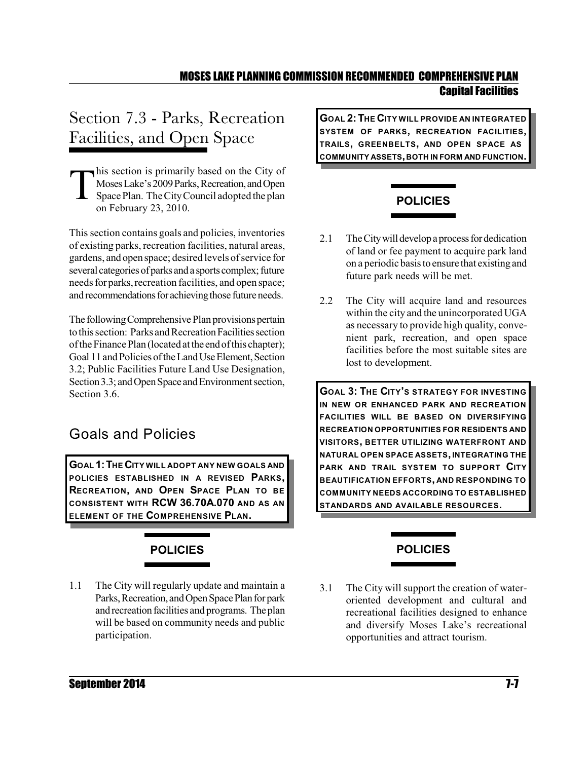# Section 7.3 - Parks, Recreation Facilities, and Open Space

This section is primarily based on the City of Moses Lake's 2009 Parks, Recreation, and Open Space Plan. The City Council adopted the plan on February 23, 2010.

This section contains goals and policies, inventories of existing parks, recreation facilities, natural areas, gardens, and open space; desired levels of service for several categories of parks and a sports complex; future needs for parks, recreation facilities, and open space; and recommendations for achieving those future needs.

The following Comprehensive Plan provisions pertain to this section: Parks and Recreation Facilities section of the Finance Plan (located at the end of this chapter); Goal 11 and Policies of the Land Use Element, Section 3.2; Public Facilities Future Land Use Designation, Section 3.3; and Open Space and Environment section, Section 3.6.

## Goals and Policies

**GOAL 1: THE CITY WILL ADOPT ANY NEW GOALS AND POLICIES ESTABLISHED IN A REVISED PARKS, RECREATION, AND OPEN SPACE PLAN TO BE CONSISTENT WITH RCW 36.70A.070 AND AS AN ELEMENT OF THE COMPREHENSIVE PLAN.**

### POLICIES

1.1 The City will regularly update and maintain a Parks, Recreation, and Open Space Plan for park and recreation facilities and programs. The plan will be based on community needs and public participation.

**GOAL 2: THE CITY WILL PROVIDE AN INTEGRATED SYSTEM OF PARKS, RECREATION FACILITIES, TRAILS, GREENBELTS, AND OPEN SPACE AS COMMUNITY ASSETS, BOTH IN FORM AND FUNCTION.**

### POLICIES

2.1 The City will develop a process for dedication of land or fee payment to acquire park land on a periodic basis to ensure that existing and future park needs will be met.

2.2 The City will acquire land and resources within the city and the unincorporated UGA as necessary to provide high quality, convenient park, recreation, and open space facilities before the most suitable sites are lost to development.

**GOAL 3: THE CITY'S STRATEGY FOR INVESTING IN NEW OR ENHANCED PARK AND RECREATION FACILITIES WILL BE BASED ON DIVERSIFYING RECREATION OPPORTUNITIES FOR RESIDENTS AND VISITORS, BETTER UTILIZING WATERFRONT AND NATURAL OPEN SPACE ASSETS, INTEGRATING THE PARK AND TRAIL SYSTEM TO SUPPORT CITY BEAUTIFICATION EFFORTS, AND RESPONDING TO COMMUNITY NEEDS ACCORDING TO ESTABLISHED STANDARDS AND AVAILABLE RESOURCES.**

### POLICIES

3.1 The City will support the creation of water-oriented development and cultural and recreational facilities designed to enhance and diversify Moses Lake's recreational opportunities and attract tourism.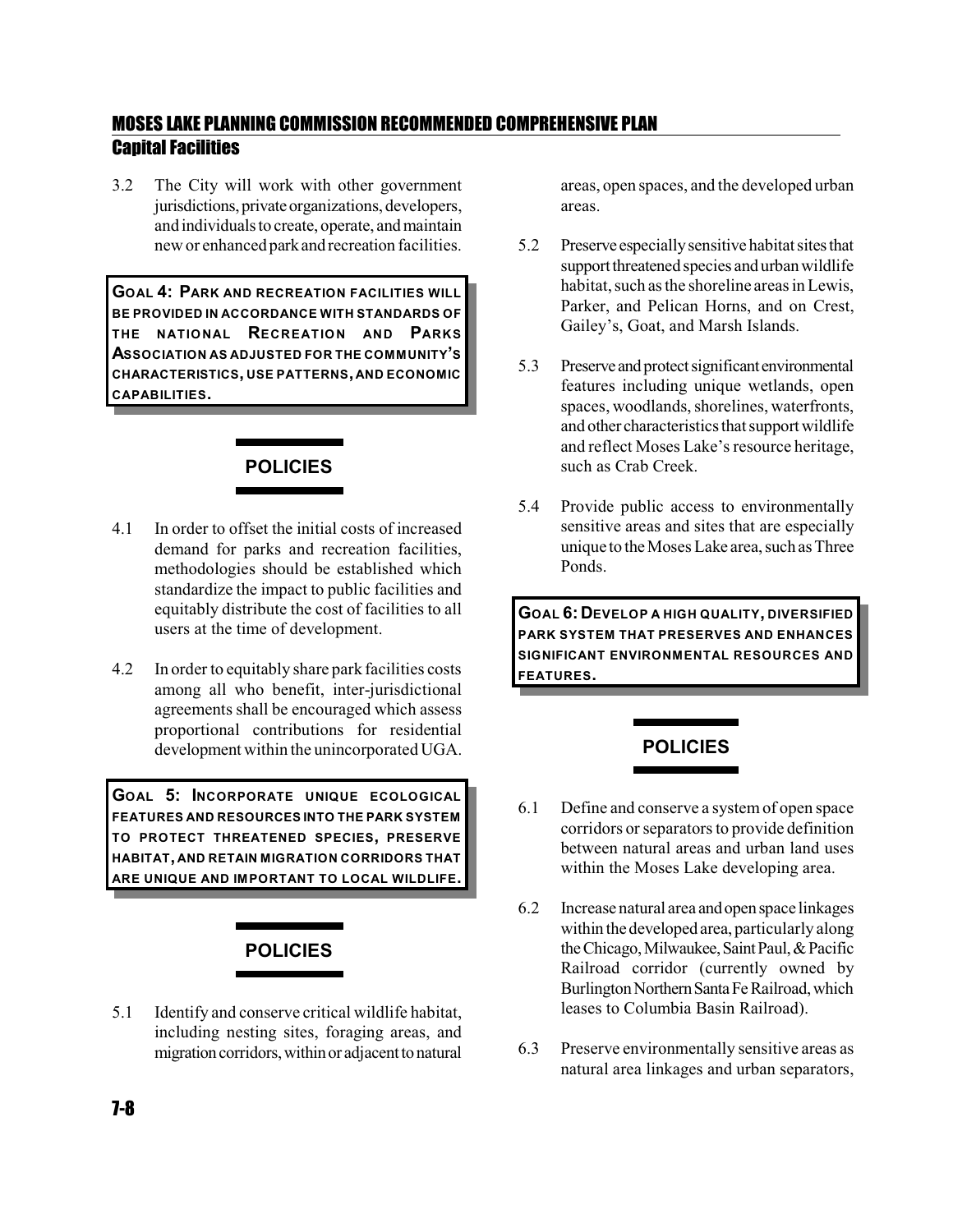3.2 The City will work with other government jurisdictions, private organizations, developers, and individuals to create, operate, and maintain new or enhanced park and recreation facilities.

**GOAL 4: PARK AND RECREATION FACILITIES WILL BE PROVIDED IN ACCORDANCE WITH STANDARDS OF THE NATIONAL RECREATION AND PARKS ASSOCIATION AS ADJUSTED FOR THE COMMUNITY'S CHARACTERISTICS, USE PATTERNS, AND ECONOMIC CAPABILITIES.**

### POLICIES

4.1 In order to offset the initial costs of increased demand for parks and recreation facilities, methodologies should be established which standardize the impact to public facilities and equitably distribute the cost of facilities to all users at the time of development.

4.2 In order to equitably share park facilities costs among all who benefit, inter-jurisdictional agreements shall be encouraged which assess proportional contributions for residential development within the unincorporated UGA.

**GOAL 5: INCORPORATE UNIQUE ECOLOGICAL FEATURES AND RESOURCES INTO THE PARK SYSTEM TO PROTECT THREATENED SPECIES, PRESERVE HABITAT, AND RETAIN MIGRATION CORRIDORS THAT ARE UNIQUE AND IMPORTANT TO LOCAL WILDLIFE.**

### POLICIES

5.1 Identify and conserve critical wildlife habitat, including nesting sites, foraging areas, and migration corridors, within or adjacent to natural areas, open spaces, and the developed urban areas.

5.2 Preserve especially sensitive habitat sites that support threatened species and urban wildlife habitat, such as the shoreline areas in Lewis, Parker, and Pelican Horns, and on Crest, Gailey's, Goat, and Marsh Islands.

5.3 Preserve and protect significant environmental features including unique wetlands, open spaces, woodlands, shorelines, waterfronts, and other characteristics that support wildlife and reflect Moses Lake's resource heritage, such as Crab Creek.

5.4 Provide public access to environmentally sensitive areas and sites that are especially unique to the Moses Lake area, such as Three Ponds.

**GOAL 6: DEVELOP A HIGH QUALITY, DIVERSIFIED PARK SYSTEM THAT PRESERVES AND ENHANCES SIGNIFICANT ENVIRONMENTAL RESOURCES AND FEATURES.**

### POLICIES

6.1 Define and conserve a system of open space corridors or separators to provide definition between natural areas and urban land uses within the Moses Lake developing area.

6.2 Increase natural area and open space linkages within the developed area, particularly along the Chicago, Milwaukee, Saint Paul, & Pacific Railroad corridor (currently owned by Burlington Northern Santa Fe Railroad, which leases to Columbia Basin Railroad).

6.3 Preserve environmentally sensitive areas as natural area linkages and urban separators,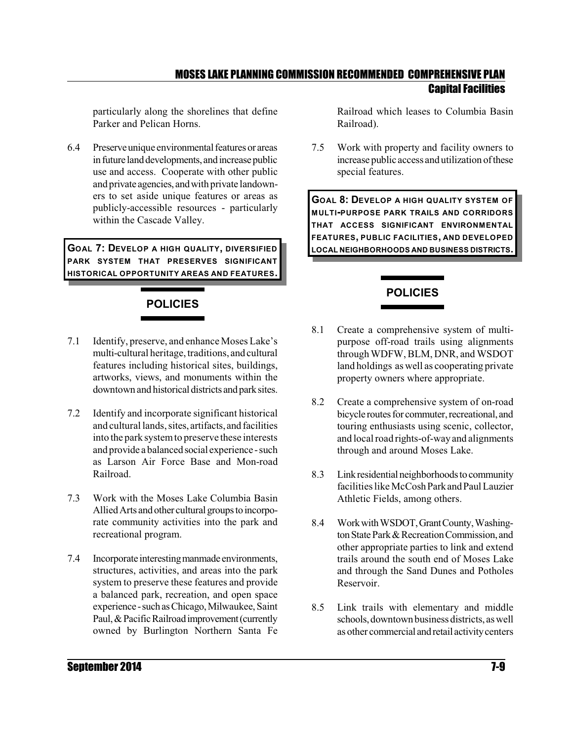particularly along the shorelines that define Parker and Pelican Horns.

6.4 Preserve unique environmental features or areas in future land developments, and increase public use and access. Cooperate with other public and private agencies, and with private landowners to set aside unique features or areas as publicly-accessible resources - particularly within the Cascade Valley.

**GOAL 7: DEVELOP A HIGH QUALITY, DIVERSIFIED PARK SYSTEM THAT PRESERVES SIGNIFICANT HISTORICAL OPPORTUNITY AREAS AND FEATURES.**

## POLICIES

7.1 Identify, preserve, and enhance Moses Lake's multi-cultural heritage, traditions, and cultural features including historical sites, buildings, artworks, views, and monuments within the downtown and historical districts and park sites.

7.2 Identify and incorporate significant historical and cultural lands, sites, artifacts, and facilities into the park system to preserve these interests and provide a balanced social experience - such as Larson Air Force Base and Mon-road Railroad.

7.3 Work with the Moses Lake Columbia Basin Allied Arts and other cultural groups to incorporate community activities into the park and recreational program.

7.4 Incorporate interesting manmade environments, structures, activities, and areas into the park system to preserve these features and provide a balanced park, recreation, and open space experience - such as Chicago, Milwaukee, Saint Paul, & Pacific Railroad improvement (currently owned by Burlington Northern Santa Fe Railroad which leases to Columbia Basin Railroad).

7.5 Work with property and facility owners to increase public access and utilization of these special features.

**GOAL 8: DEVELOP A HIGH QUALITY SYSTEM OF MULTI-PURPOSE PARK TRAILS AND CORRIDORS THAT ACCESS SIGNIFICANT ENVIRONMENTAL FEATURES, PUBLIC FACILITIES, AND DEVELOPED LOCAL NEIGHBORHOODS AND BUSINESS DISTRICTS.**

## POLICIES

8.1 Create a comprehensive system of multi-purpose off-road trails using alignments through WDFW, BLM, DNR, and WSDOT land holdings as well as cooperating private property owners where appropriate.

8.2 Create a comprehensive system of on-road bicycle routes for commuter, recreational, and touring enthusiasts using scenic, collector, and local road rights-of-way and alignments through and around Moses Lake.

8.3 Link residential neighborhoods to community facilities like McCosh Park and Paul Lauzier Athletic Fields, among others.

8.4 Work with WSDOT, Grant County, Washington State Park & Recreation Commission, and other appropriate parties to link and extend trails around the south end of Moses Lake and through the Sand Dunes and Potholes Reservoir.

8.5 Link trails with elementary and middle schools, downtown business districts, as well as other commercial and retail activity centers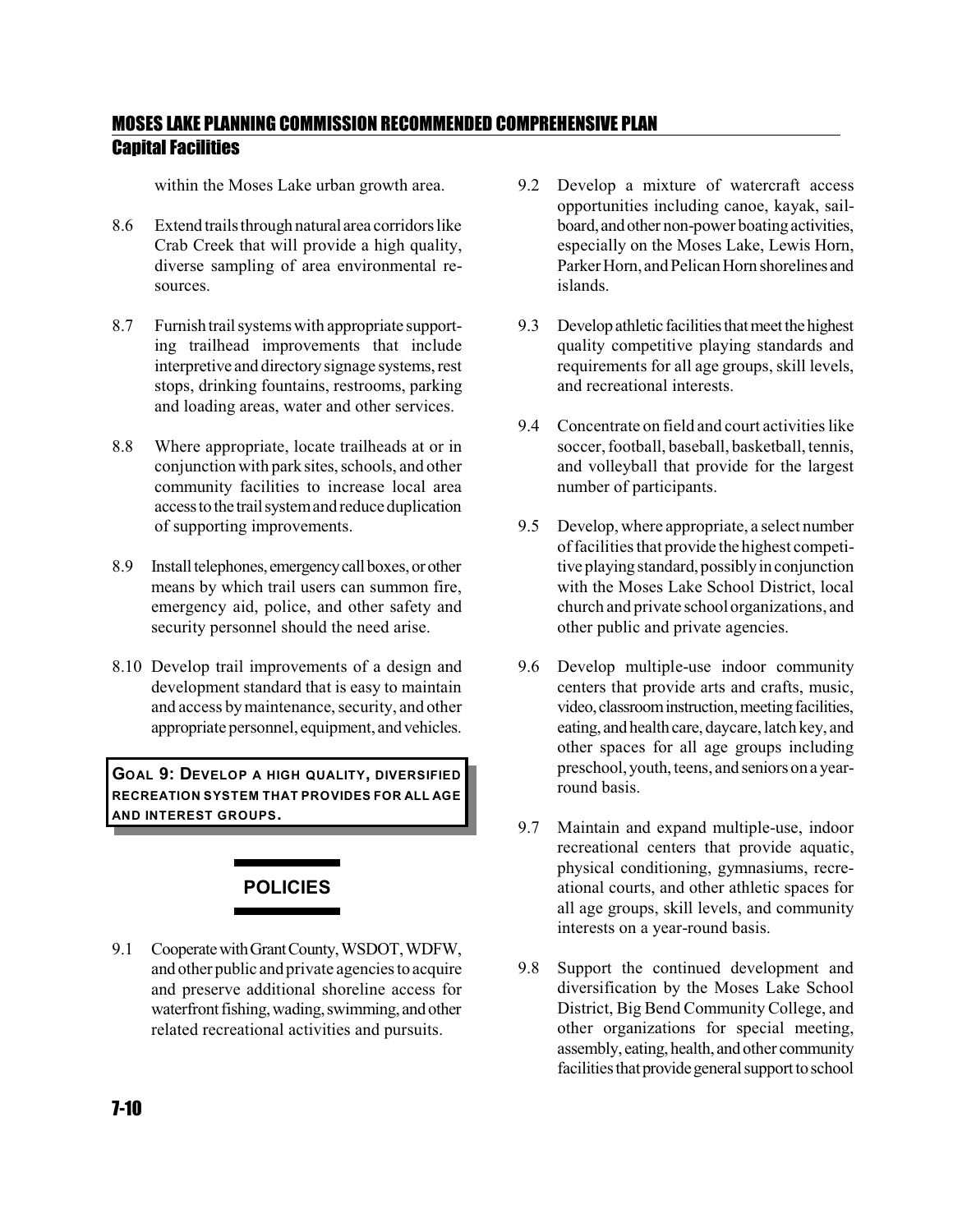within the Moses Lake urban growth area.

8.6 Extend trails through natural area corridors like Crab Creek that will provide a high quality, diverse sampling of area environmental resources.

8.7 Furnish trail systems with appropriate supporting trailhead improvements that include interpretive and directory signage systems, rest stops, drinking fountains, restrooms, parking and loading areas, water and other services.

8.8 Where appropriate, locate trailheads at or in conjunction with park sites, schools, and other community facilities to increase local area access to the trail system and reduce duplication of supporting improvements.

8.9 Install telephones, emergency call boxes, or other means by which trail users can summon fire, emergency aid, police, and other safety and security personnel should the need arise.

8.10 Develop trail improvements of a design and development standard that is easy to maintain and access by maintenance, security, and other appropriate personnel, equipment, and vehicles.

**GOAL 9: DEVELOP A HIGH QUALITY, DIVERSIFIED RECREATION SYSTEM THAT PROVIDES FOR ALL AGE AND INTEREST GROUPS.**

## POLICIES

9.1 Cooperate with Grant County, WSDOT, WDFW, and other public and private agencies to acquire and preserve additional shoreline access for waterfront fishing, wading, swimming, and other related recreational activities and pursuits.

9.2 Develop a mixture of watercraft access opportunities including canoe, kayak, sailboard, and other non-power boating activities, especially on the Moses Lake, Lewis Horn, Parker Horn, and Pelican Horn shorelines and islands.

9.3 Develop athletic facilities that meet the highest quality competitive playing standards and requirements for all age groups, skill levels, and recreational interests.

9.4 Concentrate on field and court activities like soccer, football, baseball, basketball, tennis, and volleyball that provide for the largest number of participants.

9.5 Develop, where appropriate, a select number of facilities that provide the highest competitive playing standard, possibly in conjunction with the Moses Lake School District, local church and private school organizations, and other public and private agencies.

9.6 Develop multiple-use indoor community centers that provide arts and crafts, music, video, classroom instruction, meeting facilities, eating, and health care, daycare, latch key, and other spaces for all age groups including preschool, youth, teens, and seniors on a year-round basis.

9.7 Maintain and expand multiple-use, indoor recreational centers that provide aquatic, physical conditioning, gymnasiums, recreational courts, and other athletic spaces for all age groups, skill levels, and community interests on a year-round basis.

9.8 Support the continued development and diversification by the Moses Lake School District, Big Bend Community College, and other organizations for special meeting, assembly, eating, health, and other community facilities that provide general support to school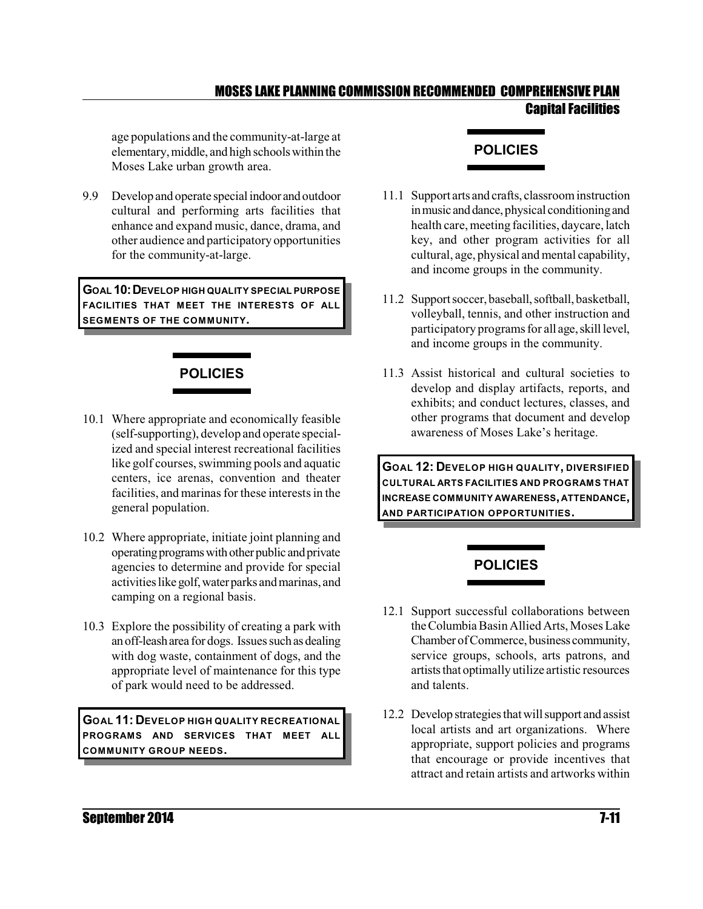age populations and the community-at-large at elementary, middle, and high schools within the Moses Lake urban growth area.

9.9 Develop and operate special indoor and outdoor cultural and performing arts facilities that enhance and expand music, dance, drama, and other audience and participatory opportunities for the community-at-large.

**GOAL 10: DEVELOP HIGH QUALITY SPECIAL PURPOSE FACILITIES THAT MEET THE INTERESTS OF ALL SEGMENTS OF THE COMMUNITY.**

## POLICIES

10.1 Where appropriate and economically feasible (self-supporting), develop and operate specialized and special interest recreational facilities like golf courses, swimming pools and aquatic centers, ice arenas, convention and theater facilities, and marinas for these interests in the general population.

10.2 Where appropriate, initiate joint planning and operating programs with other public and private agencies to determine and provide for special activities like golf, water parks and marinas, and camping on a regional basis.

10.3 Explore the possibility of creating a park with an off-leash area for dogs. Issues such as dealing with dog waste, containment of dogs, and the appropriate level of maintenance for this type of park would need to be addressed.

**GOAL 11: DEVELOP HIGH QUALITY RECREATIONAL PROGRAMS AND SERVICES THAT MEET ALL COMMUNITY GROUP NEEDS.**

## POLICIES

11.1 Support arts and crafts, classroom instruction in music and dance, physical conditioning and health care, meeting facilities, daycare, latch key, and other program activities for all cultural, age, physical and mental capability, and income groups in the community.

11.2 Support soccer, baseball, softball, basketball, volleyball, tennis, and other instruction and participatory programs for all age, skill level, and income groups in the community.

11.3 Assist historical and cultural societies to develop and display artifacts, reports, and exhibits; and conduct lectures, classes, and other programs that document and develop awareness of Moses Lake's heritage.

**GOAL 12: DEVELOP HIGH QUALITY, DIVERSIFIED CULTURAL ARTS FACILITIES AND PROGRAMS THAT INCREASE COMMUNITY AWARENESS, ATTENDANCE, AND PARTICIPATION OPPORTUNITIES.**

## POLICIES

12.1 Support successful collaborations between the Columbia Basin Allied Arts, Moses Lake Chamber of Commerce, business community, service groups, schools, arts patrons, and artists that optimally utilize artistic resources and talents.

12.2 Develop strategies that will support and assist local artists and art organizations. Where appropriate, support policies and programs that encourage or provide incentives that attract and retain artists and artworks within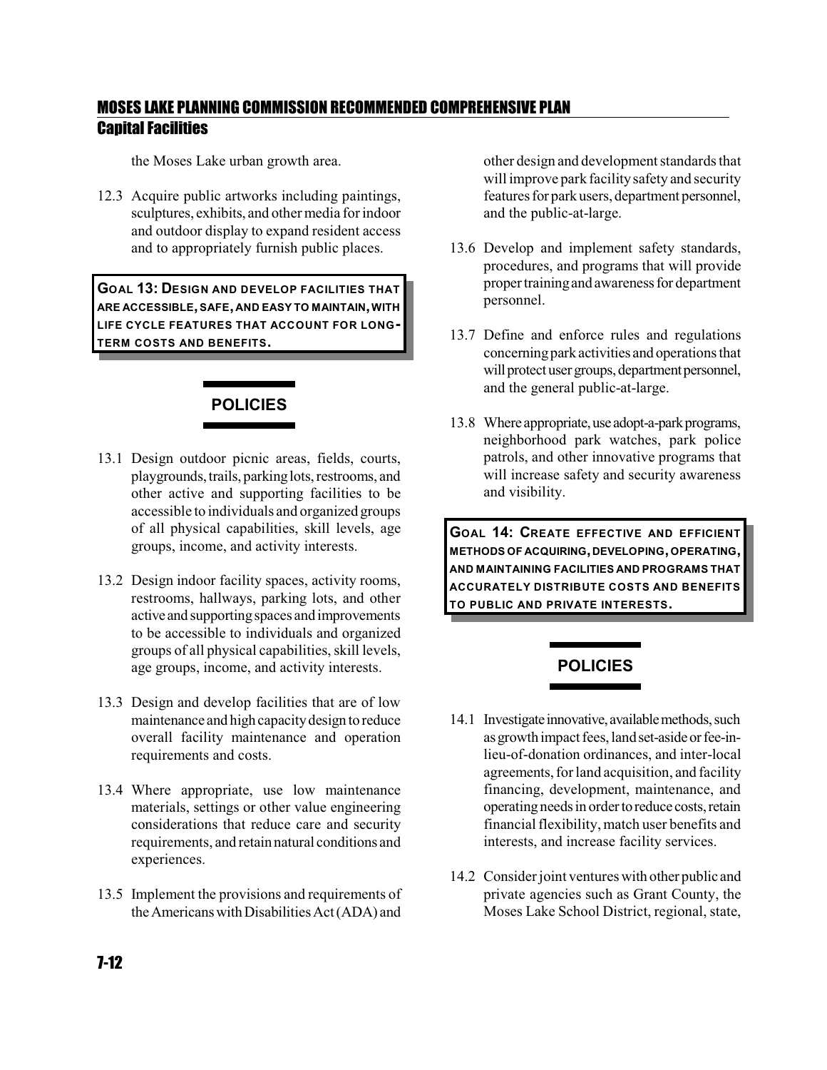the Moses Lake urban growth area.

12.3 Acquire public artworks including paintings, sculptures, exhibits, and other media for indoor and outdoor display to expand resident access and to appropriately furnish public places.

**GOAL 13: DESIGN AND DEVELOP FACILITIES THAT ARE ACCESSIBLE, SAFE, AND EASY TO MAINTAIN, WITH LIFE CYCLE FEATURES THAT ACCOUNT FOR LONG-TERM COSTS AND BENEFITS.**

## POLICIES

13.1 Design outdoor picnic areas, fields, courts, playgrounds, trails, parking lots, restrooms, and other active and supporting facilities to be accessible to individuals and organized groups of all physical capabilities, skill levels, age groups, income, and activity interests.

13.2 Design indoor facility spaces, activity rooms, restrooms, hallways, parking lots, and other active and supporting spaces and improvements to be accessible to individuals and organized groups of all physical capabilities, skill levels, age groups, income, and activity interests.

13.3 Design and develop facilities that are of low maintenance and high capacity design to reduce overall facility maintenance and operation requirements and costs.

13.4 Where appropriate, use low maintenance materials, settings or other value engineering considerations that reduce care and security requirements, and retain natural conditions and experiences.

13.5 Implement the provisions and requirements of the Americans with Disabilities Act (ADA) and other design and development standards that will improve park facility safety and security features for park users, department personnel, and the public-at-large.

13.6 Develop and implement safety standards, procedures, and programs that will provide proper training and awareness for department personnel.

13.7 Define and enforce rules and regulations concerning park activities and operations that will protect user groups, department personnel, and the general public-at-large.

13.8 Where appropriate, use adopt-a-park programs, neighborhood park watches, park police patrols, and other innovative programs that will increase safety and security awareness and visibility.

**GOAL 14: CREATE EFFECTIVE AND EFFICIENT METHODS OF ACQUIRING, DEVELOPING, OPERATING, AND MAINTAINING FACILITIES AND PROGRAMS THAT ACCURATELY DISTRIBUTE COSTS AND BENEFITS TO PUBLIC AND PRIVATE INTERESTS.**

## POLICIES

14.1 Investigate innovative, available methods, such as growth impact fees, land set-aside or fee-in-lieu-of-donation ordinances, and inter-local agreements, for land acquisition, and facility financing, development, maintenance, and operating needs in order to reduce costs, retain financial flexibility, match user benefits and interests, and increase facility services.

14.2 Consider joint ventures with other public and private agencies such as Grant County, the Moses Lake School District, regional, state,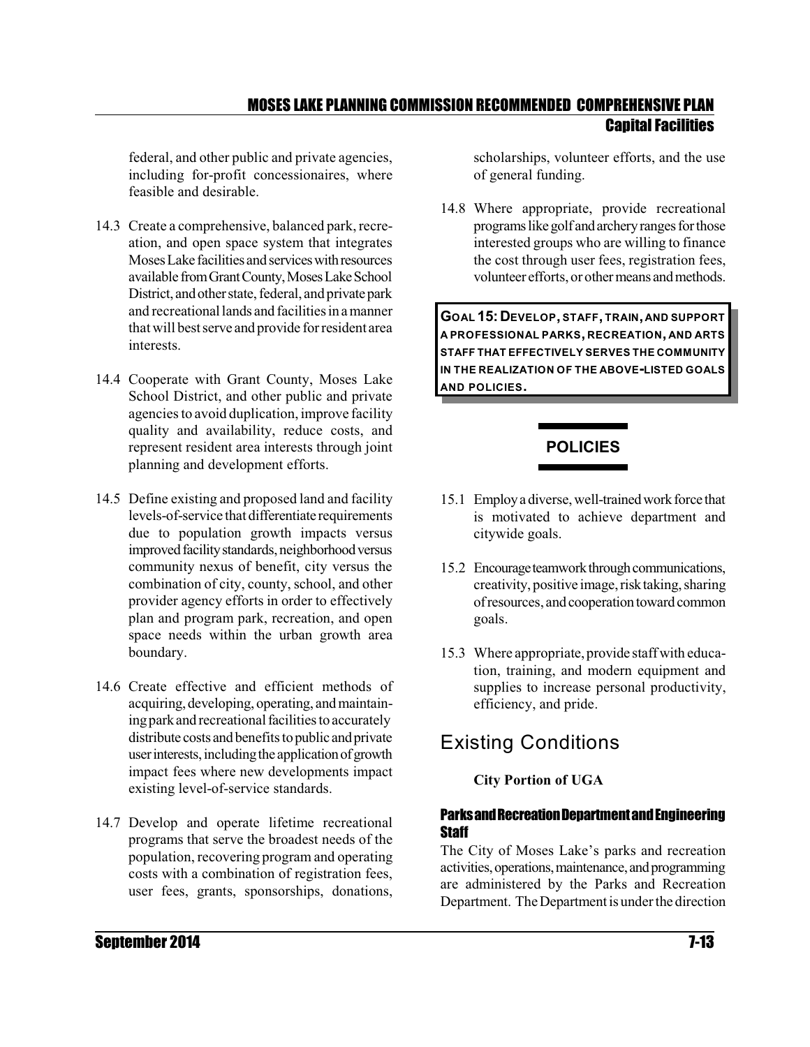federal, and other public and private agencies, including for-profit concessionaires, where feasible and desirable.

14.3 Create a comprehensive, balanced park, recreation, and open space system that integrates Moses Lake facilities and services with resources available from Grant County, Moses Lake School District, and other state, federal, and private park and recreational lands and facilities in a manner that will best serve and provide for resident area interests.

14.4 Cooperate with Grant County, Moses Lake School District, and other public and private agencies to avoid duplication, improve facility quality and availability, reduce costs, and represent resident area interests through joint planning and development efforts.

14.5 Define existing and proposed land and facility levels-of-service that differentiate requirements due to population growth impacts versus improved facility standards, neighborhood versus community nexus of benefit, city versus the combination of city, county, school, and other provider agency efforts in order to effectively plan and program park, recreation, and open space needs within the urban growth area boundary.

14.6 Create effective and efficient methods of acquiring, developing, operating, and maintaining park and recreational facilities to accurately distribute costs and benefits to public and private user interests, including the application of growth impact fees where new developments impact existing level-of-service standards.

14.7 Develop and operate lifetime recreational programs that serve the broadest needs of the population, recovering program and operating costs with a combination of registration fees, user fees, grants, sponsorships, donations, scholarships, volunteer efforts, and the use of general funding.

14.8 Where appropriate, provide recreational programs like golf and archery ranges for those interested groups who are willing to finance the cost through user fees, registration fees, volunteer efforts, or other means and methods.

**GOAL 15: DEVELOP, STAFF, TRAIN, AND SUPPORT A PROFESSIONAL PARKS, RECREATION, AND ARTS STAFF THAT EFFECTIVELY SERVES THE COMMUNITY IN THE REALIZATION OF THE ABOVE-LISTED GOALS AND POLICIES.**

### POLICIES

15.1 Employ a diverse, well-trained work force that is motivated to achieve department and citywide goals.

15.2 Encourage teamwork through communications, creativity, positive image, risk taking, sharing of resources, and cooperation toward common goals.

15.3 Where appropriate, provide staff with education, training, and modern equipment and supplies to increase personal productivity, efficiency, and pride.

## Existing Conditions

**City Portion of UGA**

### Parks and Recreation Department and Engineering Staff

The City of Moses Lake's parks and recreation activities, operations, maintenance, and programming are administered by the Parks and Recreation Department. The Department is under the direction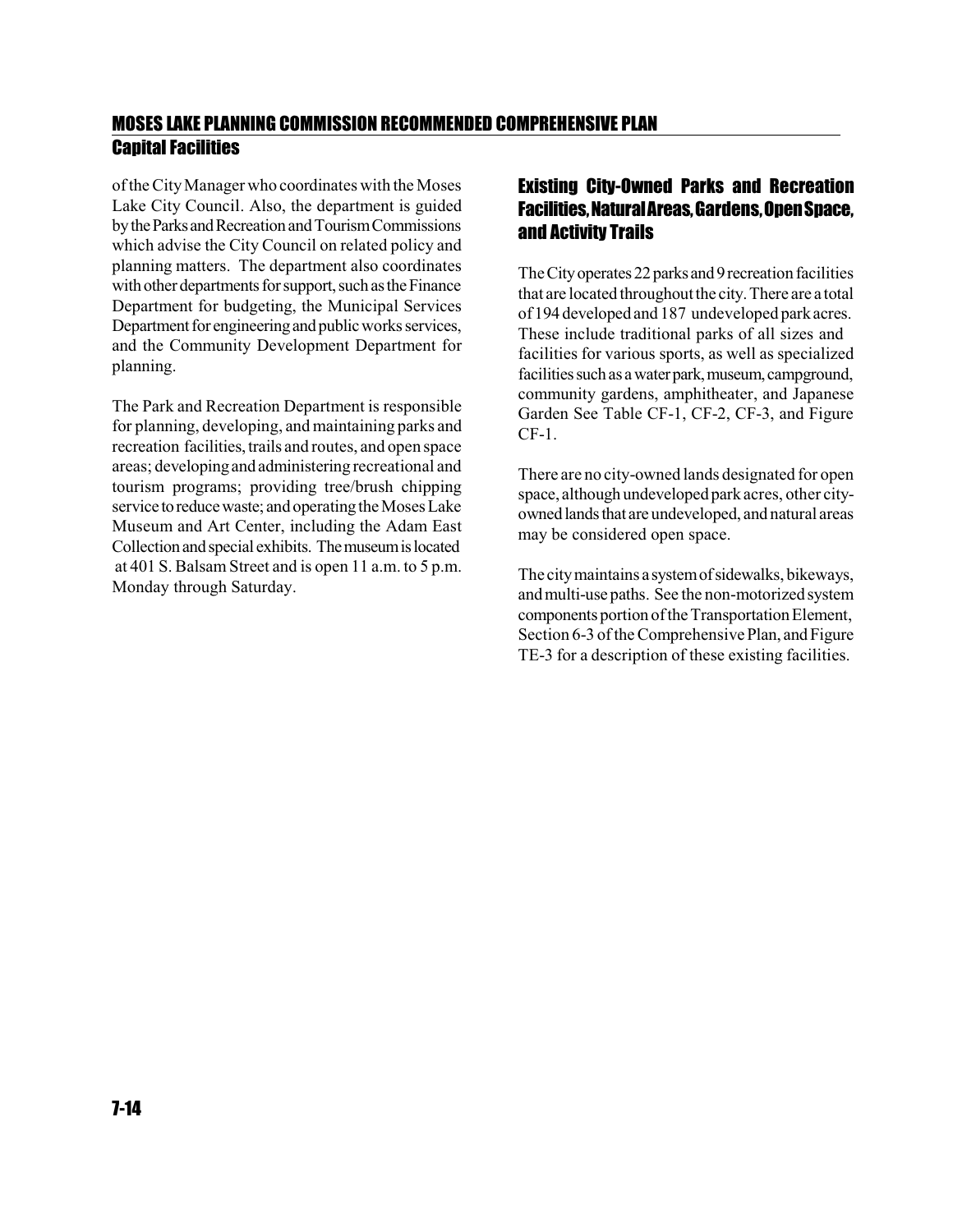of the City Manager who coordinates with the Moses Lake City Council. Also, the department is guided by the Parks and Recreation and Tourism Commissions which advise the City Council on related policy and planning matters. The department also coordinates with other departments for support, such as the Finance Department for budgeting, the Municipal Services Department for engineering and public works services, and the Community Development Department for planning.

The Park and Recreation Department is responsible for planning, developing, and maintaining parks and recreation facilities, trails and routes, and open space areas; developing and administering recreational and tourism programs; providing tree/brush chipping service to reduce waste; and operating the Moses Lake Museum and Art Center, including the Adam East Collection and special exhibits. The museum is located at 401 S. Balsam Street and is open 11 a.m. to 5 p.m. Monday through Saturday.

### Existing City-Owned Parks and Recreation Facilities, Natural Areas, Gardens, Open Space, and Activity Trails

The City operates 22 parks and 9 recreation facilities that are located throughout the city. There are a total of 194 developed and 187 undeveloped park acres. These include traditional parks of all sizes and facilities for various sports, as well as specialized facilities such as a water park, museum, campground, community gardens, amphitheater, and Japanese Garden See Table CF-1, CF-2, CF-3, and Figure CF-1.

There are no city-owned lands designated for open space, although undeveloped park acres, other city-owned lands that are undeveloped, and natural areas may be considered open space.

The city maintains a system of sidewalks, bikeways, and multi-use paths. See the non-motorized system components portion of the Transportation Element, Section 6-3 of the Comprehensive Plan, and Figure TE-3 for a description of these existing facilities.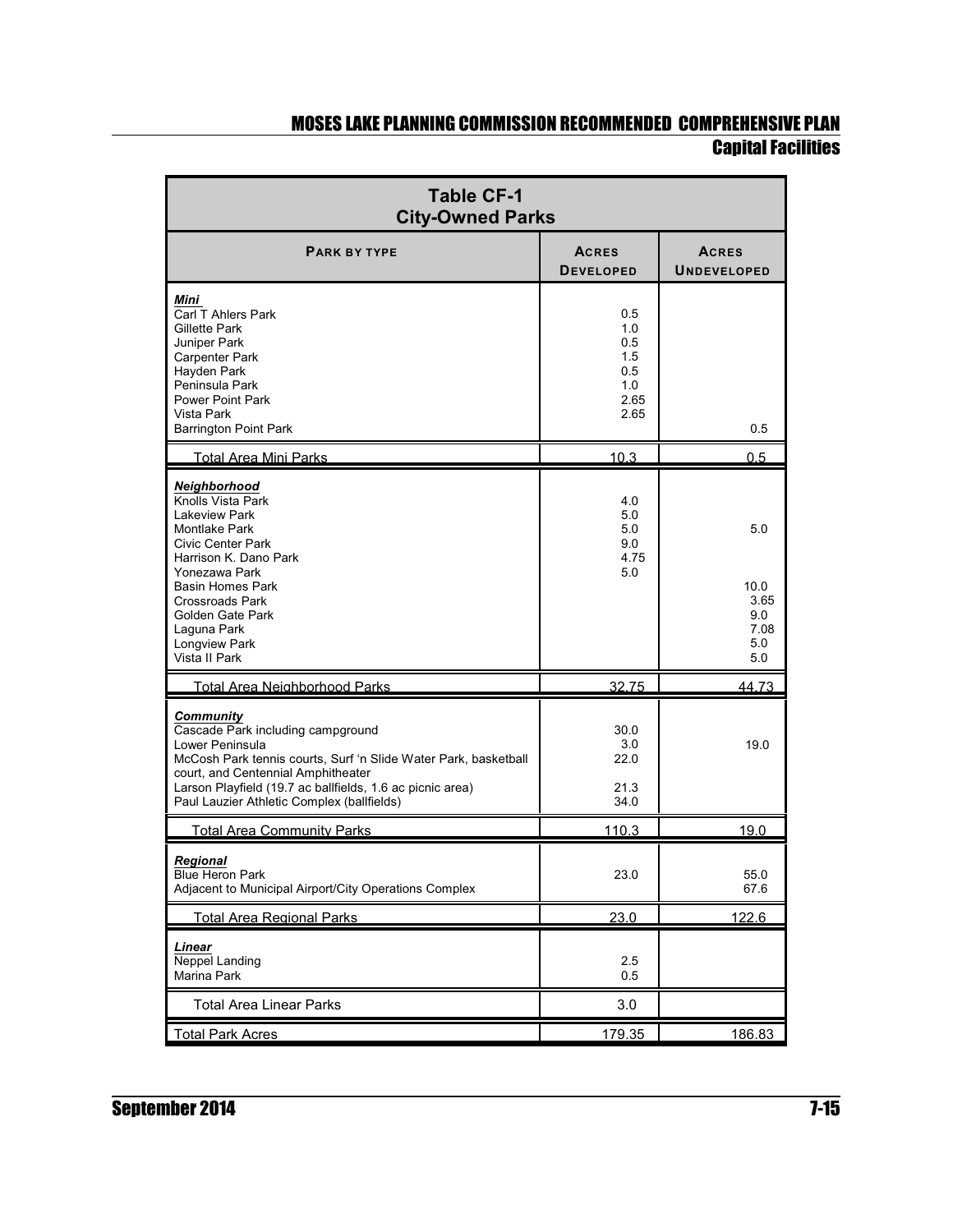| Table CF-1<br>City-Owned Parks | | |
|---|---|---|
| **PARK BY TYPE** | **ACRES DEVELOPED** | **ACRES UNDEVELOPED** |
| ***Mini*** | | |
| Carl T Ahlers Park | 0.5 | |
| Gillette Park | 1.0 | |
| Juniper Park | 0.5 | |
| Carpenter Park | 1.5 | |
| Hayden Park | 0.5 | |
| Peninsula Park | 1.0 | |
| Power Point Park | 2.65 | |
| Vista Park | 2.65 | |
| Barrington Point Park | | 0.5 |
| Total Area Mini Parks | 10.3 | 0.5 |
| ***Neighborhood*** | | |
| Knolls Vista Park | 4.0 | |
| Lakeview Park | 5.0 | |
| Montlake Park | 5.0 | 5.0 |
| Civic Center Park | 9.0 | |
| Harrison K. Dano Park | 4.75 | |
| Yonezawa Park | 5.0 | |
| Basin Homes Park | | 10.0 |
| Crossroads Park | | 3.65 |
| Golden Gate Park | | 9.0 |
| Laguna Park | | 7.08 |
| Longview Park | | 5.0 |
| Vista II Park | | 5.0 |
| Total Area Neighborhood Parks | 32.75 | 44.73 |
| ***Community*** | | |
| Cascade Park including campground | 30.0 | |
| Lower Peninsula | 3.0 | 19.0 |
| McCosh Park tennis courts, Surf 'n Slide Water Park, basketball court, and Centennial Amphitheater | 22.0 | |
| Larson Playfield (19.7 ac ballfields, 1.6 ac picnic area) | 21.3 | |
| Paul Lauzier Athletic Complex (ballfields) | 34.0 | |
| Total Area Community Parks | 110.3 | 19.0 |
| ***Regional*** | | |
| Blue Heron Park | 23.0 | 55.0 |
| Adjacent to Municipal Airport/City Operations Complex | | 67.6 |
| Total Area Regional Parks | 23.0 | 122.6 |
| ***Linear*** | | |
| Neppel Landing | 2.5 | |
| Marina Park | 0.5 | |
| Total Area Linear Parks | 3.0 | |
| Total Park Acres | 179.35 | 186.83 |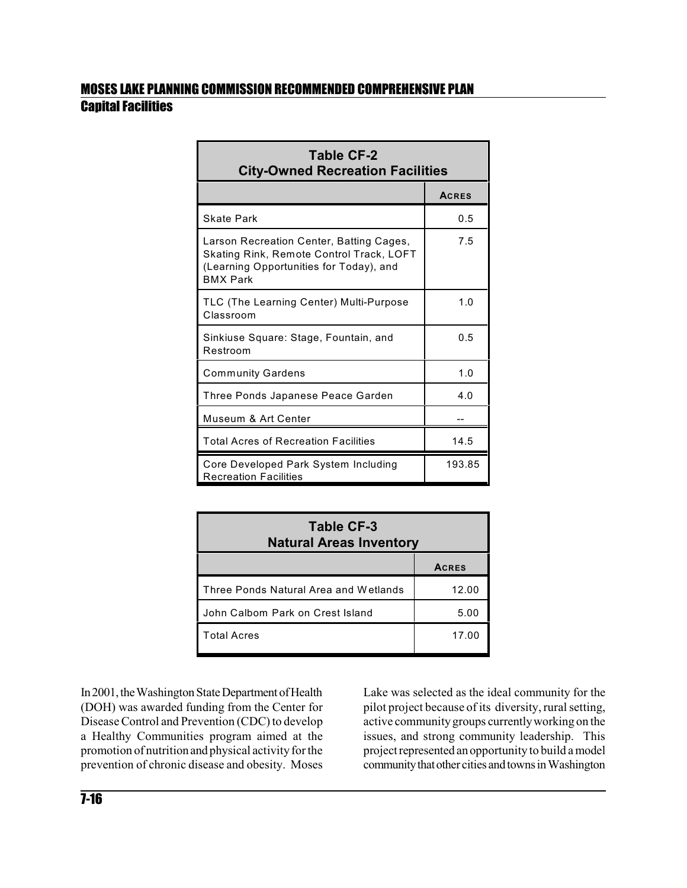**Table CF-2**
**City-Owned Recreation Facilities**

| | ACRES |
|---|---|
| Skate Park | 0.5 |
| Larson Recreation Center, Batting Cages, Skating Rink, Remote Control Track, LOFT (Learning Opportunities for Today), and BMX Park | 7.5 |
| TLC (The Learning Center) Multi-Purpose Classroom | 1.0 |
| Sinkiuse Square: Stage, Fountain, and Restroom | 0.5 |
| Community Gardens | 1.0 |
| Three Ponds Japanese Peace Garden | 4.0 |
| Museum & Art Center | -- |
| Total Acres of Recreation Facilities | 14.5 |
| Core Developed Park System Including Recreation Facilities | 193.85 |

**Table CF-3**
**Natural Areas Inventory**

| | ACRES |
|---|---|
| Three Ponds Natural Area and Wetlands | 12.00 |
| John Calbom Park on Crest Island | 5.00 |
| Total Acres | 17.00 |

In 2001, the Washington State Department of Health (DOH) was awarded funding from the Center for Disease Control and Prevention (CDC) to develop a Healthy Communities program aimed at the promotion of nutrition and physical activity for the prevention of chronic disease and obesity. Moses Lake was selected as the ideal community for the pilot project because of its diversity, rural setting, active community groups currently working on the issues, and strong community leadership. This project represented an opportunity to build a model community that other cities and towns in Washington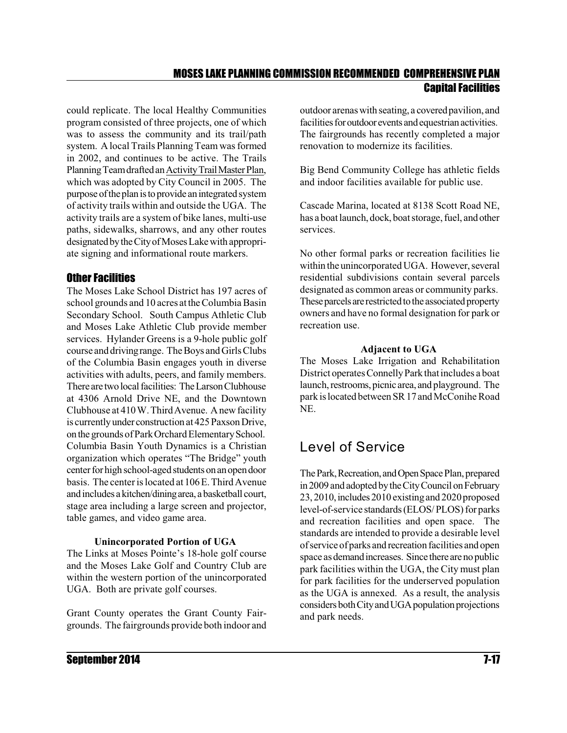could replicate. The local Healthy Communities program consisted of three projects, one of which was to assess the community and its trail/path system. A local Trails Planning Team was formed in 2002, and continues to be active. The Trails Planning Team drafted an Activity Trail Master Plan, which was adopted by City Council in 2005. The purpose of the plan is to provide an integrated system of activity trails within and outside the UGA. The activity trails are a system of bike lanes, multi-use paths, sidewalks, sharrows, and any other routes designated by the City of Moses Lake with appropriate signing and informational route markers.

### Other Facilities

The Moses Lake School District has 197 acres of school grounds and 10 acres at the Columbia Basin Secondary School. South Campus Athletic Club and Moses Lake Athletic Club provide member services. Hylander Greens is a 9-hole public golf course and driving range. The Boys and Girls Clubs of the Columbia Basin engages youth in diverse activities with adults, peers, and family members. There are two local facilities: The Larson Clubhouse at 4306 Arnold Drive NE, and the Downtown Clubhouse at 410 W. Third Avenue. A new facility is currently under construction at 425 Paxson Drive, on the grounds of Park Orchard Elementary School. Columbia Basin Youth Dynamics is a Christian organization which operates "The Bridge" youth center for high school-aged students on an open door basis. The center is located at 106 E. Third Avenue and includes a kitchen/dining area, a basketball court, stage area including a large screen and projector, table games, and video game area.

**Unincorporated Portion of UGA**

The Links at Moses Pointe's 18-hole golf course and the Moses Lake Golf and Country Club are within the western portion of the unincorporated UGA. Both are private golf courses.

Grant County operates the Grant County Fairgrounds. The fairgrounds provide both indoor and outdoor arenas with seating, a covered pavilion, and facilities for outdoor events and equestrian activities. The fairgrounds has recently completed a major renovation to modernize its facilities.

Big Bend Community College has athletic fields and indoor facilities available for public use.

Cascade Marina, located at 8138 Scott Road NE, has a boat launch, dock, boat storage, fuel, and other services.

No other formal parks or recreation facilities lie within the unincorporated UGA. However, several residential subdivisions contain several parcels designated as common areas or community parks. These parcels are restricted to the associated property owners and have no formal designation for park or recreation use.

**Adjacent to UGA**

The Moses Lake Irrigation and Rehabilitation District operates Connelly Park that includes a boat launch, restrooms, picnic area, and playground. The park is located between SR 17 and McConihe Road NE.

## Level of Service

The Park, Recreation, and Open Space Plan, prepared in 2009 and adopted by the City Council on February 23, 2010, includes 2010 existing and 2020 proposed level-of-service standards (ELOS/ PLOS) for parks and recreation facilities and open space. The standards are intended to provide a desirable level of service of parks and recreation facilities and open space as demand increases. Since there are no public park facilities within the UGA, the City must plan for park facilities for the underserved population as the UGA is annexed. As a result, the analysis considers both City and UGA population projections and park needs.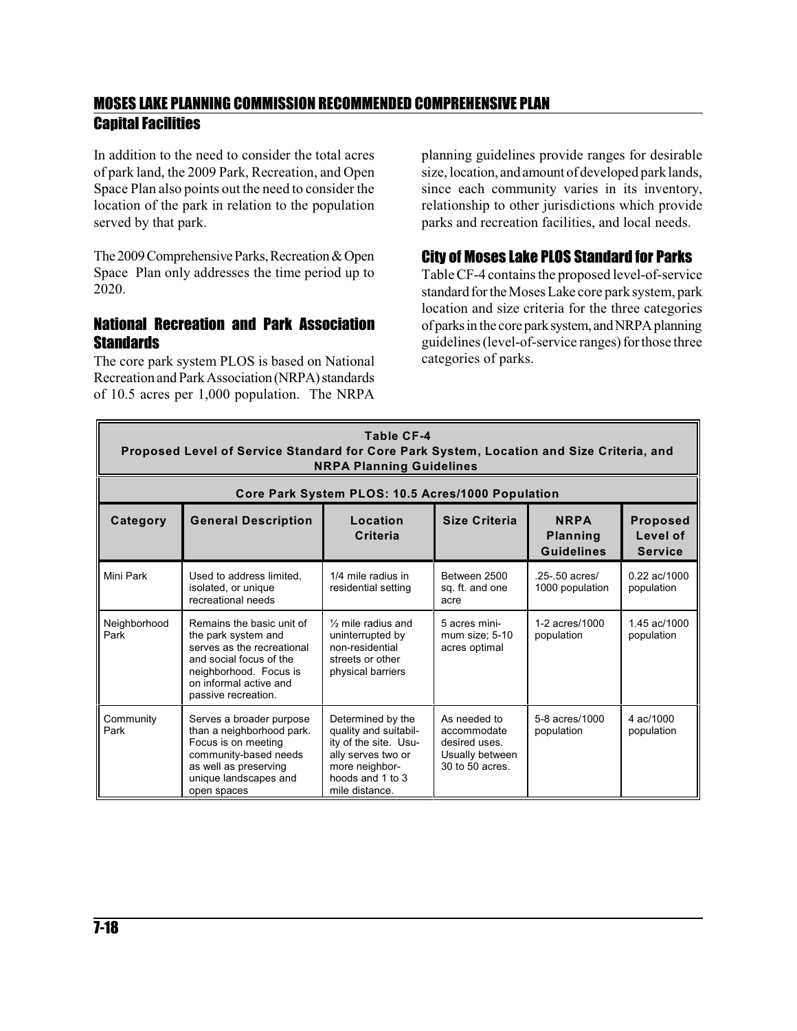In addition to the need to consider the total acres of park land, the 2009 Park, Recreation, and Open Space Plan also points out the need to consider the location of the park in relation to the population served by that park.

The 2009 Comprehensive Parks, Recreation & Open Space Plan only addresses the time period up to 2020.

### National Recreation and Park Association Standards

The core park system PLOS is based on National Recreation and Park Association (NRPA) standards of 10.5 acres per 1,000 population. The NRPA planning guidelines provide ranges for desirable size, location, and amount of developed park lands, since each community varies in its inventory, relationship to other jurisdictions which provide parks and recreation facilities, and local needs.

### City of Moses Lake PLOS Standard for Parks

Table CF-4 contains the proposed level-of-service standard for the Moses Lake core park system, park location and size criteria for the three categories of parks in the core park system, and NRPA planning guidelines (level-of-service ranges) for those three categories of parks.

**Table CF-4**
**Proposed Level of Service Standard for Core Park System, Location and Size Criteria, and NRPA Planning Guidelines**

| Core Park System PLOS: 10.5 Acres/1000 Population | | | | | |
|---|---|---|---|---|---|
| **Category** | **General Description** | **Location Criteria** | **Size Criteria** | **NRPA Planning Guidelines** | **Proposed Level of Service** |
| Mini Park | Used to address limited, isolated, or unique recreational needs | 1/4 mile radius in residential setting | Between 2500 sq. ft. and one acre | .25-.50 acres/ 1000 population | 0.22 ac/1000 population |
| Neighborhood Park | Remains the basic unit of the park system and serves as the recreational and social focus of the neighborhood. Focus is on informal active and passive recreation. | ½ mile radius and uninterrupted by non-residential streets or other physical barriers | 5 acres minimum size; 5-10 acres optimal | 1-2 acres/1000 population | 1.45 ac/1000 population |
| Community Park | Serves a broader purpose than a neighborhood park. Focus is on meeting community-based needs as well as preserving unique landscapes and open spaces | Determined by the quality and suitability of the site. Usually serves two or more neighborhoods and 1 to 3 mile distance. | As needed to accommodate desired uses. Usually between 30 to 50 acres. | 5-8 acres/1000 population | 4 ac/1000 population |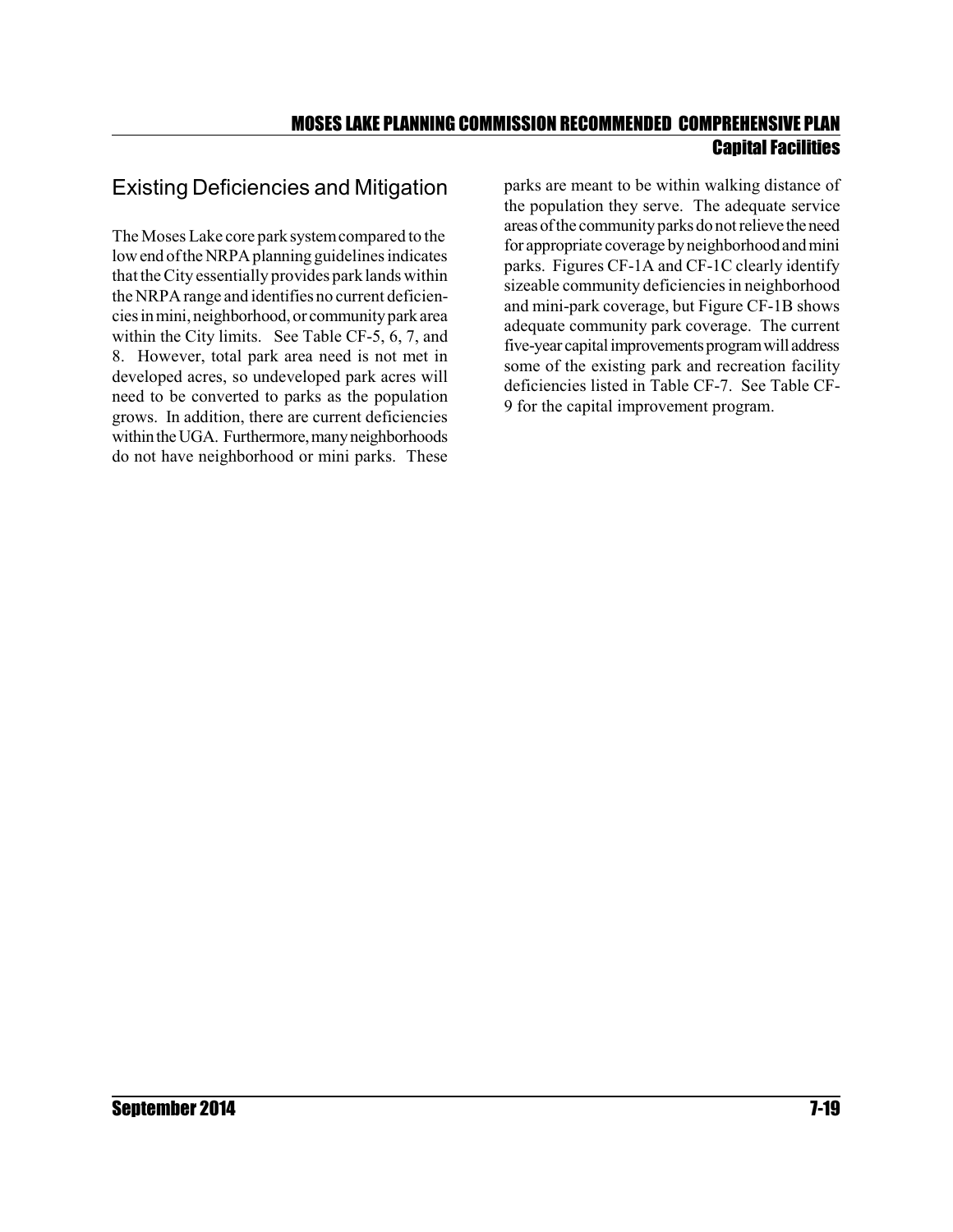## Existing Deficiencies and Mitigation

The Moses Lake core park system compared to the low end of the NRPA planning guidelines indicates that the City essentially provides park lands within the NRPA range and identifies no current deficiencies in mini, neighborhood, or community park area within the City limits. See Table CF-5, 6, 7, and 8. However, total park area need is not met in developed acres, so undeveloped park acres will need to be converted to parks as the population grows. In addition, there are current deficiencies within the UGA. Furthermore, many neighborhoods do not have neighborhood or mini parks. These parks are meant to be within walking distance of the population they serve. The adequate service areas of the community parks do not relieve the need for appropriate coverage by neighborhood and mini parks. Figures CF-1A and CF-1C clearly identify sizeable community deficiencies in neighborhood and mini-park coverage, but Figure CF-1B shows adequate community park coverage. The current five-year capital improvements program will address some of the existing park and recreation facility deficiencies listed in Table CF-7. See Table CF-9 for the capital improvement program.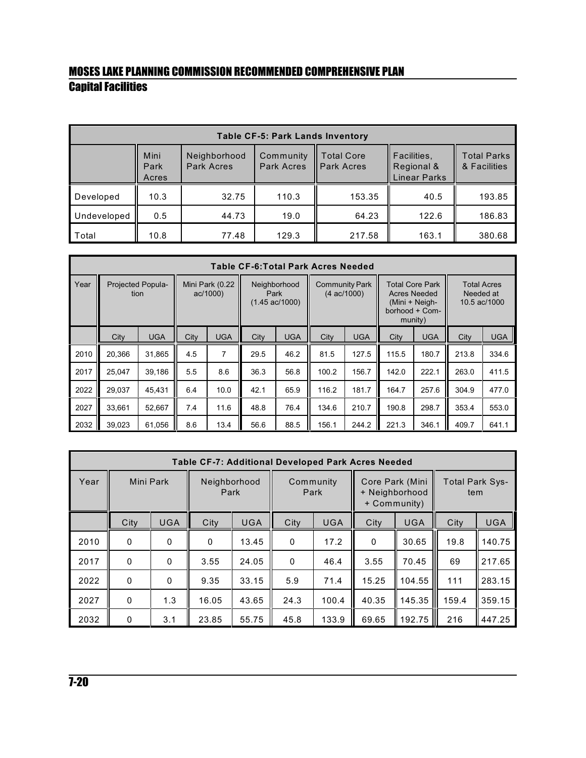| Table CF-5: Park Lands Inventory | | | | | | |
|---|---|---|---|---|---|---|
| | Mini Park Acres | Neighborhood Park Acres | Community Park Acres | Total Core Park Acres | Facilities, Regional & Linear Parks | Total Parks & Facilities |
| Developed | 10.3 | 32.75 | 110.3 | 153.35 | 40.5 | 193.85 |
| Undeveloped | 0.5 | 44.73 | 19.0 | 64.23 | 122.6 | 186.83 |
| Total | 10.8 | 77.48 | 129.3 | 217.58 | 163.1 | 380.68 |

| Table CF-6:Total Park Acres Needed | | | | | | | | | | | | |
|---|---|---|---|---|---|---|---|---|---|---|---|---|
| Year | Projected Population | | Mini Park (0.22 ac/1000) | | Neighborhood Park (1.45 ac/1000) | | Community Park (4 ac/1000) | | Total Core Park Acres Needed (Mini + Neighborhood + Community) | | Total Acres Needed at 10.5 ac/1000 | |
| | City | UGA | City | UGA | City | UGA | City | UGA | City | UGA | City | UGA |
| 2010 | 20,366 | 31,865 | 4.5 | 7 | 29.5 | 46.2 | 81.5 | 127.5 | 115.5 | 180.7 | 213.8 | 334.6 |
| 2017 | 25,047 | 39,186 | 5.5 | 8.6 | 36.3 | 56.8 | 100.2 | 156.7 | 142.0 | 222.1 | 263.0 | 411.5 |
| 2022 | 29,037 | 45,431 | 6.4 | 10.0 | 42.1 | 65.9 | 116.2 | 181.7 | 164.7 | 257.6 | 304.9 | 477.0 |
| 2027 | 33,661 | 52,667 | 7.4 | 11.6 | 48.8 | 76.4 | 134.6 | 210.7 | 190.8 | 298.7 | 353.4 | 553.0 |
| 2032 | 39,023 | 61,056 | 8.6 | 13.4 | 56.6 | 88.5 | 156.1 | 244.2 | 221.3 | 346.1 | 409.7 | 641.1 |

| Table CF-7: Additional Developed Park Acres Needed | | | | | | | | | | |
|---|---|---|---|---|---|---|---|---|---|---|
| Year | Mini Park | | Neighborhood Park | | Community Park | | Core Park (Mini + Neighborhood + Community) | | Total Park System | |
| | City | UGA | City | UGA | City | UGA | City | UGA | City | UGA |
| 2010 | 0 | 0 | 0 | 13.45 | 0 | 17.2 | 0 | 30.65 | 19.8 | 140.75 |
| 2017 | 0 | 0 | 3.55 | 24.05 | 0 | 46.4 | 3.55 | 70.45 | 69 | 217.65 |
| 2022 | 0 | 0 | 9.35 | 33.15 | 5.9 | 71.4 | 15.25 | 104.55 | 111 | 283.15 |
| 2027 | 0 | 1.3 | 16.05 | 43.65 | 24.3 | 100.4 | 40.35 | 145.35 | 159.4 | 359.15 |
| 2032 | 0 | 3.1 | 23.85 | 55.75 | 45.8 | 133.9 | 69.65 | 192.75 | 216 | 447.25 |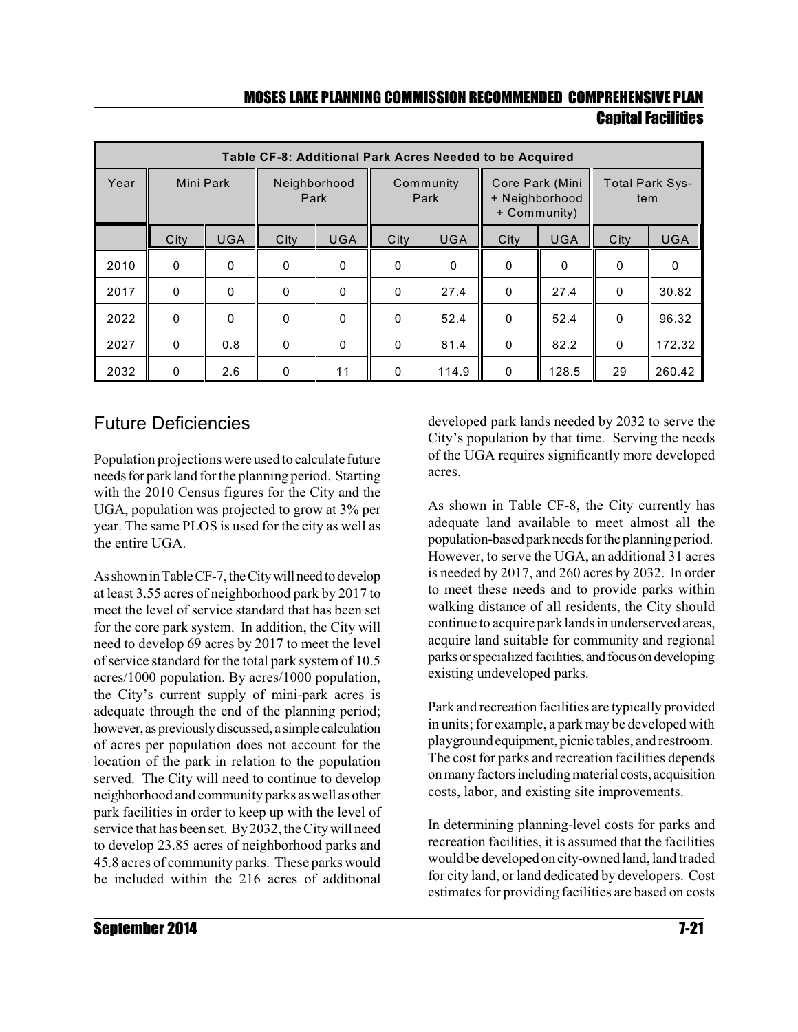| Table CF-8: Additional Park Acres Needed to be Acquired | | | | | | | | | | |
|---|---|---|---|---|---|---|---|---|---|---|
| Year | Mini Park | | Neighborhood Park | | Community Park | | Core Park (Mini + Neighborhood + Community) | | Total Park System | |
| | City | UGA | City | UGA | City | UGA | City | UGA | City | UGA |
| 2010 | 0 | 0 | 0 | 0 | 0 | 0 | 0 | 0 | 0 | 0 |
| 2017 | 0 | 0 | 0 | 0 | 0 | 27.4 | 0 | 27.4 | 0 | 30.82 |
| 2022 | 0 | 0 | 0 | 0 | 0 | 52.4 | 0 | 52.4 | 0 | 96.32 |
| 2027 | 0 | 0.8 | 0 | 0 | 0 | 81.4 | 0 | 82.2 | 0 | 172.32 |
| 2032 | 0 | 2.6 | 0 | 11 | 0 | 114.9 | 0 | 128.5 | 29 | 260.42 |

## Future Deficiencies

Population projections were used to calculate future needs for park land for the planning period. Starting with the 2010 Census figures for the City and the UGA, population was projected to grow at 3% per year. The same PLOS is used for the city as well as the entire UGA.

As shown in Table CF-7, the City will need to develop at least 3.55 acres of neighborhood park by 2017 to meet the level of service standard that has been set for the core park system. In addition, the City will need to develop 69 acres by 2017 to meet the level of service standard for the total park system of 10.5 acres/1000 population. By acres/1000 population, the City's current supply of mini-park acres is adequate through the end of the planning period; however, as previously discussed, a simple calculation of acres per population does not account for the location of the park in relation to the population served. The City will need to continue to develop neighborhood and community parks as well as other park facilities in order to keep up with the level of service that has been set. By 2032, the City will need to develop 23.85 acres of neighborhood parks and 45.8 acres of community parks. These parks would be included within the 216 acres of additional developed park lands needed by 2032 to serve the City's population by that time. Serving the needs of the UGA requires significantly more developed acres.

As shown in Table CF-8, the City currently has adequate land available to meet almost all the population-based park needs for the planning period. However, to serve the UGA, an additional 31 acres is needed by 2017, and 260 acres by 2032. In order to meet these needs and to provide parks within walking distance of all residents, the City should continue to acquire park lands in underserved areas, acquire land suitable for community and regional parks or specialized facilities, and focus on developing existing undeveloped parks.

Park and recreation facilities are typically provided in units; for example, a park may be developed with playground equipment, picnic tables, and restroom. The cost for parks and recreation facilities depends on many factors including material costs, acquisition costs, labor, and existing site improvements.

In determining planning-level costs for parks and recreation facilities, it is assumed that the facilities would be developed on city-owned land, land traded for city land, or land dedicated by developers. Cost estimates for providing facilities are based on costs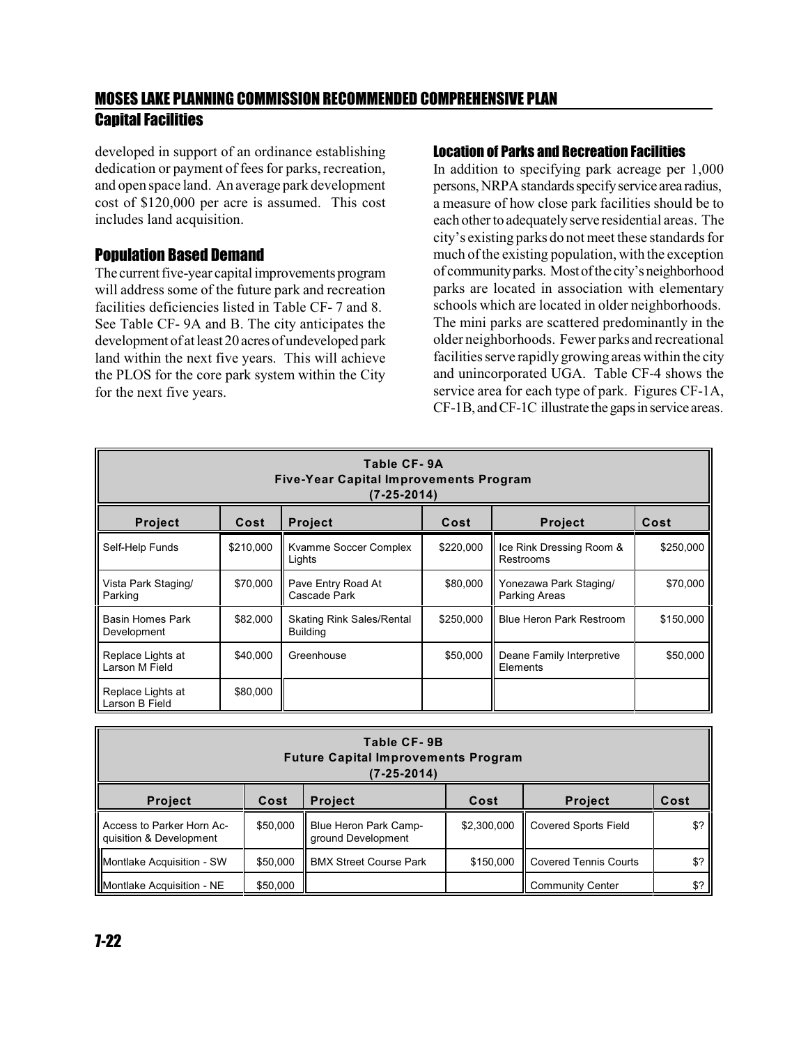developed in support of an ordinance establishing dedication or payment of fees for parks, recreation, and open space land. An average park development cost of $120,000 per acre is assumed. This cost includes land acquisition.

## Population Based Demand

The current five-year capital improvements program will address some of the future park and recreation facilities deficiencies listed in Table CF- 7 and 8. See Table CF- 9A and B. The city anticipates the development of at least 20 acres of undeveloped park land within the next five years. This will achieve the PLOS for the core park system within the City for the next five years.

## Location of Parks and Recreation Facilities

In addition to specifying park acreage per 1,000 persons, NRPA standards specify service area radius, a measure of how close park facilities should be to each other to adequately serve residential areas. The city's existing parks do not meet these standards for much of the existing population, with the exception of community parks. Most of the city's neighborhood parks are located in association with elementary schools which are located in older neighborhoods. The mini parks are scattered predominantly in the older neighborhoods. Fewer parks and recreational facilities serve rapidly growing areas within the city and unincorporated UGA. Table CF-4 shows the service area for each type of park. Figures CF-1A, CF-1B, and CF-1C illustrate the gaps in service areas.

**Table CF- 9A**
**Five-Year Capital Improvements Program**
**(7-25-2014)**

| Project | Cost | Project | Cost | Project | Cost |
|---|---|---|---|---|---|
| Self-Help Funds | $210,000 | Kvamme Soccer Complex Lights | $220,000 | Ice Rink Dressing Room & Restrooms | $250,000 |
| Vista Park Staging/ Parking | $70,000 | Pave Entry Road At Cascade Park | $80,000 | Yonezawa Park Staging/ Parking Areas | $70,000 |
| Basin Homes Park Development | $82,000 | Skating Rink Sales/Rental Building | $250,000 | Blue Heron Park Restroom | $150,000 |
| Replace Lights at Larson M Field | $40,000 | Greenhouse | $50,000 | Deane Family Interpretive Elements | $50,000 |
| Replace Lights at Larson B Field | $80,000 | | | | |

**Table CF- 9B**
**Future Capital Improvements Program**
**(7-25-2014)**

| Project | Cost | Project | Cost | Project | Cost |
|---|---|---|---|---|---|
| Access to Parker Horn Acquisition & Development | $50,000 | Blue Heron Park Campground Development | $2,300,000 | Covered Sports Field | $? |
| Montlake Acquisition - SW | $50,000 | BMX Street Course Park | $150,000 | Covered Tennis Courts | $? |
| Montlake Acquisition - NE | $50,000 | | | Community Center | $? |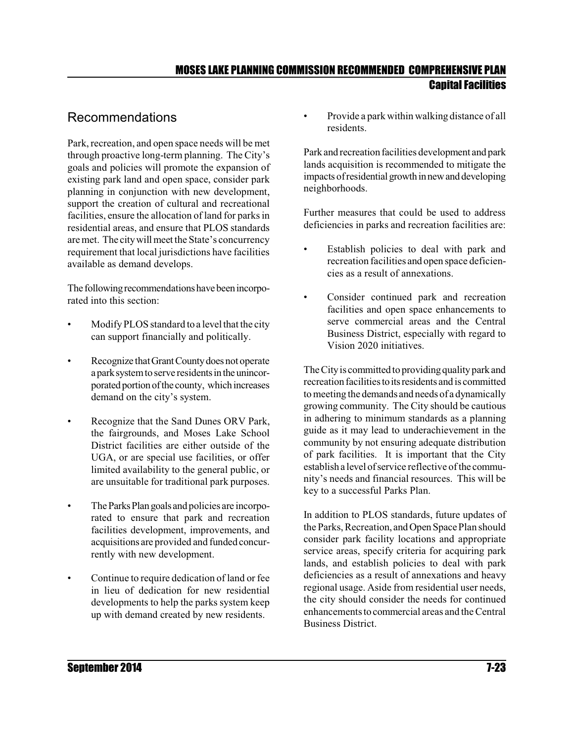## Recommendations

Park, recreation, and open space needs will be met through proactive long-term planning. The City's goals and policies will promote the expansion of existing park land and open space, consider park planning in conjunction with new development, support the creation of cultural and recreational facilities, ensure the allocation of land for parks in residential areas, and ensure that PLOS standards are met. The city will meet the State's concurrency requirement that local jurisdictions have facilities available as demand develops.

The following recommendations have been incorporated into this section:

- Modify PLOS standard to a level that the city can support financially and politically.
- Recognize that Grant County does not operate a park system to serve residents in the unincorporated portion of the county, which increases demand on the city's system.
- Recognize that the Sand Dunes ORV Park, the fairgrounds, and Moses Lake School District facilities are either outside of the UGA, or are special use facilities, or offer limited availability to the general public, or are unsuitable for traditional park purposes.
- The Parks Plan goals and policies are incorporated to ensure that park and recreation facilities development, improvements, and acquisitions are provided and funded concurrently with new development.
- Continue to require dedication of land or fee in lieu of dedication for new residential developments to help the parks system keep up with demand created by new residents.
- Provide a park within walking distance of all residents.

Park and recreation facilities development and park lands acquisition is recommended to mitigate the impacts of residential growth in new and developing neighborhoods.

Further measures that could be used to address deficiencies in parks and recreation facilities are:

- Establish policies to deal with park and recreation facilities and open space deficiencies as a result of annexations.
- Consider continued park and recreation facilities and open space enhancements to serve commercial areas and the Central Business District, especially with regard to Vision 2020 initiatives.

The City is committed to providing quality park and recreation facilities to its residents and is committed to meeting the demands and needs of a dynamically growing community. The City should be cautious in adhering to minimum standards as a planning guide as it may lead to underachievement in the community by not ensuring adequate distribution of park facilities. It is important that the City establish a level of service reflective of the community's needs and financial resources. This will be key to a successful Parks Plan.

In addition to PLOS standards, future updates of the Parks, Recreation, and Open Space Plan should consider park facility locations and appropriate service areas, specify criteria for acquiring park lands, and establish policies to deal with park deficiencies as a result of annexations and heavy regional usage. Aside from residential user needs, the city should consider the needs for continued enhancements to commercial areas and the Central Business District.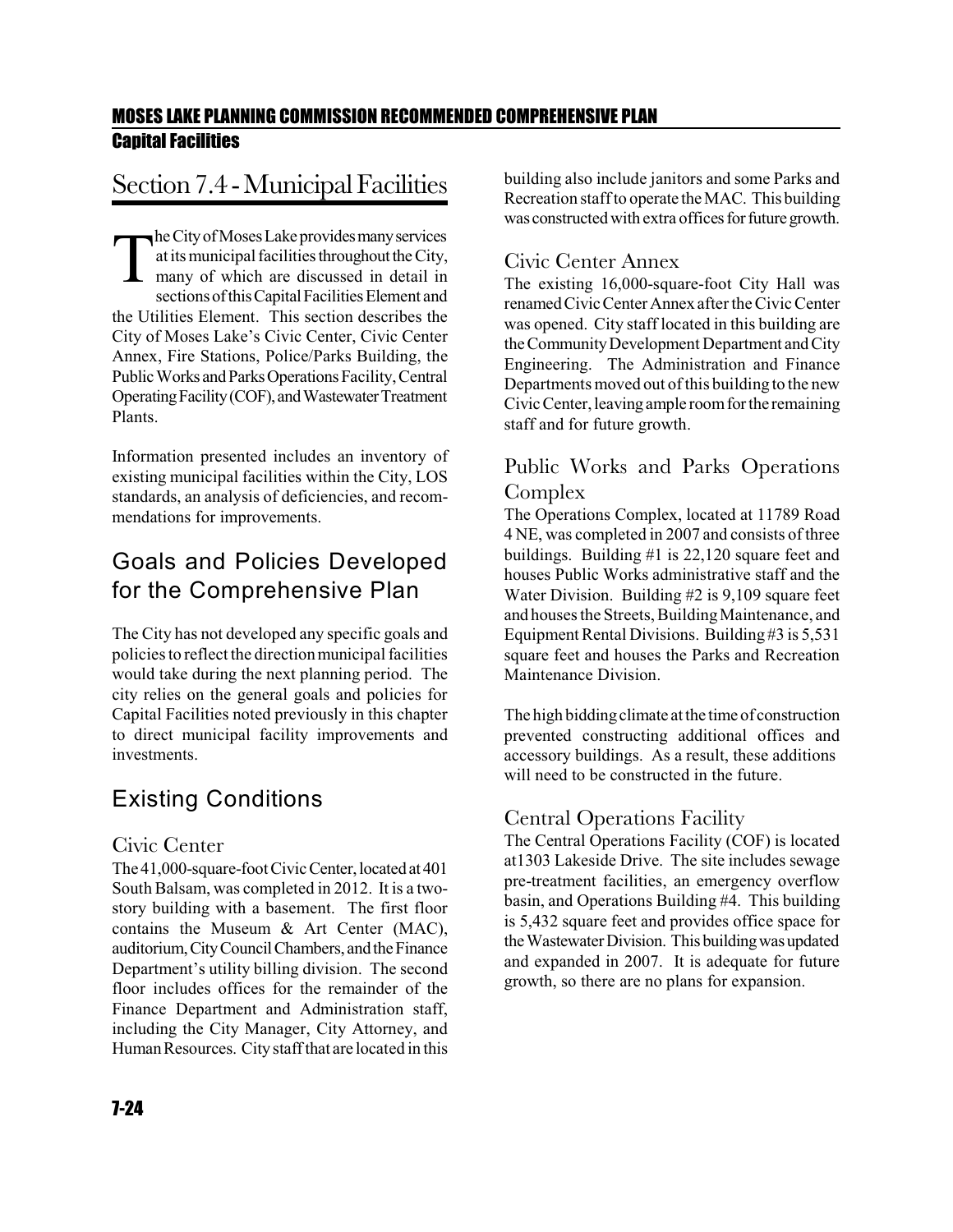# Section 7.4 - Municipal Facilities

The City of Moses Lake provides many services at its municipal facilities throughout the City, many of which are discussed in detail in sections of this Capital Facilities Element and the Utilities Element. This section describes the City of Moses Lake's Civic Center, Civic Center Annex, Fire Stations, Police/Parks Building, the Public Works and Parks Operations Facility, Central Operating Facility (COF), and Wastewater Treatment Plants.

Information presented includes an inventory of existing municipal facilities within the City, LOS standards, an analysis of deficiencies, and recommendations for improvements.

## Goals and Policies Developed for the Comprehensive Plan

The City has not developed any specific goals and policies to reflect the direction municipal facilities would take during the next planning period. The city relies on the general goals and policies for Capital Facilities noted previously in this chapter to direct municipal facility improvements and investments.

## Existing Conditions

### Civic Center

The 41,000-square-foot Civic Center, located at 401 South Balsam, was completed in 2012. It is a two-story building with a basement. The first floor contains the Museum & Art Center (MAC), auditorium, City Council Chambers, and the Finance Department's utility billing division. The second floor includes offices for the remainder of the Finance Department and Administration staff, including the City Manager, City Attorney, and Human Resources. City staff that are located in this building also include janitors and some Parks and Recreation staff to operate the MAC. This building was constructed with extra offices for future growth.

### Civic Center Annex

The existing 16,000-square-foot City Hall was renamed Civic Center Annex after the Civic Center was opened. City staff located in this building are the Community Development Department and City Engineering. The Administration and Finance Departments moved out of this building to the new Civic Center, leaving ample room for the remaining staff and for future growth.

### Public Works and Parks Operations Complex

The Operations Complex, located at 11789 Road 4 NE, was completed in 2007 and consists of three buildings. Building #1 is 22,120 square feet and houses Public Works administrative staff and the Water Division. Building #2 is 9,109 square feet and houses the Streets, Building Maintenance, and Equipment Rental Divisions. Building #3 is 5,531 square feet and houses the Parks and Recreation Maintenance Division.

The high bidding climate at the time of construction prevented constructing additional offices and accessory buildings. As a result, these additions will need to be constructed in the future.

### Central Operations Facility

The Central Operations Facility (COF) is located at1303 Lakeside Drive. The site includes sewage pre-treatment facilities, an emergency overflow basin, and Operations Building #4. This building is 5,432 square feet and provides office space for the Wastewater Division. This building was updated and expanded in 2007. It is adequate for future growth, so there are no plans for expansion.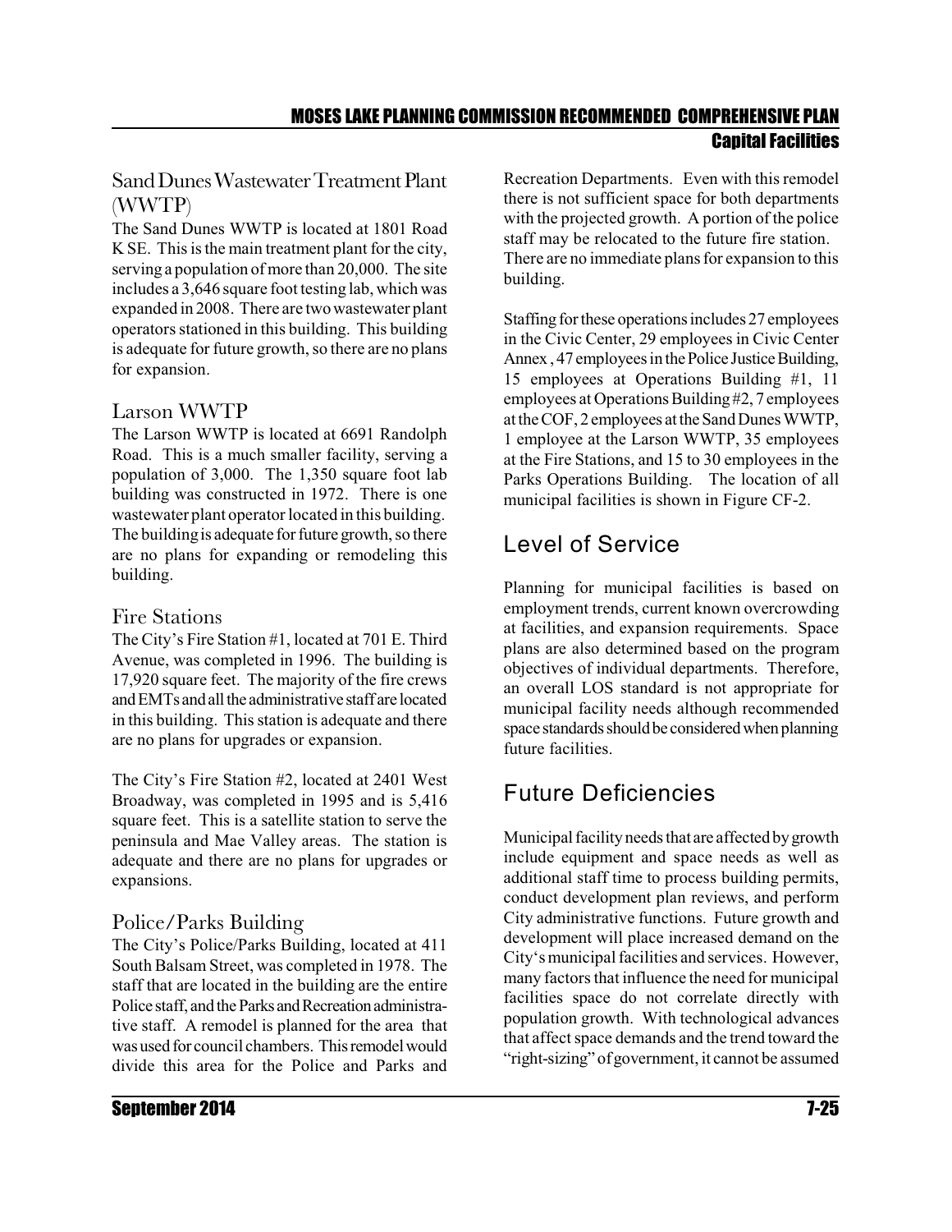### Sand Dunes Wastewater Treatment Plant (WWTP)

The Sand Dunes WWTP is located at 1801 Road K SE. This is the main treatment plant for the city, serving a population of more than 20,000. The site includes a 3,646 square foot testing lab, which was expanded in 2008. There are two wastewater plant operators stationed in this building. This building is adequate for future growth, so there are no plans for expansion.

### Larson WWTP

The Larson WWTP is located at 6691 Randolph Road. This is a much smaller facility, serving a population of 3,000. The 1,350 square foot lab building was constructed in 1972. There is one wastewater plant operator located in this building. The building is adequate for future growth, so there are no plans for expanding or remodeling this building.

### Fire Stations

The City's Fire Station #1, located at 701 E. Third Avenue, was completed in 1996. The building is 17,920 square feet. The majority of the fire crews and EMTs and all the administrative staff are located in this building. This station is adequate and there are no plans for upgrades or expansion.

The City's Fire Station #2, located at 2401 West Broadway, was completed in 1995 and is 5,416 square feet. This is a satellite station to serve the peninsula and Mae Valley areas. The station is adequate and there are no plans for upgrades or expansions.

### Police/Parks Building

The City's Police/Parks Building, located at 411 South Balsam Street, was completed in 1978. The staff that are located in the building are the entire Police staff, and the Parks and Recreation administrative staff. A remodel is planned for the area that was used for council chambers. This remodel would divide this area for the Police and Parks and Recreation Departments. Even with this remodel there is not sufficient space for both departments with the projected growth. A portion of the police staff may be relocated to the future fire station. There are no immediate plans for expansion to this building.

Staffing for these operations includes 27 employees in the Civic Center, 29 employees in Civic Center Annex , 47 employees in the Police Justice Building, 15 employees at Operations Building #1, 11 employees at Operations Building #2, 7 employees at the COF, 2 employees at the Sand Dunes WWTP, 1 employee at the Larson WWTP, 35 employees at the Fire Stations, and 15 to 30 employees in the Parks Operations Building. The location of all municipal facilities is shown in Figure CF-2.

## Level of Service

Planning for municipal facilities is based on employment trends, current known overcrowding at facilities, and expansion requirements. Space plans are also determined based on the program objectives of individual departments. Therefore, an overall LOS standard is not appropriate for municipal facility needs although recommended space standards should be considered when planning future facilities.

## Future Deficiencies

Municipal facility needs that are affected by growth include equipment and space needs as well as additional staff time to process building permits, conduct development plan reviews, and perform City administrative functions. Future growth and development will place increased demand on the City's municipal facilities and services. However, many factors that influence the need for municipal facilities space do not correlate directly with population growth. With technological advances that affect space demands and the trend toward the "right-sizing" of government, it cannot be assumed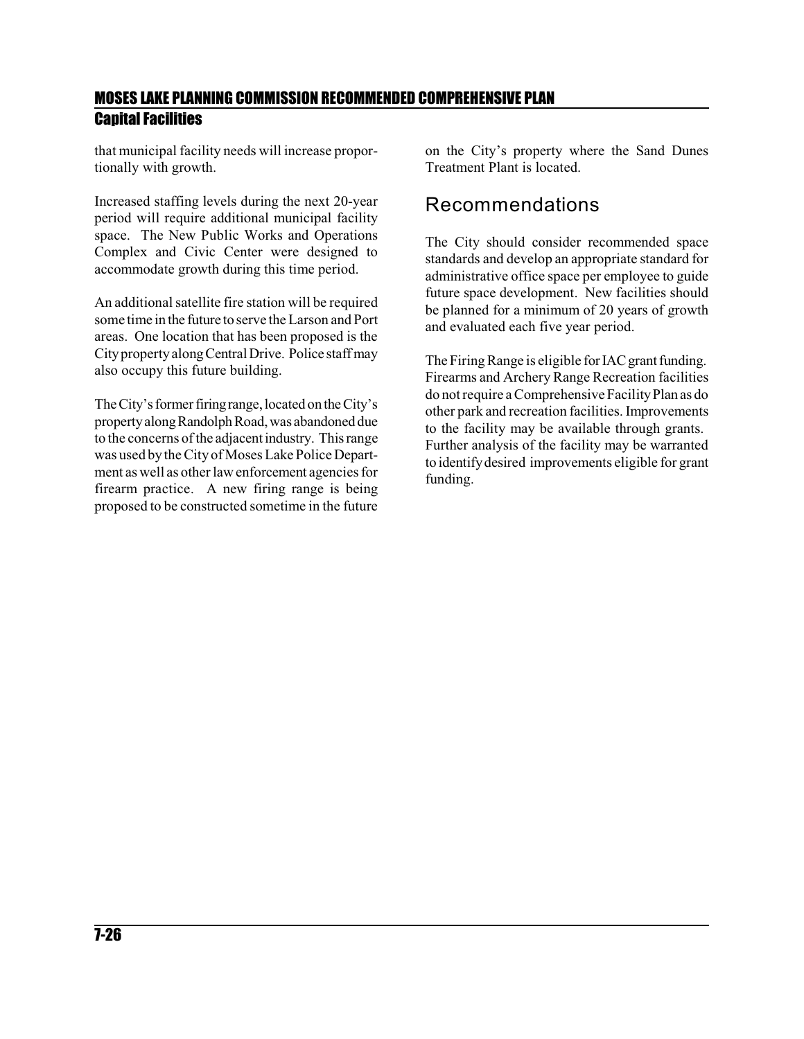that municipal facility needs will increase proportionally with growth.

Increased staffing levels during the next 20-year period will require additional municipal facility space. The New Public Works and Operations Complex and Civic Center were designed to accommodate growth during this time period.

An additional satellite fire station will be required some time in the future to serve the Larson and Port areas. One location that has been proposed is the City property along Central Drive. Police staff may also occupy this future building.

The City's former firing range, located on the City's property along Randolph Road, was abandoned due to the concerns of the adjacent industry. This range was used by the City of Moses Lake Police Department as well as other law enforcement agencies for firearm practice. A new firing range is being proposed to be constructed sometime in the future on the City's property where the Sand Dunes Treatment Plant is located.

## Recommendations

The City should consider recommended space standards and develop an appropriate standard for administrative office space per employee to guide future space development. New facilities should be planned for a minimum of 20 years of growth and evaluated each five year period.

The Firing Range is eligible for IAC grant funding. Firearms and Archery Range Recreation facilities do not require a Comprehensive Facility Plan as do other park and recreation facilities. Improvements to the facility may be available through grants. Further analysis of the facility may be warranted to identify desired improvements eligible for grant funding.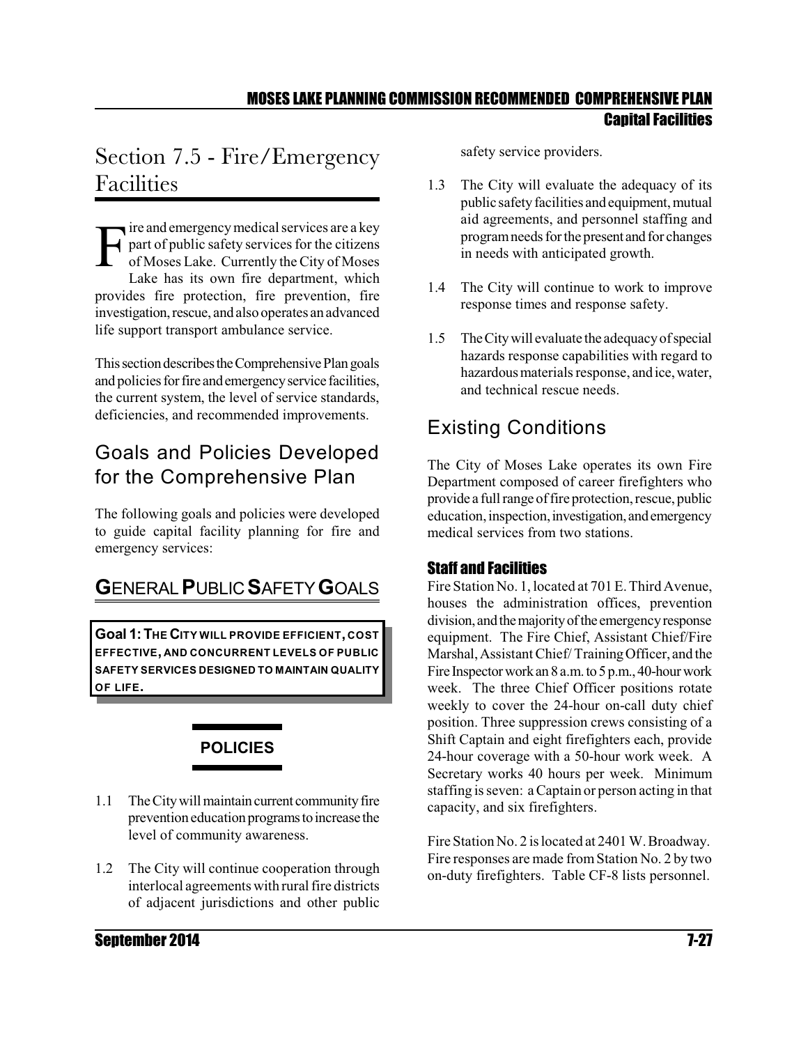# Section 7.5 - Fire/Emergency Facilities

Fire and emergency medical services are a key part of public safety services for the citizens of Moses Lake. Currently the City of Moses Lake has its own fire department, which provides fire protection, fire prevention, fire investigation, rescue, and also operates an advanced life support transport ambulance service.

This section describes the Comprehensive Plan goals and policies for fire and emergency service facilities, the current system, the level of service standards, deficiencies, and recommended improvements.

## Goals and Policies Developed for the Comprehensive Plan

The following goals and policies were developed to guide capital facility planning for fire and emergency services:

## GENERAL PUBLIC SAFETY GOALS

**Goal 1: THE CITY WILL PROVIDE EFFICIENT, COST EFFECTIVE, AND CONCURRENT LEVELS OF PUBLIC SAFETY SERVICES DESIGNED TO MAINTAIN QUALITY OF LIFE.**

### POLICIES

1.1 The City will maintain current community fire prevention education programs to increase the level of community awareness.

1.2 The City will continue cooperation through interlocal agreements with rural fire districts of adjacent jurisdictions and other public safety service providers.

1.3 The City will evaluate the adequacy of its public safety facilities and equipment, mutual aid agreements, and personnel staffing and program needs for the present and for changes in needs with anticipated growth.

1.4 The City will continue to work to improve response times and response safety.

1.5 The City will evaluate the adequacy of special hazards response capabilities with regard to hazardous materials response, and ice, water, and technical rescue needs.

## Existing Conditions

The City of Moses Lake operates its own Fire Department composed of career firefighters who provide a full range of fire protection, rescue, public education, inspection, investigation, and emergency medical services from two stations.

### Staff and Facilities

Fire Station No. 1, located at 701 E. Third Avenue, houses the administration offices, prevention division, and the majority of the emergency response equipment. The Fire Chief, Assistant Chief/Fire Marshal, Assistant Chief/ Training Officer, and the Fire Inspector work an 8 a.m. to 5 p.m., 40-hour work week. The three Chief Officer positions rotate weekly to cover the 24-hour on-call duty chief position. Three suppression crews consisting of a Shift Captain and eight firefighters each, provide 24-hour coverage with a 50-hour work week. A Secretary works 40 hours per week. Minimum staffing is seven: a Captain or person acting in that capacity, and six firefighters.

Fire Station No. 2 is located at 2401 W. Broadway. Fire responses are made from Station No. 2 by two on-duty firefighters. Table CF-8 lists personnel.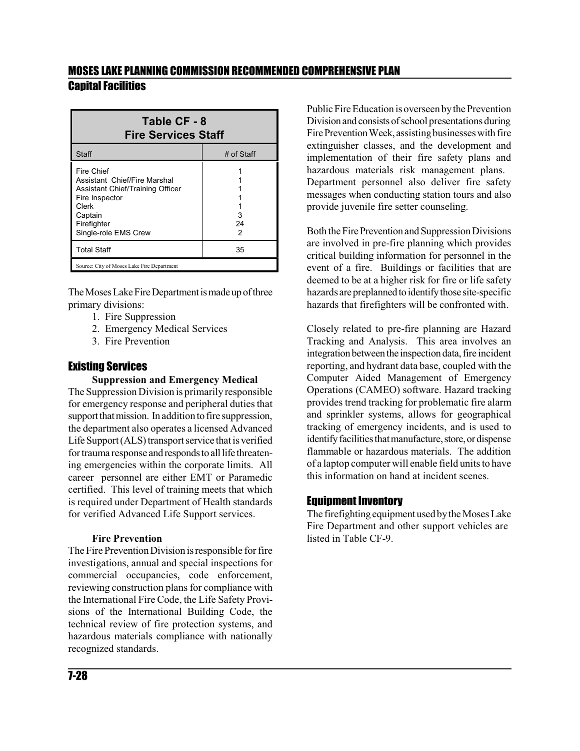| Table CF - 8 Fire Services Staff | |
|---|---|
| Staff | # of Staff |
| Fire Chief | 1 |
| Assistant Chief/Fire Marshal | 1 |
| Assistant Chief/Training Officer | 1 |
| Fire Inspector | 1 |
| Clerk | 1 |
| Captain | 3 |
| Firefighter | 24 |
| Single-role EMS Crew | 2 |
| Total Staff | 35 |

Source: City of Moses Lake Fire Department

The Moses Lake Fire Department is made up of three primary divisions:

1. Fire Suppression
2. Emergency Medical Services
3. Fire Prevention

## Existing Services

### Suppression and Emergency Medical

The Suppression Division is primarily responsible for emergency response and peripheral duties that support that mission. In addition to fire suppression, the department also operates a licensed Advanced Life Support (ALS) transport service that is verified for trauma response and responds to all life threatening emergencies within the corporate limits. All career personnel are either EMT or Paramedic certified. This level of training meets that which is required under Department of Health standards for verified Advanced Life Support services.

### Fire Prevention

The Fire Prevention Division is responsible for fire investigations, annual and special inspections for commercial occupancies, code enforcement, reviewing construction plans for compliance with the International Fire Code, the Life Safety Provisions of the International Building Code, the technical review of fire protection systems, and hazardous materials compliance with nationally recognized standards.

Public Fire Education is overseen by the Prevention Division and consists of school presentations during Fire Prevention Week, assisting businesses with fire extinguisher classes, and the development and implementation of their fire safety plans and hazardous materials risk management plans. Department personnel also deliver fire safety messages when conducting station tours and also provide juvenile fire setter counseling.

Both the Fire Prevention and Suppression Divisions are involved in pre-fire planning which provides critical building information for personnel in the event of a fire. Buildings or facilities that are deemed to be at a higher risk for fire or life safety hazards are preplanned to identify those site-specific hazards that firefighters will be confronted with.

Closely related to pre-fire planning are Hazard Tracking and Analysis. This area involves an integration between the inspection data, fire incident reporting, and hydrant data base, coupled with the Computer Aided Management of Emergency Operations (CAMEO) software. Hazard tracking provides trend tracking for problematic fire alarm and sprinkler systems, allows for geographical tracking of emergency incidents, and is used to identify facilities that manufacture, store, or dispense flammable or hazardous materials. The addition of a laptop computer will enable field units to have this information on hand at incident scenes.

## Equipment Inventory

The firefighting equipment used by the Moses Lake Fire Department and other support vehicles are listed in Table CF-9.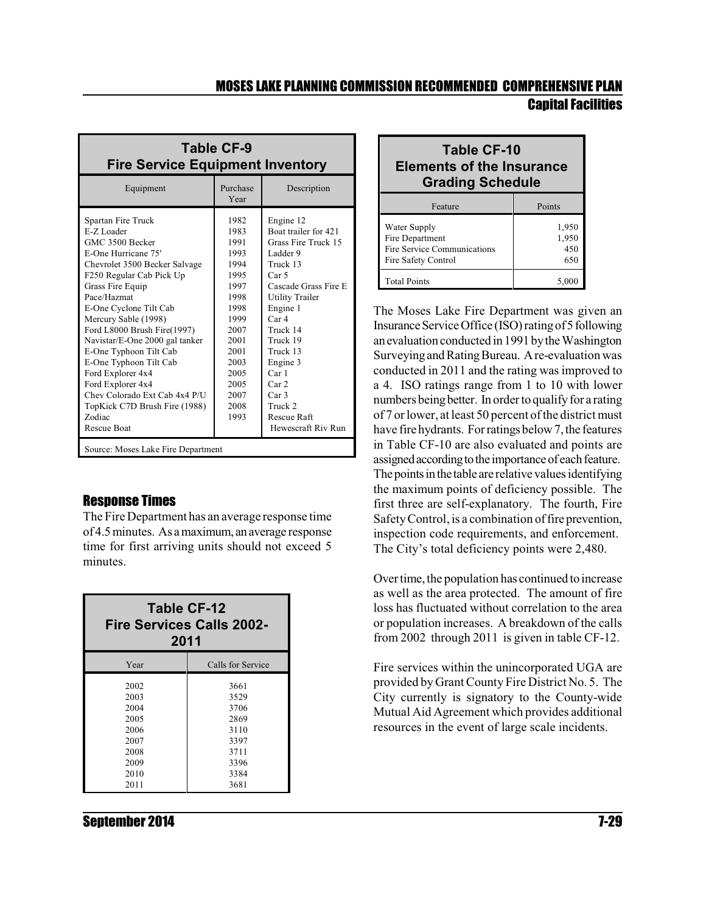| Table CF-9 Fire Service Equipment Inventory | | |
|---|---|---|
| Equipment | Purchase Year | Description |
| Spartan Fire Truck | 1982 | Engine 12 |
| E-Z Loader | 1983 | Boat trailer for 421 |
| GMC 3500 Becker | 1991 | Grass Fire Truck 15 |
| E-One Hurricane 75' | 1993 | Ladder 9 |
| Chevrolet 3500 Becker Salvage | 1994 | Truck 13 |
| F250 Regular Cab Pick Up | 1995 | Car 5 |
| Grass Fire Equip | 1997 | Cascade Grass Fire E |
| Pace/Hazmat | 1998 | Utility Trailer |
| E-One Cyclone Tilt Cab | 1998 | Engine 1 |
| Mercury Sable (1998) | 1999 | Car 4 |
| Ford L8000 Brush Fire(1997) | 2007 | Truck 14 |
| Navistar/E-One 2000 gal tanker | 2001 | Truck 19 |
| E-One Typhoon Tilt Cab | 2001 | Truck 13 |
| E-One Typhoon Tilt Cab | 2003 | Engine 3 |
| Ford Explorer 4x4 | 2005 | Car 1 |
| Ford Explorer 4x4 | 2005 | Car 2 |
| Chev Colorado Ext Cab 4x4 P/U | 2007 | Car 3 |
| TopKick C7D Brush Fire (1988) | 2008 | Truck 2 |
| Zodiac | 1993 | Rescue Raft |
| Rescue Boat | | Hewescraft Riv Run |
| Source: Moses Lake Fire Department | | |

## Response Times

The Fire Department has an average response time of 4.5 minutes. As a maximum, an average response time for first arriving units should not exceed 5 minutes.

| Table CF-12 Fire Services Calls 2002-2011 | |
|---|---|
| Year | Calls for Service |
| 2002 | 3661 |
| 2003 | 3529 |
| 2004 | 3706 |
| 2005 | 2869 |
| 2006 | 3110 |
| 2007 | 3397 |
| 2008 | 3711 |
| 2009 | 3396 |
| 2010 | 3384 |
| 2011 | 3681 |

| Table CF-10 Elements of the Insurance Grading Schedule | |
|---|---|
| Feature | Points |
| Water Supply | 1,950 |
| Fire Department | 1,950 |
| Fire Service Communications | 450 |
| Fire Safety Control | 650 |
| Total Points | 5,000 |

The Moses Lake Fire Department was given an Insurance Service Office (ISO) rating of 5 following an evaluation conducted in 1991 by the Washington Surveying and Rating Bureau. A re-evaluation was conducted in 2011 and the rating was improved to a 4. ISO ratings range from 1 to 10 with lower numbers being better. In order to qualify for a rating of 7 or lower, at least 50 percent of the district must have fire hydrants. For ratings below 7, the features in Table CF-10 are also evaluated and points are assigned according to the importance of each feature. The points in the table are relative values identifying the maximum points of deficiency possible. The first three are self-explanatory. The fourth, Fire Safety Control, is a combination of fire prevention, inspection code requirements, and enforcement. The City's total deficiency points were 2,480.

Over time, the population has continued to increase as well as the area protected. The amount of fire loss has fluctuated without correlation to the area or population increases. A breakdown of the calls from 2002 through 2011 is given in table CF-12.

Fire services within the unincorporated UGA are provided by Grant County Fire District No. 5. The City currently is signatory to the County-wide Mutual Aid Agreement which provides additional resources in the event of large scale incidents.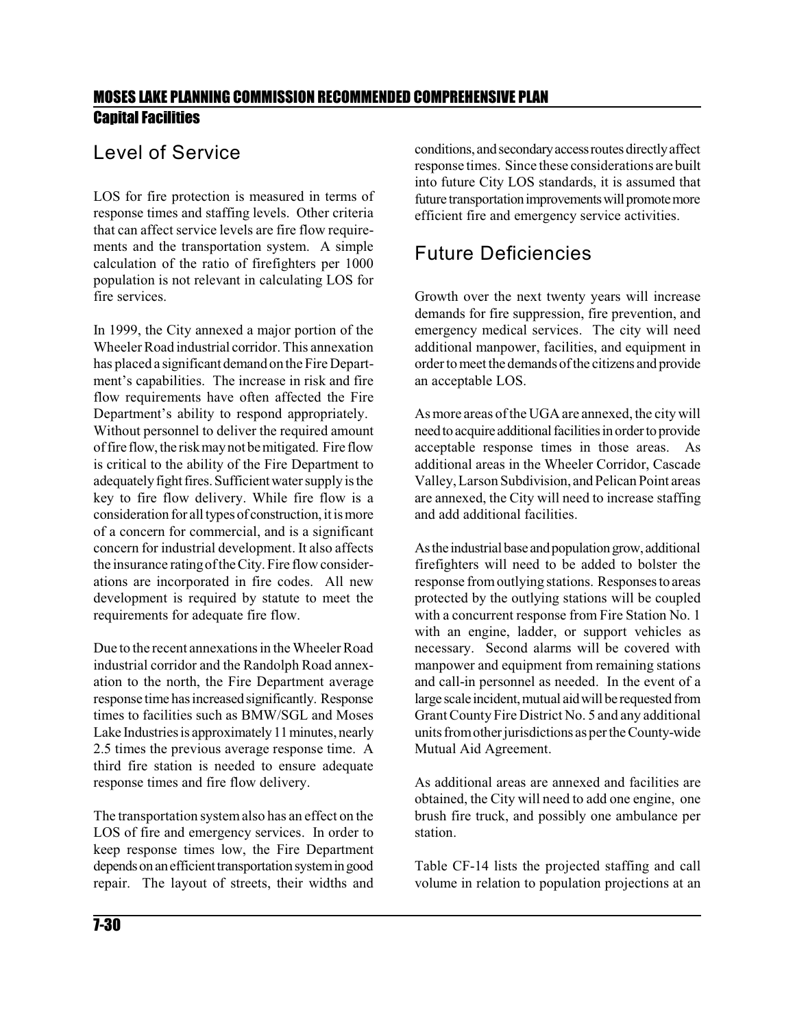## Level of Service

LOS for fire protection is measured in terms of response times and staffing levels. Other criteria that can affect service levels are fire flow requirements and the transportation system. A simple calculation of the ratio of firefighters per 1000 population is not relevant in calculating LOS for fire services.

In 1999, the City annexed a major portion of the Wheeler Road industrial corridor. This annexation has placed a significant demand on the Fire Department's capabilities. The increase in risk and fire flow requirements have often affected the Fire Department's ability to respond appropriately. Without personnel to deliver the required amount of fire flow, the risk may not be mitigated. Fire flow is critical to the ability of the Fire Department to adequately fight fires. Sufficient water supply is the key to fire flow delivery. While fire flow is a consideration for all types of construction, it is more of a concern for commercial, and is a significant concern for industrial development. It also affects the insurance rating of the City. Fire flow considerations are incorporated in fire codes. All new development is required by statute to meet the requirements for adequate fire flow.

Due to the recent annexations in the Wheeler Road industrial corridor and the Randolph Road annexation to the north, the Fire Department average response time has increased significantly. Response times to facilities such as BMW/SGL and Moses Lake Industries is approximately 11 minutes, nearly 2.5 times the previous average response time. A third fire station is needed to ensure adequate response times and fire flow delivery.

The transportation system also has an effect on the LOS of fire and emergency services. In order to keep response times low, the Fire Department depends on an efficient transportation system in good repair. The layout of streets, their widths and conditions, and secondary access routes directly affect response times. Since these considerations are built into future City LOS standards, it is assumed that future transportation improvements will promote more efficient fire and emergency service activities.

## Future Deficiencies

Growth over the next twenty years will increase demands for fire suppression, fire prevention, and emergency medical services. The city will need additional manpower, facilities, and equipment in order to meet the demands of the citizens and provide an acceptable LOS.

As more areas of the UGA are annexed, the city will need to acquire additional facilities in order to provide acceptable response times in those areas. As additional areas in the Wheeler Corridor, Cascade Valley, Larson Subdivision, and Pelican Point areas are annexed, the City will need to increase staffing and add additional facilities.

As the industrial base and population grow, additional firefighters will need to be added to bolster the response from outlying stations. Responses to areas protected by the outlying stations will be coupled with a concurrent response from Fire Station No. 1 with an engine, ladder, or support vehicles as necessary. Second alarms will be covered with manpower and equipment from remaining stations and call-in personnel as needed. In the event of a large scale incident, mutual aid will be requested from Grant County Fire District No. 5 and any additional units from other jurisdictions as per the County-wide Mutual Aid Agreement.

As additional areas are annexed and facilities are obtained, the City will need to add one engine, one brush fire truck, and possibly one ambulance per station.

Table CF-14 lists the projected staffing and call volume in relation to population projections at an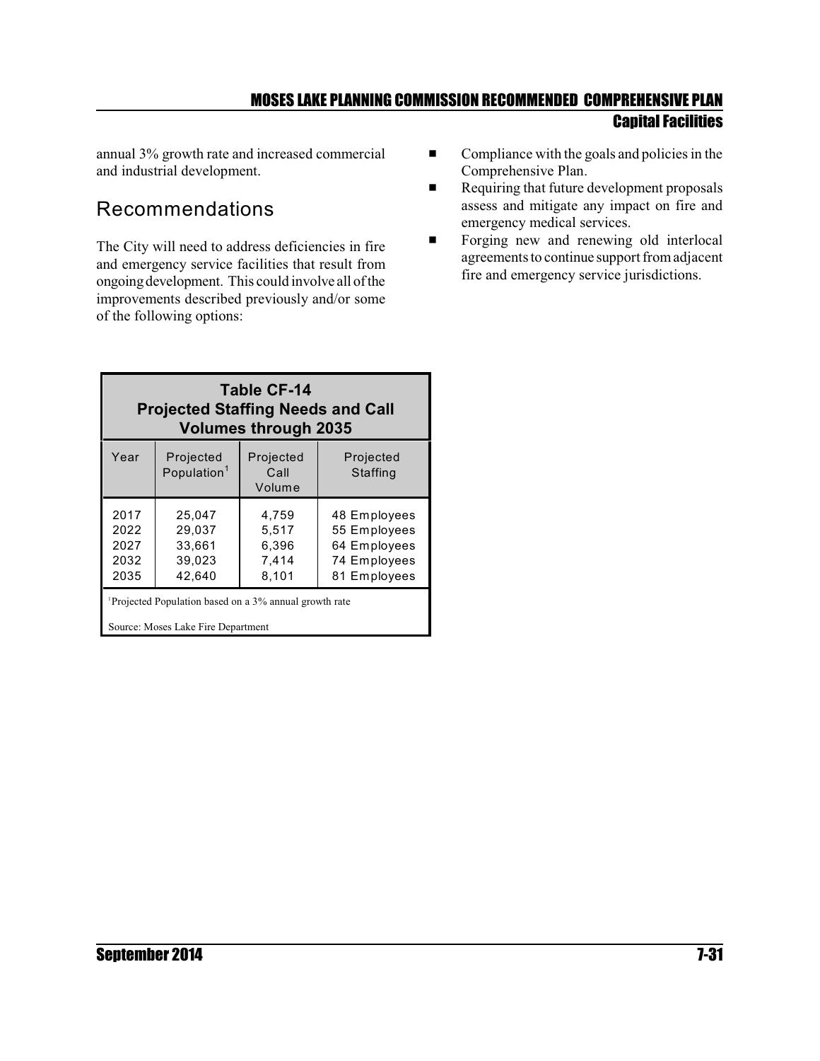annual 3% growth rate and increased commercial and industrial development.

## Recommendations

The City will need to address deficiencies in fire and emergency service facilities that result from ongoing development. This could involve all of the improvements described previously and/or some of the following options:

- Compliance with the goals and policies in the Comprehensive Plan.
- Requiring that future development proposals assess and mitigate any impact on fire and emergency medical services.
- Forging new and renewing old interlocal agreements to continue support from adjacent fire and emergency service jurisdictions.

**Table CF-14**
**Projected Staffing Needs and Call Volumes through 2035**

| Year | Projected Population[1] | Projected Call Volume | Projected Staffing |
|---|---|---|---|
| 2017 | 25,047 | 4,759 | 48 Employees |
| 2022 | 29,037 | 5,517 | 55 Employees |
| 2027 | 33,661 | 6,396 | 64 Employees |
| 2032 | 39,023 | 7,414 | 74 Employees |
| 2035 | 42,640 | 8,101 | 81 Employees |

[1]Projected Population based on a 3% annual growth rate

Source: Moses Lake Fire Department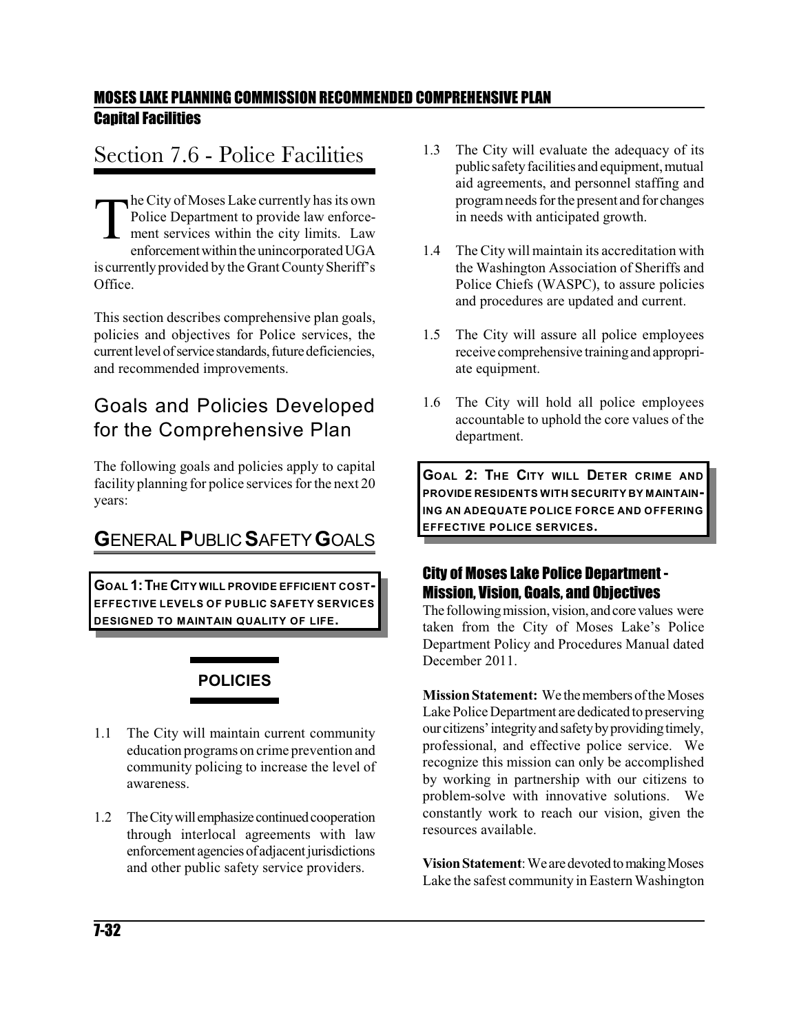# Section 7.6 - Police Facilities

The City of Moses Lake currently has its own Police Department to provide law enforcement services within the city limits. Law enforcement within the unincorporated UGA is currently provided by the Grant County Sheriff's Office.

This section describes comprehensive plan goals, policies and objectives for Police services, the current level of service standards, future deficiencies, and recommended improvements.

## Goals and Policies Developed for the Comprehensive Plan

The following goals and policies apply to capital facility planning for police services for the next 20 years:

## GENERAL PUBLIC SAFETY GOALS

**GOAL 1: THE CITY WILL PROVIDE EFFICIENT COST-EFFECTIVE LEVELS OF PUBLIC SAFETY SERVICES DESIGNED TO MAINTAIN QUALITY OF LIFE.**

### POLICIES

1.1 The City will maintain current community education programs on crime prevention and community policing to increase the level of awareness.

1.2 The City will emphasize continued cooperation through interlocal agreements with law enforcement agencies of adjacent jurisdictions and other public safety service providers.

1.3 The City will evaluate the adequacy of its public safety facilities and equipment, mutual aid agreements, and personnel staffing and program needs for the present and for changes in needs with anticipated growth.

1.4 The City will maintain its accreditation with the Washington Association of Sheriffs and Police Chiefs (WASPC), to assure policies and procedures are updated and current.

1.5 The City will assure all police employees receive comprehensive training and appropriate equipment.

1.6 The City will hold all police employees accountable to uphold the core values of the department.

**GOAL 2: THE CITY WILL DETER CRIME AND PROVIDE RESIDENTS WITH SECURITY BY MAINTAINING AN ADEQUATE POLICE FORCE AND OFFERING EFFECTIVE POLICE SERVICES.**

### City of Moses Lake Police Department - Mission, Vision, Goals, and Objectives

The following mission, vision, and core values were taken from the City of Moses Lake's Police Department Policy and Procedures Manual dated December 2011.

**Mission Statement:** We the members of the Moses Lake Police Department are dedicated to preserving our citizens' integrity and safety by providing timely, professional, and effective police service. We recognize this mission can only be accomplished by working in partnership with our citizens to problem-solve with innovative solutions. We constantly work to reach our vision, given the resources available.

**Vision Statement**: We are devoted to making Moses Lake the safest community in Eastern Washington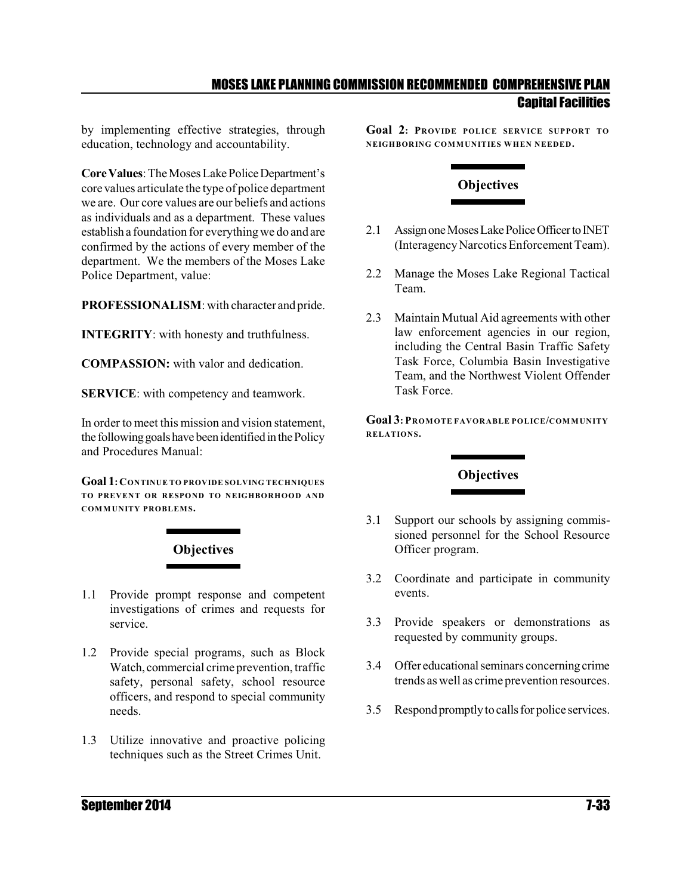by implementing effective strategies, through education, technology and accountability.

**Core Values**: The Moses Lake Police Department's core values articulate the type of police department we are. Our core values are our beliefs and actions as individuals and as a department. These values establish a foundation for everything we do and are confirmed by the actions of every member of the department. We the members of the Moses Lake Police Department, value:

**PROFESSIONALISM**: with character and pride.

**INTEGRITY**: with honesty and truthfulness.

**COMPASSION:** with valor and dedication.

**SERVICE**: with competency and teamwork.

In order to meet this mission and vision statement, the following goals have been identified in the Policy and Procedures Manual:

**Goal 1: CONTINUE TO PROVIDE SOLVING TECHNIQUES TO PREVENT OR RESPOND TO NEIGHBORHOOD AND COMMUNITY PROBLEMS.**

### Objectives

1.1 Provide prompt response and competent investigations of crimes and requests for service.

1.2 Provide special programs, such as Block Watch, commercial crime prevention, traffic safety, personal safety, school resource officers, and respond to special community needs.

1.3 Utilize innovative and proactive policing techniques such as the Street Crimes Unit.

**Goal 2: PROVIDE POLICE SERVICE SUPPORT TO NEIGHBORING COMMUNITIES WHEN NEEDED.**

### Objectives

2.1 Assign one Moses Lake Police Officer to INET (Interagency Narcotics Enforcement Team).

2.2 Manage the Moses Lake Regional Tactical Team.

2.3 Maintain Mutual Aid agreements with other law enforcement agencies in our region, including the Central Basin Traffic Safety Task Force, Columbia Basin Investigative Team, and the Northwest Violent Offender Task Force.

**Goal 3: PROMOTE FAVORABLE POLICE/COMMUNITY RELATIONS.**

### Objectives

3.1 Support our schools by assigning commissioned personnel for the School Resource Officer program.

3.2 Coordinate and participate in community events.

3.3 Provide speakers or demonstrations as requested by community groups.

3.4 Offer educational seminars concerning crime trends as well as crime prevention resources.

3.5 Respond promptly to calls for police services.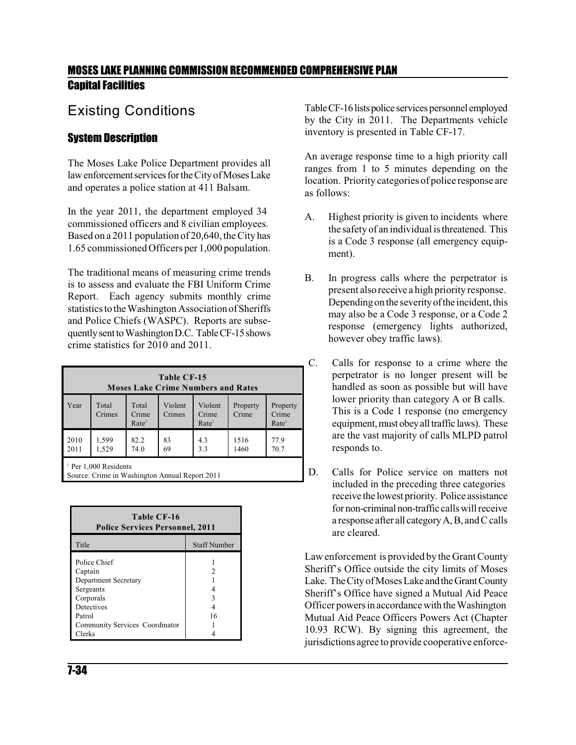# Existing Conditions

## System Description

The Moses Lake Police Department provides all law enforcement services for the City of Moses Lake and operates a police station at 411 Balsam.

In the year 2011, the department employed 34 commissioned officers and 8 civilian employees. Based on a 2011 population of 20,640, the City has 1.65 commissioned Officers per 1,000 population.

The traditional means of measuring crime trends is to assess and evaluate the FBI Uniform Crime Report. Each agency submits monthly crime statistics to the Washington Association of Sheriffs and Police Chiefs (WASPC). Reports are subsequently sent to Washington D.C. Table CF-15 shows crime statistics for 2010 and 2011.

**Table CF-15**
**Moses Lake Crime Numbers and Rates**

| Year | Total Crimes | Total Crime Rate[1] | Violent Crimes | Violent Crime Rate[1] | Property Crime | Property Crime Rate[1] |
|---|---|---|---|---|---|---|
| 2010 | 1,599 | 82.2 | 83 | 4.3 | 1516 | 77.9 |
| 2011 | 1,529 | 74.0 | 69 | 3.3 | 1460 | 70.7 |

[1] Per 1,000 Residents
Source: Crime in Washington Annual Report 2011

**Table CF-16**
**Police Services Personnel, 2011**

| Title | Staff Number |
|---|---|
| Police Chief | 1 |
| Captain | 2 |
| Department Secretary | 1 |
| Sergeants | 4 |
| Corporals | 3 |
| Detectives | 4 |
| Patrol | 16 |
| Community Services Coordinator | 1 |
| Clerks | 4 |

Table CF-16 lists police services personnel employed by the City in 2011. The Departments vehicle inventory is presented in Table CF-17.

An average response time to a high priority call ranges from 1 to 5 minutes depending on the location. Priority categories of police response are as follows:

A. Highest priority is given to incidents where the safety of an individual is threatened. This is a Code 3 response (all emergency equipment).

B. In progress calls where the perpetrator is present also receive a high priority response. Depending on the severity of the incident, this may also be a Code 3 response, or a Code 2 response (emergency lights authorized, however obey traffic laws).

C. Calls for response to a crime where the perpetrator is no longer present will be handled as soon as possible but will have lower priority than category A or B calls. This is a Code 1 response (no emergency equipment, must obey all traffic laws). These are the vast majority of calls MLPD patrol responds to.

D. Calls for Police service on matters not included in the preceding three categories receive the lowest priority. Police assistance for non-criminal non-traffic calls will receive a response after all category A, B, and C calls are cleared.

Law enforcement is provided by the Grant County Sheriff's Office outside the city limits of Moses Lake. The City of Moses Lake and the Grant County Sheriff's Office have signed a Mutual Aid Peace Officer powers in accordance with the Washington Mutual Aid Peace Officers Powers Act (Chapter 10.93 RCW). By signing this agreement, the jurisdictions agree to provide cooperative enforce-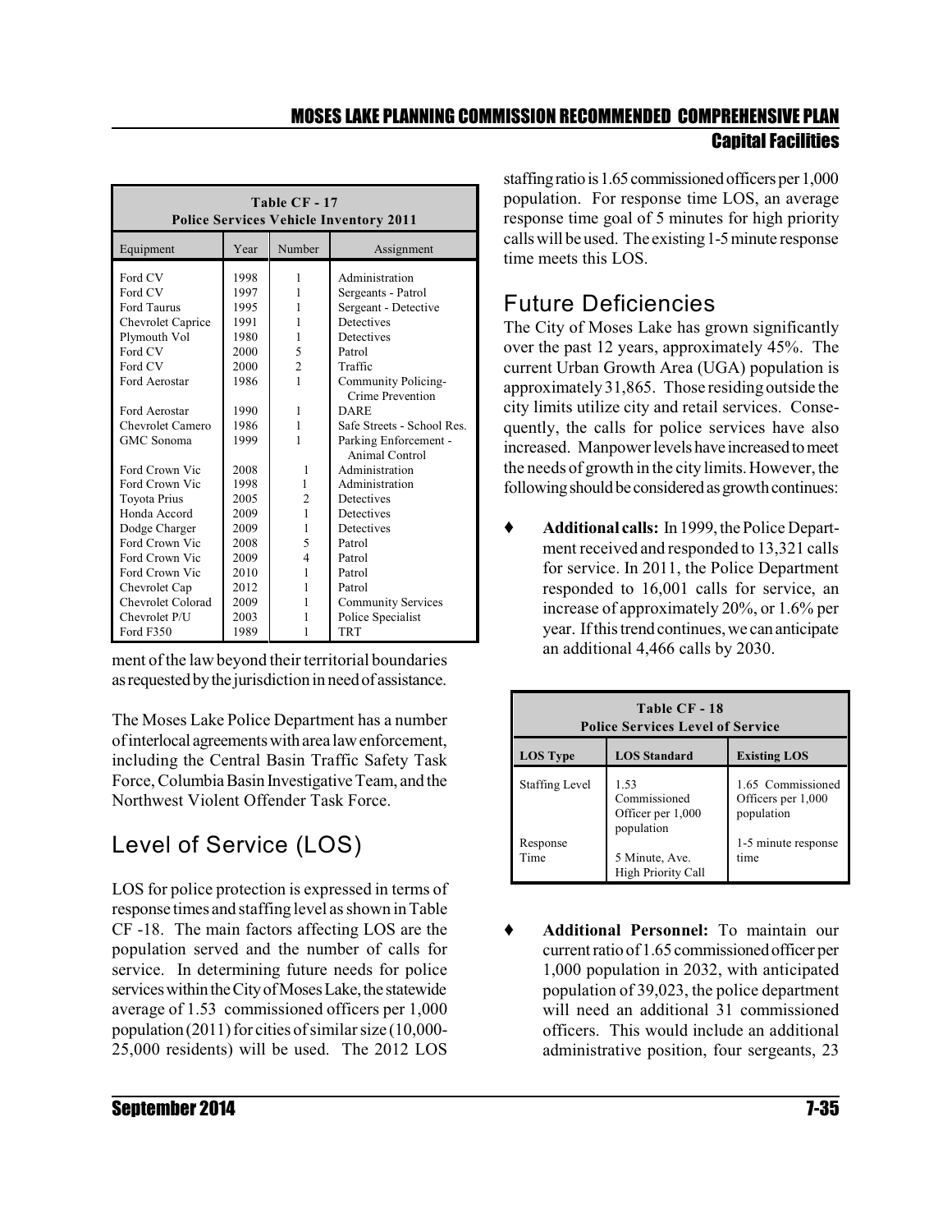| Table CF - 17 Police Services Vehicle Inventory 2011 | | | |
|---|---|---|---|
| Equipment | Year | Number | Assignment |
| Ford CV | 1998 | 1 | Administration |
| Ford CV | 1997 | 1 | Sergeants - Patrol |
| Ford Taurus | 1995 | 1 | Sergeant - Detective |
| Chevrolet Caprice | 1991 | 1 | Detectives |
| Plymouth Vol | 1980 | 1 | Detectives |
| Ford CV | 2000 | 5 | Patrol |
| Ford CV | 2000 | 2 | Traffic |
| Ford Aerostar | 1986 | 1 | Community Policing- Crime Prevention |
| Ford Aerostar | 1990 | 1 | DARE |
| Chevrolet Camero | 1986 | 1 | Safe Streets - School Res. |
| GMC Sonoma | 1999 | 1 | Parking Enforcement - Animal Control |
| Ford Crown Vic | 2008 | 1 | Administration |
| Ford Crown Vic | 1998 | 1 | Administration |
| Toyota Prius | 2005 | 2 | Detectives |
| Honda Accord | 2009 | 1 | Detectives |
| Dodge Charger | 2009 | 1 | Detectives |
| Ford Crown Vic | 2008 | 5 | Patrol |
| Ford Crown Vic | 2009 | 4 | Patrol |
| Ford Crown Vic | 2010 | 1 | Patrol |
| Chevrolet Cap | 2012 | 1 | Patrol |
| Chevrolet Colorad | 2009 | 1 | Community Services |
| Chevrolet P/U | 2003 | 1 | Police Specialist |
| Ford F350 | 1989 | 1 | TRT |

ment of the law beyond their territorial boundaries as requested by the jurisdiction in need of assistance.

The Moses Lake Police Department has a number of interlocal agreements with area law enforcement, including the Central Basin Traffic Safety Task Force, Columbia Basin Investigative Team, and the Northwest Violent Offender Task Force.

## Level of Service (LOS)

LOS for police protection is expressed in terms of response times and staffing level as shown in Table CF -18. The main factors affecting LOS are the population served and the number of calls for service. In determining future needs for police services within the City of Moses Lake, the statewide average of 1.53 commissioned officers per 1,000 population (2011) for cities of similar size (10,000-25,000 residents) will be used. The 2012 LOS staffing ratio is 1.65 commissioned officers per 1,000 population. For response time LOS, an average response time goal of 5 minutes for high priority calls will be used. The existing 1-5 minute response time meets this LOS.

## Future Deficiencies

The City of Moses Lake has grown significantly over the past 12 years, approximately 45%. The current Urban Growth Area (UGA) population is approximately 31,865. Those residing outside the city limits utilize city and retail services. Consequently, the calls for police services have also increased. Manpower levels have increased to meet the needs of growth in the city limits. However, the following should be considered as growth continues:

- **Additional calls:** In 1999, the Police Department received and responded to 13,321 calls for service. In 2011, the Police Department responded to 16,001 calls for service, an increase of approximately 20%, or 1.6% per year. If this trend continues, we can anticipate an additional 4,466 calls by 2030.

| Table CF - 18 Police Services Level of Service | | |
|---|---|---|
| **LOS Type** | **LOS Standard** | **Existing LOS** |
| Staffing Level | 1.53 Commissioned Officer per 1,000 population | 1.65 Commissioned Officers per 1,000 population |
| Response Time | 5 Minute, Ave. High Priority Call | 1-5 minute response time |

- **Additional Personnel:** To maintain our current ratio of 1.65 commissioned officer per 1,000 population in 2032, with anticipated population of 39,023, the police department will need an additional 31 commissioned officers. This would include an additional administrative position, four sergeants, 23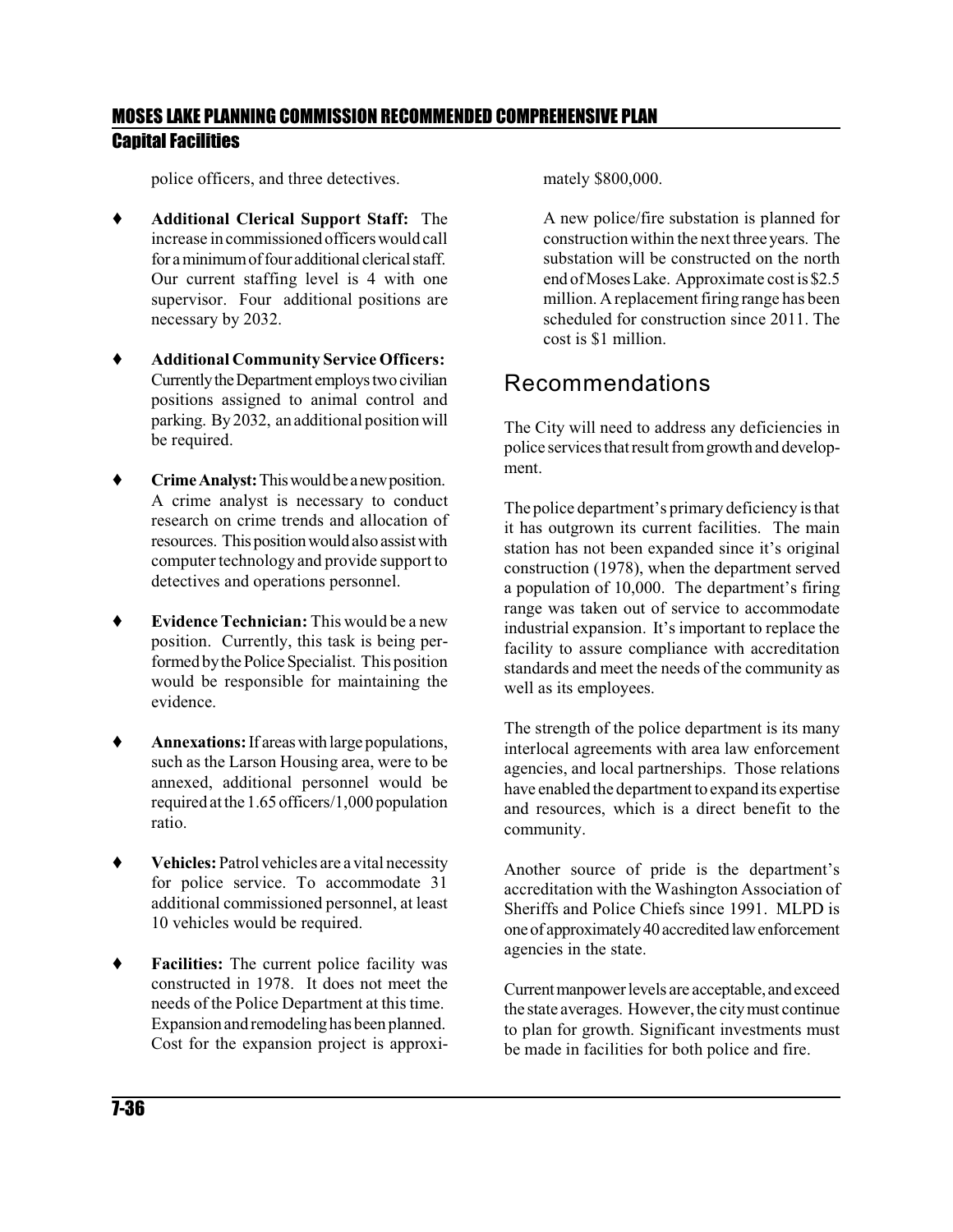police officers, and three detectives.

- **Additional Clerical Support Staff:** The increase in commissioned officers would call for a minimum of four additional clerical staff. Our current staffing level is 4 with one supervisor. Four additional positions are necessary by 2032.

- **Additional Community Service Officers:** Currently the Department employs two civilian positions assigned to animal control and parking. By 2032, an additional position will be required.

- **Crime Analyst:** This would be a new position. A crime analyst is necessary to conduct research on crime trends and allocation of resources. This position would also assist with computer technology and provide support to detectives and operations personnel.

- **Evidence Technician:** This would be a new position. Currently, this task is being performed by the Police Specialist. This position would be responsible for maintaining the evidence.

- **Annexations:** If areas with large populations, such as the Larson Housing area, were to be annexed, additional personnel would be required at the 1.65 officers/1,000 population ratio.

- **Vehicles:** Patrol vehicles are a vital necessity for police service. To accommodate 31 additional commissioned personnel, at least 10 vehicles would be required.

- **Facilities:** The current police facility was constructed in 1978. It does not meet the needs of the Police Department at this time. Expansion and remodeling has been planned. Cost for the expansion project is approximately $800,000.

  A new police/fire substation is planned for construction within the next three years. The substation will be constructed on the north end of Moses Lake. Approximate cost is $2.5 million. A replacement firing range has been scheduled for construction since 2011. The cost is $1 million.

## Recommendations

The City will need to address any deficiencies in police services that result from growth and development.

The police department's primary deficiency is that it has outgrown its current facilities. The main station has not been expanded since it's original construction (1978), when the department served a population of 10,000. The department's firing range was taken out of service to accommodate industrial expansion. It's important to replace the facility to assure compliance with accreditation standards and meet the needs of the community as well as its employees.

The strength of the police department is its many interlocal agreements with area law enforcement agencies, and local partnerships. Those relations have enabled the department to expand its expertise and resources, which is a direct benefit to the community.

Another source of pride is the department's accreditation with the Washington Association of Sheriffs and Police Chiefs since 1991. MLPD is one of approximately 40 accredited law enforcement agencies in the state.

Current manpower levels are acceptable, and exceed the state averages. However, the city must continue to plan for growth. Significant investments must be made in facilities for both police and fire.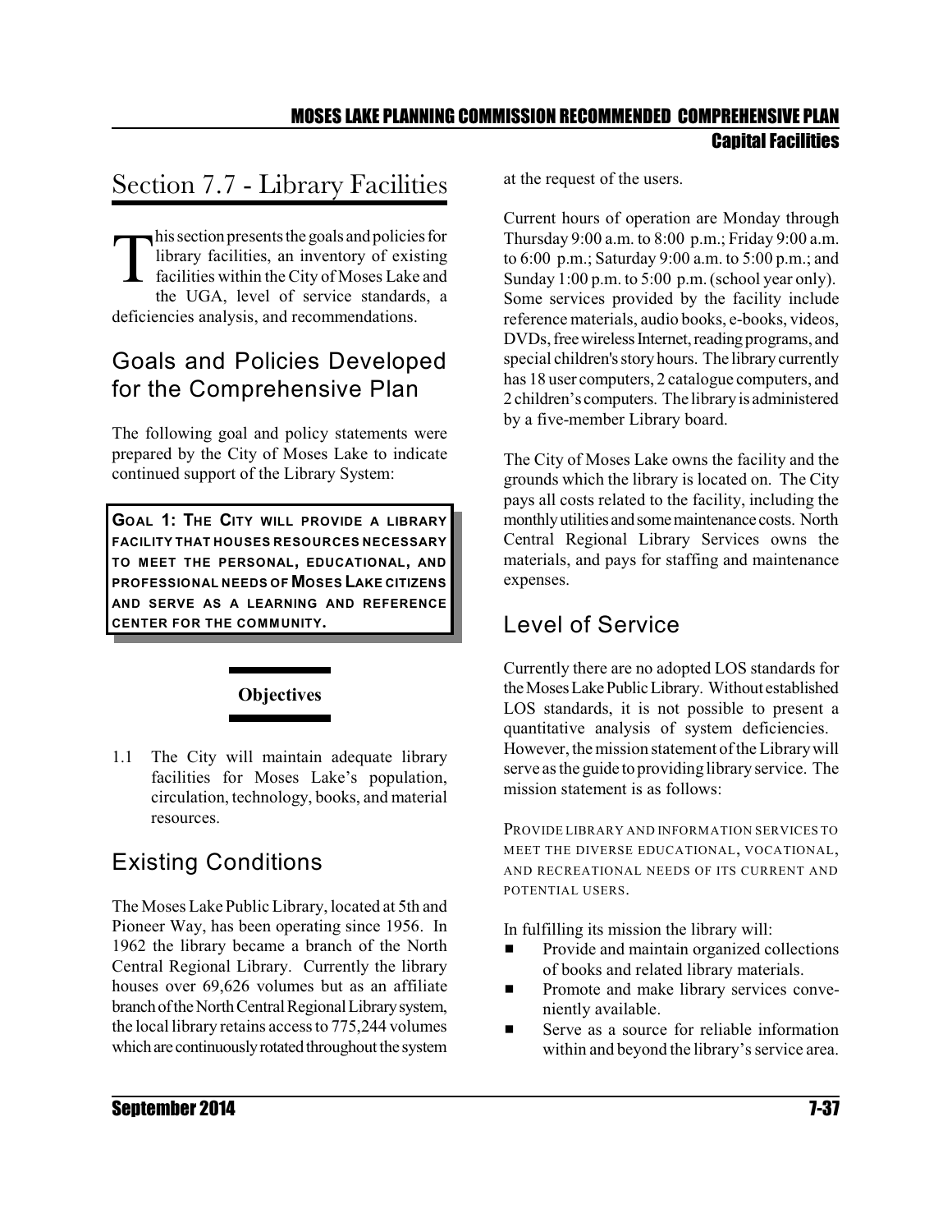# Section 7.7 - Library Facilities

This section presents the goals and policies for library facilities, an inventory of existing facilities within the City of Moses Lake and the UGA, level of service standards, a deficiencies analysis, and recommendations.

## Goals and Policies Developed for the Comprehensive Plan

The following goal and policy statements were prepared by the City of Moses Lake to indicate continued support of the Library System:

**GOAL 1: THE CITY WILL PROVIDE A LIBRARY FACILITY THAT HOUSES RESOURCES NECESSARY TO MEET THE PERSONAL, EDUCATIONAL, AND PROFESSIONAL NEEDS OF MOSES LAKE CITIZENS AND SERVE AS A LEARNING AND REFERENCE CENTER FOR THE COMMUNITY.**

**Objectives**

1.1 The City will maintain adequate library facilities for Moses Lake's population, circulation, technology, books, and material resources.

## Existing Conditions

The Moses Lake Public Library, located at 5th and Pioneer Way, has been operating since 1956. In 1962 the library became a branch of the North Central Regional Library. Currently the library houses over 69,626 volumes but as an affiliate branch of the North Central Regional Library system, the local library retains access to 775,244 volumes which are continuously rotated throughout the system at the request of the users.

Current hours of operation are Monday through Thursday 9:00 a.m. to 8:00 p.m.; Friday 9:00 a.m. to 6:00 p.m.; Saturday 9:00 a.m. to 5:00 p.m.; and Sunday 1:00 p.m. to 5:00 p.m. (school year only). Some services provided by the facility include reference materials, audio books, e-books, videos, DVDs, free wireless Internet, reading programs, and special children's story hours. The library currently has 18 user computers, 2 catalogue computers, and 2 children's computers. The library is administered by a five-member Library board.

The City of Moses Lake owns the facility and the grounds which the library is located on. The City pays all costs related to the facility, including the monthly utilities and some maintenance costs. North Central Regional Library Services owns the materials, and pays for staffing and maintenance expenses.

## Level of Service

Currently there are no adopted LOS standards for the Moses Lake Public Library. Without established LOS standards, it is not possible to present a quantitative analysis of system deficiencies. However, the mission statement of the Library will serve as the guide to providing library service. The mission statement is as follows:

PROVIDE LIBRARY AND INFORMATION SERVICES TO MEET THE DIVERSE EDUCATIONAL, VOCATIONAL, AND RECREATIONAL NEEDS OF ITS CURRENT AND POTENTIAL USERS.

In fulfilling its mission the library will:

- Provide and maintain organized collections of books and related library materials.
- Promote and make library services conveniently available.
- Serve as a source for reliable information within and beyond the library's service area.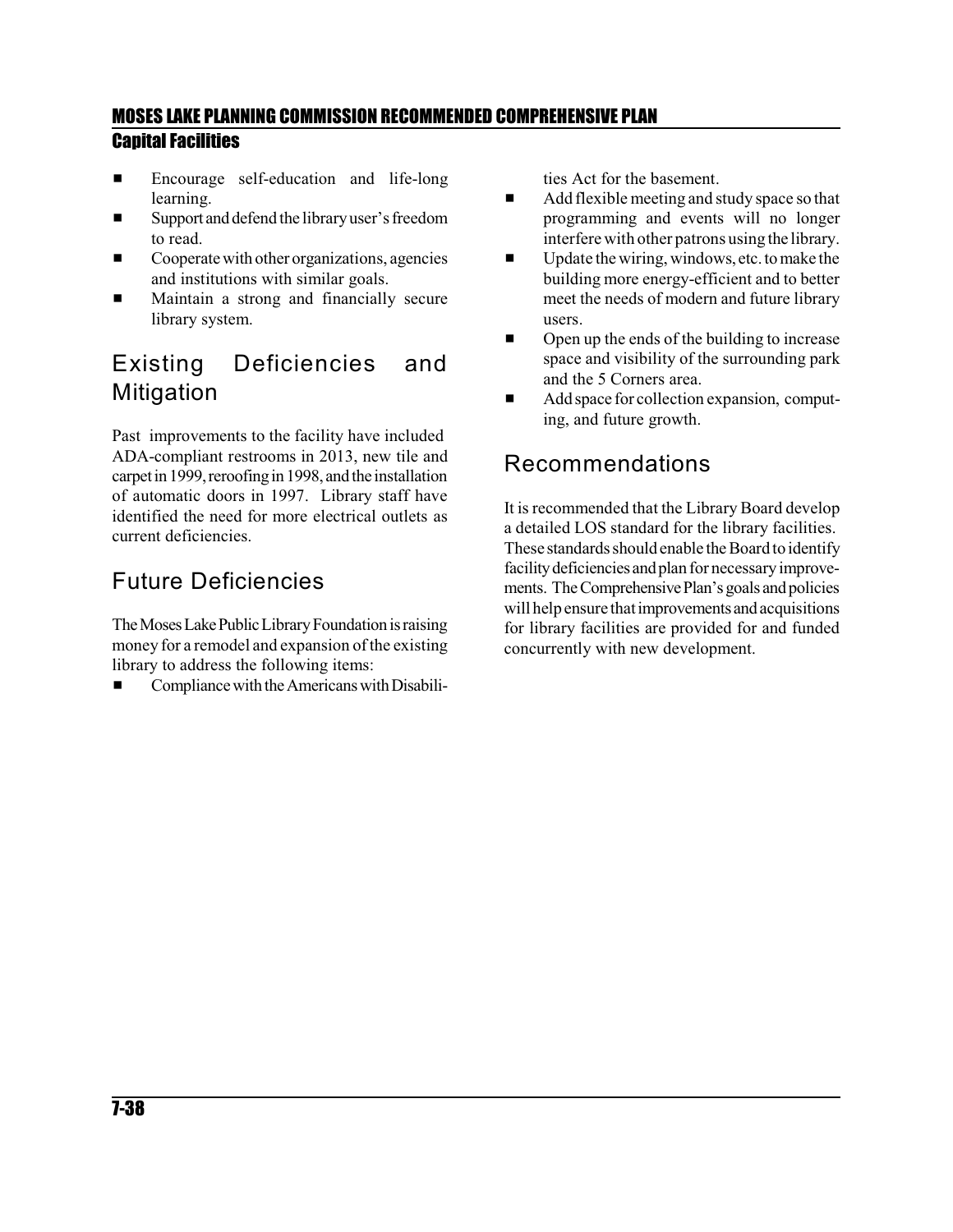- Encourage self-education and life-long learning.
- Support and defend the library user's freedom to read.
- Cooperate with other organizations, agencies and institutions with similar goals.
- Maintain a strong and financially secure library system.

## Existing Deficiencies and Mitigation

Past improvements to the facility have included ADA-compliant restrooms in 2013, new tile and carpet in 1999, reroofing in 1998, and the installation of automatic doors in 1997. Library staff have identified the need for more electrical outlets as current deficiencies.

## Future Deficiencies

The Moses Lake Public Library Foundation is raising money for a remodel and expansion of the existing library to address the following items:

- Compliance with the Americans with Disabilities Act for the basement.
- Add flexible meeting and study space so that programming and events will no longer interfere with other patrons using the library.
- Update the wiring, windows, etc. to make the building more energy-efficient and to better meet the needs of modern and future library users.
- Open up the ends of the building to increase space and visibility of the surrounding park and the 5 Corners area.
- Add space for collection expansion, computing, and future growth.

## Recommendations

It is recommended that the Library Board develop a detailed LOS standard for the library facilities. These standards should enable the Board to identify facility deficiencies and plan for necessary improvements. The Comprehensive Plan's goals and policies will help ensure that improvements and acquisitions for library facilities are provided for and funded concurrently with new development.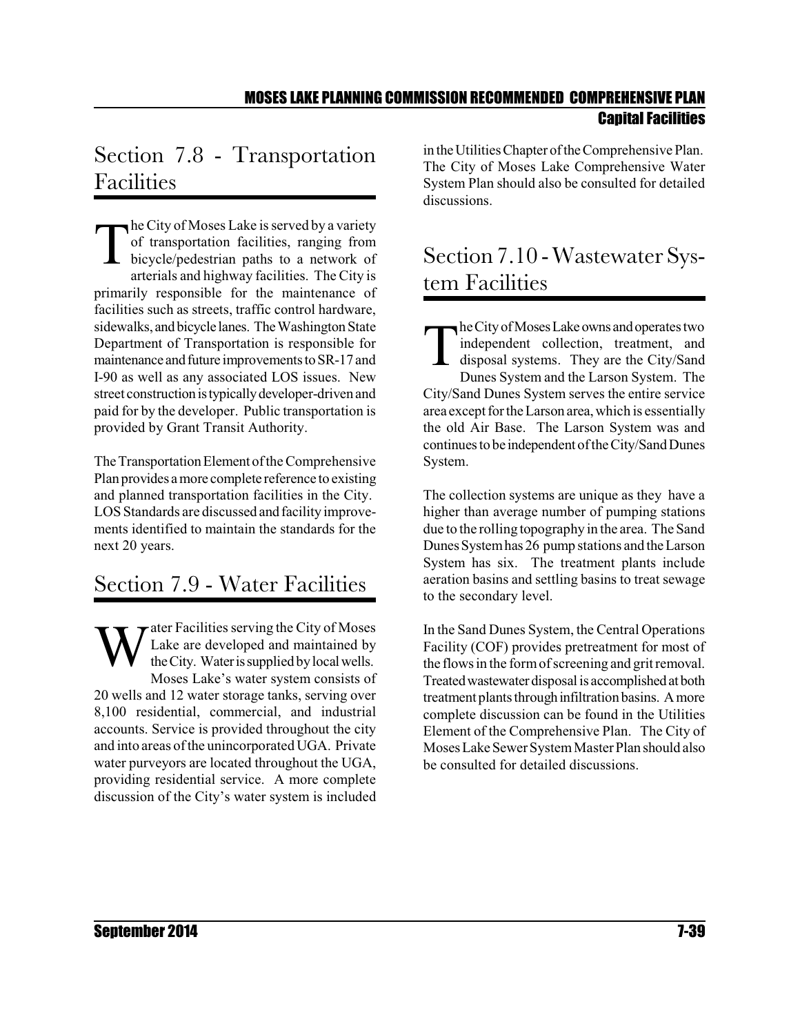## Section 7.8 - Transportation Facilities

The City of Moses Lake is served by a variety of transportation facilities, ranging from bicycle/pedestrian paths to a network of arterials and highway facilities. The City is primarily responsible for the maintenance of facilities such as streets, traffic control hardware, sidewalks, and bicycle lanes. The Washington State Department of Transportation is responsible for maintenance and future improvements to SR-17 and I-90 as well as any associated LOS issues. New street construction is typically developer-driven and paid for by the developer. Public transportation is provided by Grant Transit Authority.

The Transportation Element of the Comprehensive Plan provides a more complete reference to existing and planned transportation facilities in the City. LOS Standards are discussed and facility improvements identified to maintain the standards for the next 20 years.

## Section 7.9 - Water Facilities

Water Facilities serving the City of Moses Lake are developed and maintained by the City. Water is supplied by local wells. Moses Lake's water system consists of 20 wells and 12 water storage tanks, serving over 8,100 residential, commercial, and industrial accounts. Service is provided throughout the city and into areas of the unincorporated UGA. Private water purveyors are located throughout the UGA, providing residential service. A more complete discussion of the City's water system is included in the Utilities Chapter of the Comprehensive Plan. The City of Moses Lake Comprehensive Water System Plan should also be consulted for detailed discussions.

## Section 7.10 - Wastewater System Facilities

The City of Moses Lake owns and operates two independent collection, treatment, and disposal systems. They are the City/Sand Dunes System and the Larson System. The City/Sand Dunes System serves the entire service area except for the Larson area, which is essentially the old Air Base. The Larson System was and continues to be independent of the City/Sand Dunes System.

The collection systems are unique as they have a higher than average number of pumping stations due to the rolling topography in the area. The Sand Dunes System has 26 pump stations and the Larson System has six. The treatment plants include aeration basins and settling basins to treat sewage to the secondary level.

In the Sand Dunes System, the Central Operations Facility (COF) provides pretreatment for most of the flows in the form of screening and grit removal. Treated wastewater disposal is accomplished at both treatment plants through infiltration basins. A more complete discussion can be found in the Utilities Element of the Comprehensive Plan. The City of Moses Lake Sewer System Master Plan should also be consulted for detailed discussions.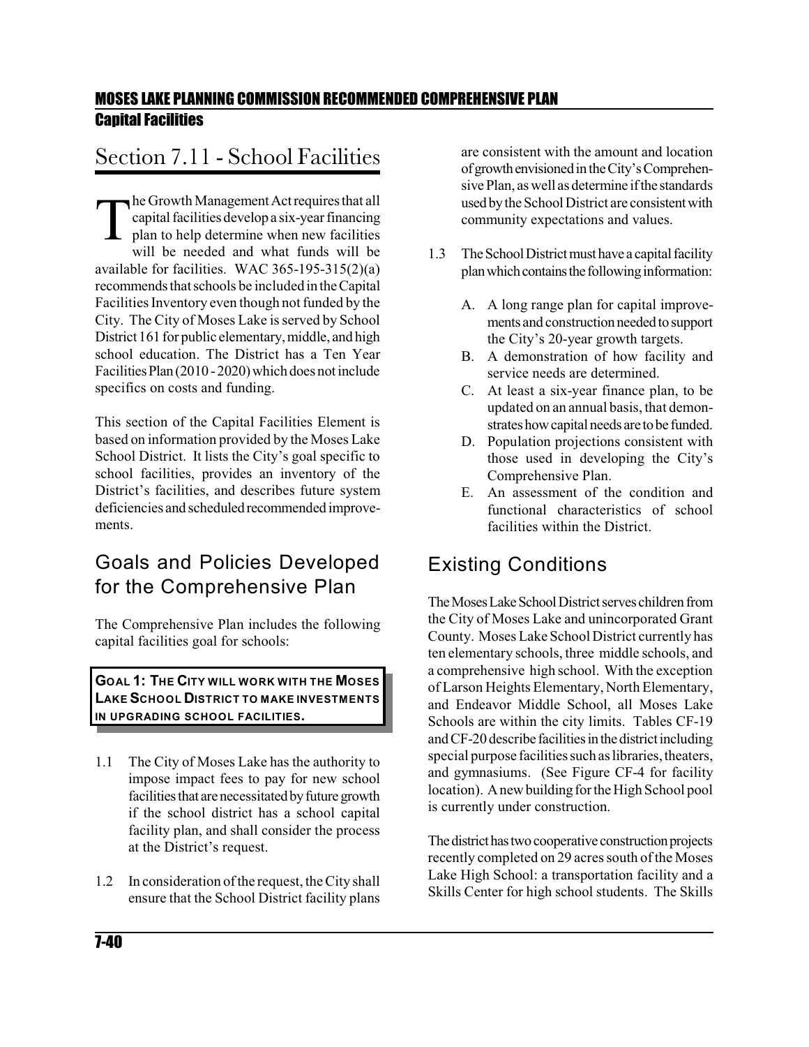# Section 7.11 - School Facilities

The Growth Management Act requires that all capital facilities develop a six-year financing plan to help determine when new facilities will be needed and what funds will be available for facilities. WAC 365-195-315(2)(a) recommends that schools be included in the Capital Facilities Inventory even though not funded by the City. The City of Moses Lake is served by School District 161 for public elementary, middle, and high school education. The District has a Ten Year Facilities Plan (2010 - 2020) which does not include specifics on costs and funding.

This section of the Capital Facilities Element is based on information provided by the Moses Lake School District. It lists the City's goal specific to school facilities, provides an inventory of the District's facilities, and describes future system deficiencies and scheduled recommended improvements.

## Goals and Policies Developed for the Comprehensive Plan

The Comprehensive Plan includes the following capital facilities goal for schools:

**GOAL 1: THE CITY WILL WORK WITH THE MOSES LAKE SCHOOL DISTRICT TO MAKE INVESTMENTS IN UPGRADING SCHOOL FACILITIES.**

1.1 The City of Moses Lake has the authority to impose impact fees to pay for new school facilities that are necessitated by future growth if the school district has a school capital facility plan, and shall consider the process at the District's request.

1.2 In consideration of the request, the City shall ensure that the School District facility plans are consistent with the amount and location of growth envisioned in the City's Comprehensive Plan, as well as determine if the standards used by the School District are consistent with community expectations and values.

1.3 The School District must have a capital facility plan which contains the following information:

   A. A long range plan for capital improvements and construction needed to support the City's 20-year growth targets.
   B. A demonstration of how facility and service needs are determined.
   C. At least a six-year finance plan, to be updated on an annual basis, that demonstrates how capital needs are to be funded.
   D. Population projections consistent with those used in developing the City's Comprehensive Plan.
   E. An assessment of the condition and functional characteristics of school facilities within the District.

## Existing Conditions

The Moses Lake School District serves children from the City of Moses Lake and unincorporated Grant County. Moses Lake School District currently has ten elementary schools, three middle schools, and a comprehensive high school. With the exception of Larson Heights Elementary, North Elementary, and Endeavor Middle School, all Moses Lake Schools are within the city limits. Tables CF-19 and CF-20 describe facilities in the district including special purpose facilities such as libraries, theaters, and gymnasiums. (See Figure CF-4 for facility location). A new building for the High School pool is currently under construction.

The district has two cooperative construction projects recently completed on 29 acres south of the Moses Lake High School: a transportation facility and a Skills Center for high school students. The Skills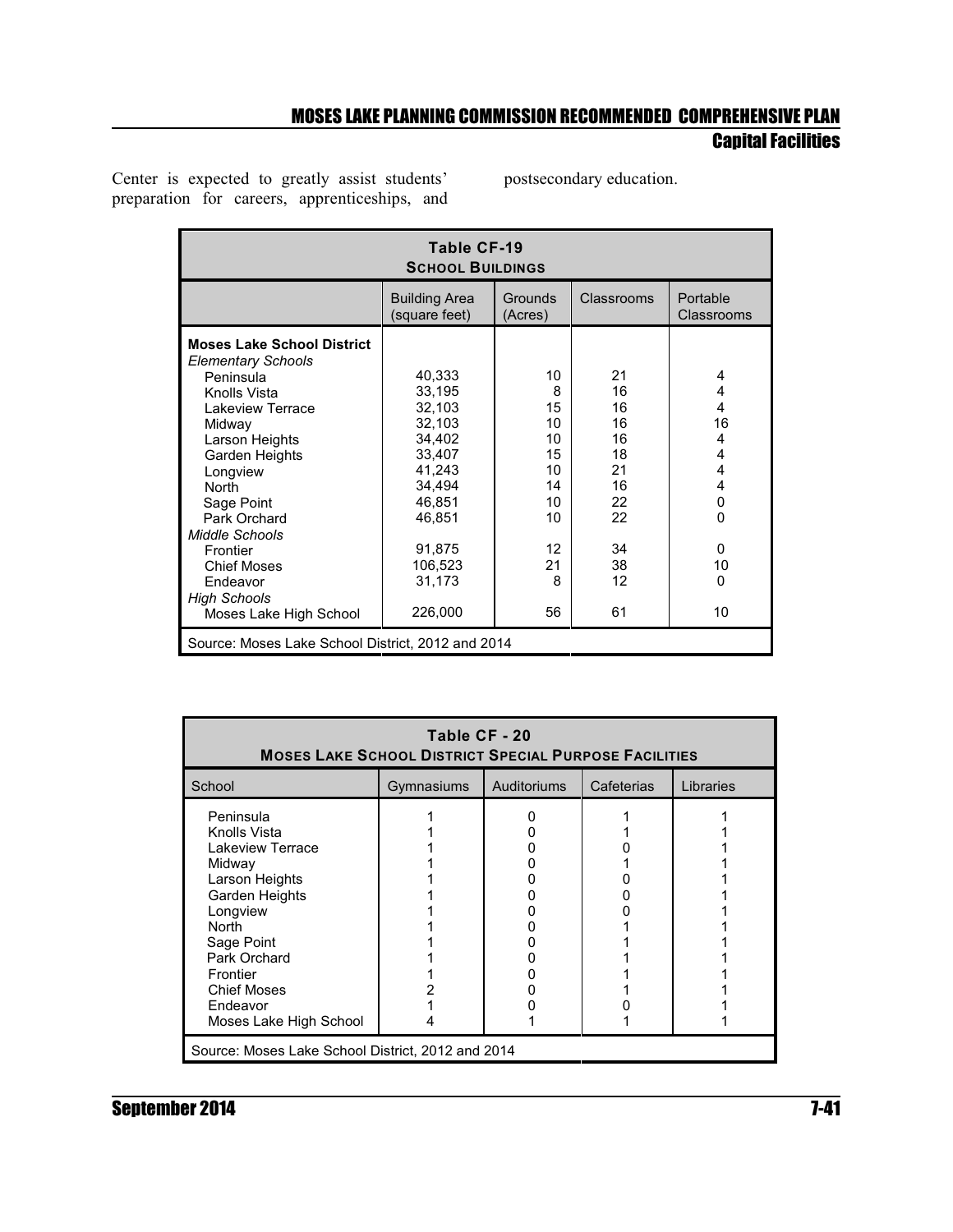Center is expected to greatly assist students' preparation for careers, apprenticeships, and postsecondary education.

| Table CF-19<br>SCHOOL BUILDINGS | | | | |
|---|---|---|---|---|
| | Building Area (square feet) | Grounds (Acres) | Classrooms | Portable Classrooms |
| **Moses Lake School District** | | | | |
| *Elementary Schools* | | | | |
| Peninsula | 40,333 | 10 | 21 | 4 |
| Knolls Vista | 33,195 | 8 | 16 | 4 |
| Lakeview Terrace | 32,103 | 15 | 16 | 4 |
| Midway | 32,103 | 10 | 16 | 16 |
| Larson Heights | 34,402 | 10 | 16 | 4 |
| Garden Heights | 33,407 | 15 | 18 | 4 |
| Longview | 41,243 | 10 | 21 | 4 |
| North | 34,494 | 14 | 16 | 4 |
| Sage Point | 46,851 | 10 | 22 | 0 |
| Park Orchard | 46,851 | 10 | 22 | 0 |
| *Middle Schools* | | | | |
| Frontier | 91,875 | 12 | 34 | 0 |
| Chief Moses | 106,523 | 21 | 38 | 10 |
| Endeavor | 31,173 | 8 | 12 | 0 |
| *High Schools* | | | | |
| Moses Lake High School | 226,000 | 56 | 61 | 10 |

Source: Moses Lake School District, 2012 and 2014

| Table CF - 20<br>MOSES LAKE SCHOOL DISTRICT SPECIAL PURPOSE FACILITIES | | | | |
|---|---|---|---|---|
| School | Gymnasiums | Auditoriums | Cafeterias | Libraries |
| Peninsula | 1 | 0 | 1 | 1 |
| Knolls Vista | 1 | 0 | 1 | 1 |
| Lakeview Terrace | 1 | 0 | 0 | 1 |
| Midway | 1 | 0 | 1 | 1 |
| Larson Heights | 1 | 0 | 0 | 1 |
| Garden Heights | 1 | 0 | 0 | 1 |
| Longview | 1 | 0 | 0 | 1 |
| North | 1 | 0 | 1 | 1 |
| Sage Point | 1 | 0 | 1 | 1 |
| Park Orchard | 1 | 0 | 1 | 1 |
| Frontier | 1 | 0 | 1 | 1 |
| Chief Moses | 2 | 0 | 1 | 1 |
| Endeavor | 1 | 0 | 0 | 1 |
| Moses Lake High School | 4 | 1 | 1 | 1 |

Source: Moses Lake School District, 2012 and 2014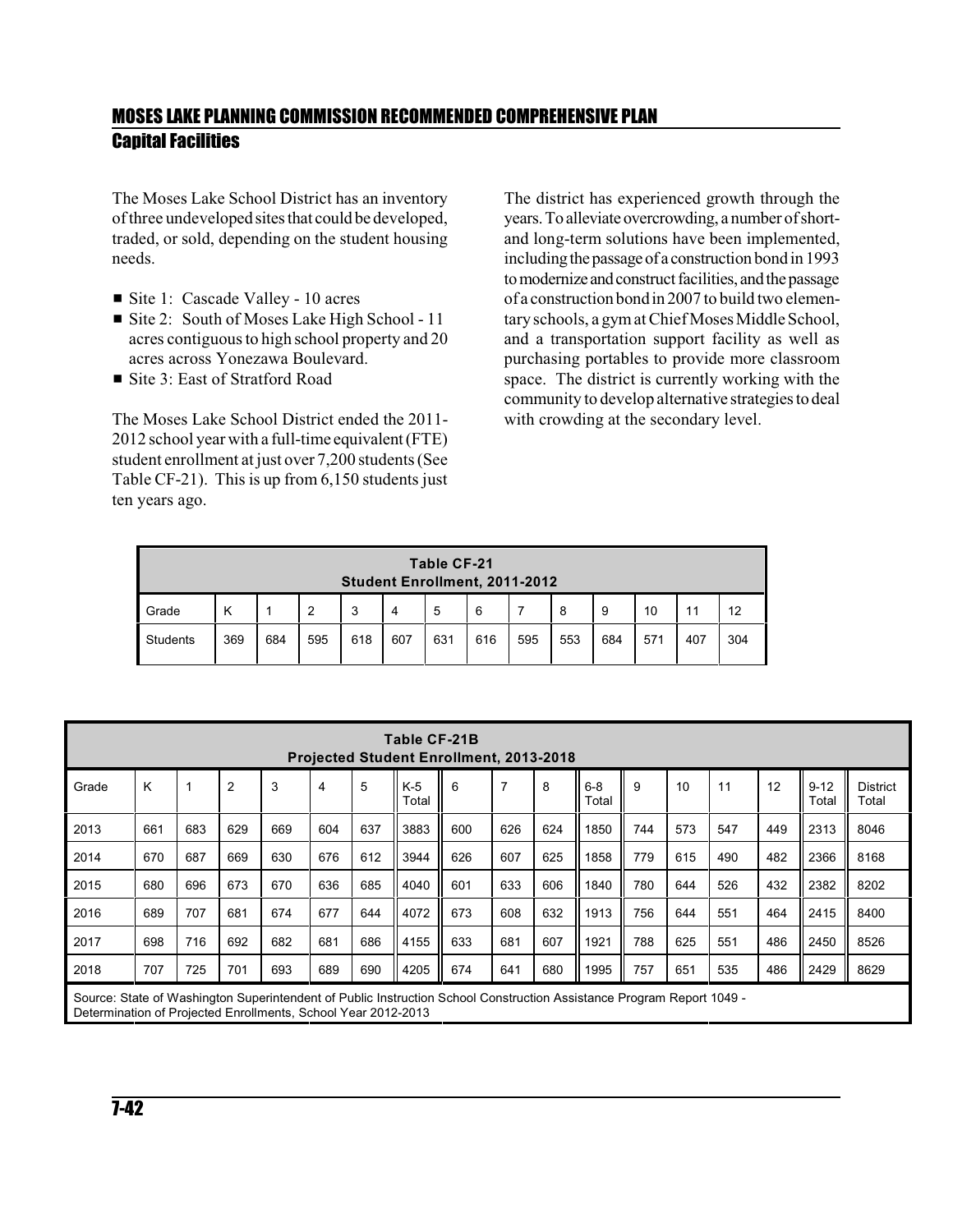The Moses Lake School District has an inventory of three undeveloped sites that could be developed, traded, or sold, depending on the student housing needs.

- Site 1: Cascade Valley - 10 acres
- Site 2: South of Moses Lake High School - 11 acres contiguous to high school property and 20 acres across Yonezawa Boulevard.
- Site 3: East of Stratford Road

The Moses Lake School District ended the 2011-2012 school year with a full-time equivalent (FTE) student enrollment at just over 7,200 students (See Table CF-21). This is up from 6,150 students just ten years ago.

The district has experienced growth through the years. To alleviate overcrowding, a number of short- and long-term solutions have been implemented, including the passage of a construction bond in 1993 to modernize and construct facilities, and the passage of a construction bond in 2007 to build two elementary schools, a gym at Chief Moses Middle School, and a transportation support facility as well as purchasing portables to provide more classroom space. The district is currently working with the community to develop alternative strategies to deal with crowding at the secondary level.

**Table CF-21**
**Student Enrollment, 2011-2012**

| Grade | K | 1 | 2 | 3 | 4 | 5 | 6 | 7 | 8 | 9 | 10 | 11 | 12 |
|---|---|---|---|---|---|---|---|---|---|---|---|---|---|
| Students | 369 | 684 | 595 | 618 | 607 | 631 | 616 | 595 | 553 | 684 | 571 | 407 | 304 |

**Table CF-21B**
**Projected Student Enrollment, 2013-2018**

| Grade | K | 1 | 2 | 3 | 4 | 5 | K-5 Total | 6 | 7 | 8 | 6-8 Total | 9 | 10 | 11 | 12 | 9-12 Total | District Total |
|---|---|---|---|---|---|---|---|---|---|---|---|---|---|---|---|---|---|
| 2013 | 661 | 683 | 629 | 669 | 604 | 637 | 3883 | 600 | 626 | 624 | 1850 | 744 | 573 | 547 | 449 | 2313 | 8046 |
| 2014 | 670 | 687 | 669 | 630 | 676 | 612 | 3944 | 626 | 607 | 625 | 1858 | 779 | 615 | 490 | 482 | 2366 | 8168 |
| 2015 | 680 | 696 | 673 | 670 | 636 | 685 | 4040 | 601 | 633 | 606 | 1840 | 780 | 644 | 526 | 432 | 2382 | 8202 |
| 2016 | 689 | 707 | 681 | 674 | 677 | 644 | 4072 | 673 | 608 | 632 | 1913 | 756 | 644 | 551 | 464 | 2415 | 8400 |
| 2017 | 698 | 716 | 692 | 682 | 681 | 686 | 4155 | 633 | 681 | 607 | 1921 | 788 | 625 | 551 | 486 | 2450 | 8526 |
| 2018 | 707 | 725 | 701 | 693 | 689 | 690 | 4205 | 674 | 641 | 680 | 1995 | 757 | 651 | 535 | 486 | 2429 | 8629 |

Source: State of Washington Superintendent of Public Instruction School Construction Assistance Program Report 1049 - Determination of Projected Enrollments, School Year 2012-2013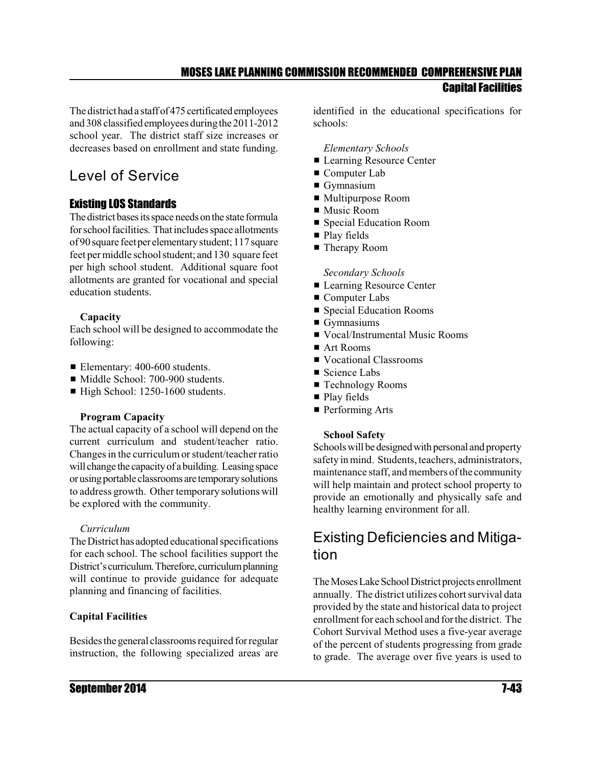The district had a staff of 475 certificated employees and 308 classified employees during the 2011-2012 school year. The district staff size increases or decreases based on enrollment and state funding.

## Level of Service

### Existing LOS Standards

The district bases its space needs on the state formula for school facilities. That includes space allotments of 90 square feet per elementary student; 117 square feet per middle school student; and 130 square feet per high school student. Additional square foot allotments are granted for vocational and special education students.

**Capacity**

Each school will be designed to accommodate the following:

- Elementary: 400-600 students.
- Middle School: 700-900 students.
- High School: 1250-1600 students.

**Program Capacity**

The actual capacity of a school will depend on the current curriculum and student/teacher ratio. Changes in the curriculum or student/teacher ratio will change the capacity of a building. Leasing space or using portable classrooms are temporary solutions to address growth. Other temporary solutions will be explored with the community.

*Curriculum*

The District has adopted educational specifications for each school. The school facilities support the District's curriculum. Therefore, curriculum planning will continue to provide guidance for adequate planning and financing of facilities.

**Capital Facilities**

Besides the general classrooms required for regular instruction, the following specialized areas are identified in the educational specifications for schools:

*Elementary Schools*

- Learning Resource Center
- Computer Lab
- Gymnasium
- Multipurpose Room
- Music Room
- Special Education Room
- Play fields
- Therapy Room

*Secondary Schools*

- Learning Resource Center
- Computer Labs
- Special Education Rooms
- Gymnasiums
- Vocal/Instrumental Music Rooms
- Art Rooms
- Vocational Classrooms
- Science Labs
- Technology Rooms
- Play fields
- Performing Arts

**School Safety**

Schools will be designed with personal and property safety in mind. Students, teachers, administrators, maintenance staff, and members of the community will help maintain and protect school property to provide an emotionally and physically safe and healthy learning environment for all.

## Existing Deficiencies and Mitigation

The Moses Lake School District projects enrollment annually. The district utilizes cohort survival data provided by the state and historical data to project enrollment for each school and for the district. The Cohort Survival Method uses a five-year average of the percent of students progressing from grade to grade. The average over five years is used to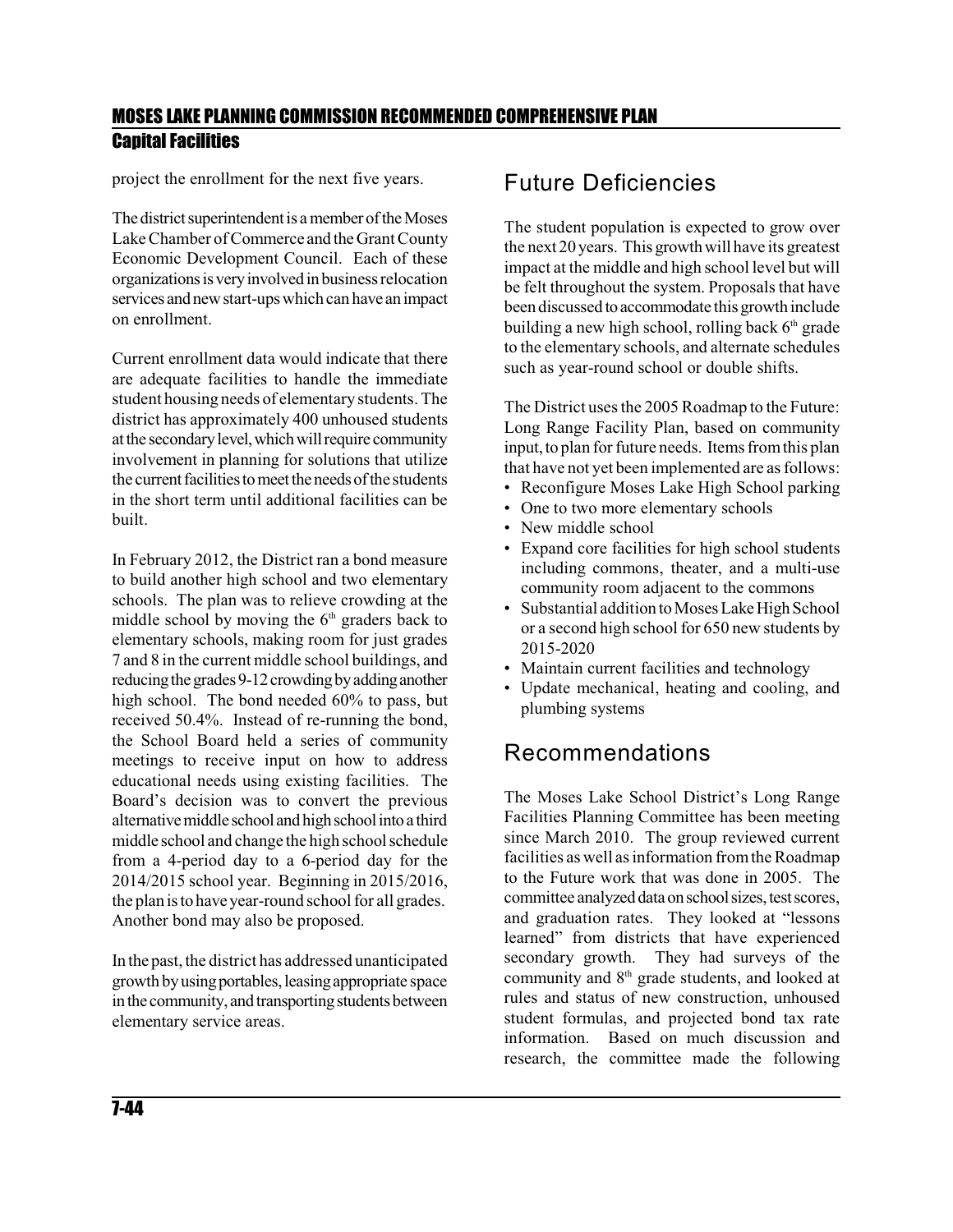project the enrollment for the next five years.

The district superintendent is a member of the Moses Lake Chamber of Commerce and the Grant County Economic Development Council. Each of these organizations is very involved in business relocation services and new start-ups which can have an impact on enrollment.

Current enrollment data would indicate that there are adequate facilities to handle the immediate student housing needs of elementary students. The district has approximately 400 unhoused students at the secondary level, which will require community involvement in planning for solutions that utilize the current facilities to meet the needs of the students in the short term until additional facilities can be built.

In February 2012, the District ran a bond measure to build another high school and two elementary schools. The plan was to relieve crowding at the middle school by moving the 6th graders back to elementary schools, making room for just grades 7 and 8 in the current middle school buildings, and reducing the grades 9-12 crowding by adding another high school. The bond needed 60% to pass, but received 50.4%. Instead of re-running the bond, the School Board held a series of community meetings to receive input on how to address educational needs using existing facilities. The Board's decision was to convert the previous alternative middle school and high school into a third middle school and change the high school schedule from a 4-period day to a 6-period day for the 2014/2015 school year. Beginning in 2015/2016, the plan is to have year-round school for all grades. Another bond may also be proposed.

In the past, the district has addressed unanticipated growth by using portables, leasing appropriate space in the community, and transporting students between elementary service areas.

## Future Deficiencies

The student population is expected to grow over the next 20 years. This growth will have its greatest impact at the middle and high school level but will be felt throughout the system. Proposals that have been discussed to accommodate this growth include building a new high school, rolling back 6th grade to the elementary schools, and alternate schedules such as year-round school or double shifts.

The District uses the 2005 Roadmap to the Future: Long Range Facility Plan, based on community input, to plan for future needs. Items from this plan that have not yet been implemented are as follows:

- Reconfigure Moses Lake High School parking
- One to two more elementary schools
- New middle school
- Expand core facilities for high school students including commons, theater, and a multi-use community room adjacent to the commons
- Substantial addition to Moses Lake High School or a second high school for 650 new students by 2015-2020
- Maintain current facilities and technology
- Update mechanical, heating and cooling, and plumbing systems

## Recommendations

The Moses Lake School District's Long Range Facilities Planning Committee has been meeting since March 2010. The group reviewed current facilities as well as information from the Roadmap to the Future work that was done in 2005. The committee analyzed data on school sizes, test scores, and graduation rates. They looked at "lessons learned" from districts that have experienced secondary growth. They had surveys of the community and 8th grade students, and looked at rules and status of new construction, unhoused student formulas, and projected bond tax rate information. Based on much discussion and research, the committee made the following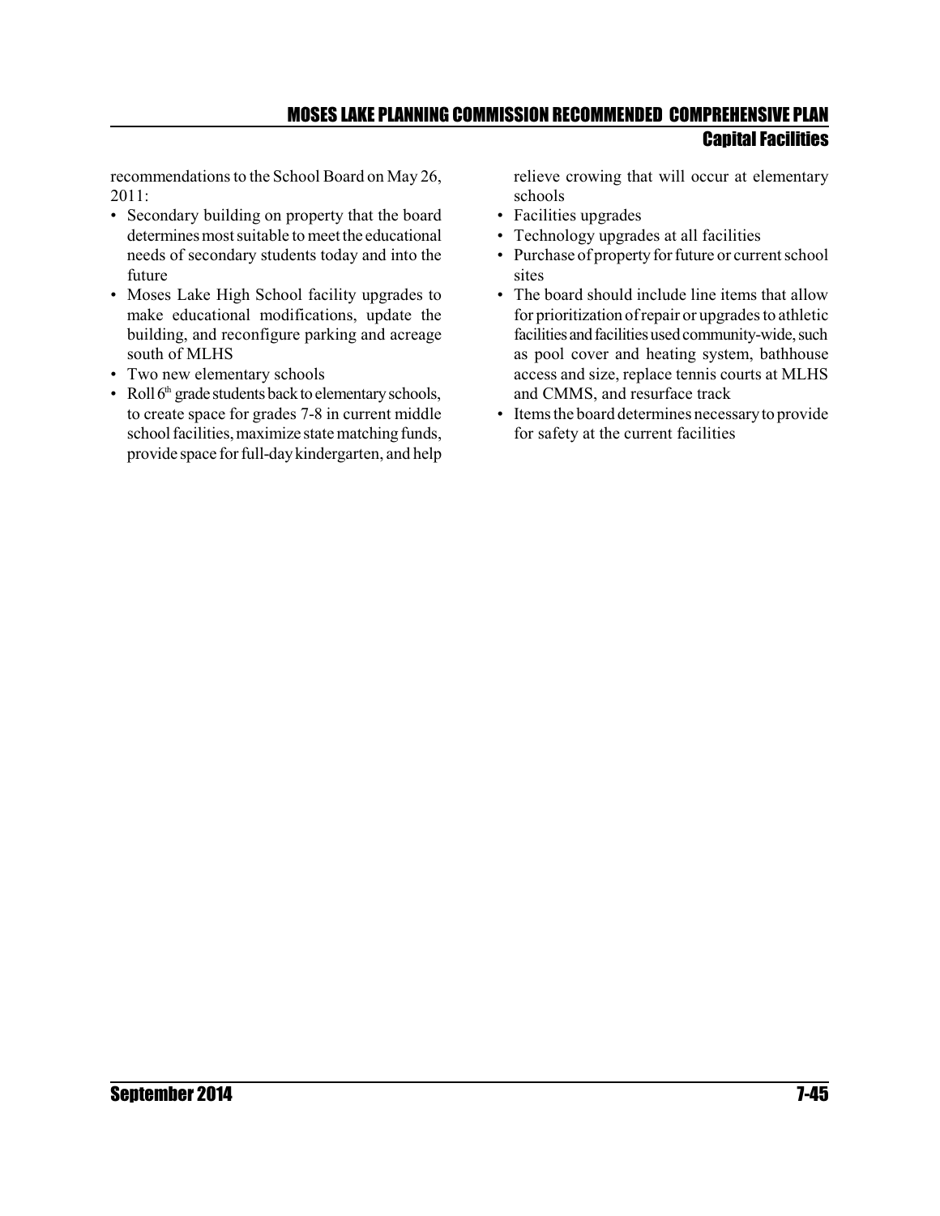recommendations to the School Board on May 26, 2011:

- Secondary building on property that the board determines most suitable to meet the educational needs of secondary students today and into the future
- Moses Lake High School facility upgrades to make educational modifications, update the building, and reconfigure parking and acreage south of MLHS
- Two new elementary schools
- Roll 6th grade students back to elementary schools, to create space for grades 7-8 in current middle school facilities, maximize state matching funds, provide space for full-day kindergarten, and help relieve crowing that will occur at elementary schools
- Facilities upgrades
- Technology upgrades at all facilities
- Purchase of property for future or current school sites
- The board should include line items that allow for prioritization of repair or upgrades to athletic facilities and facilities used community-wide, such as pool cover and heating system, bathhouse access and size, replace tennis courts at MLHS and CMMS, and resurface track
- Items the board determines necessary to provide for safety at the current facilities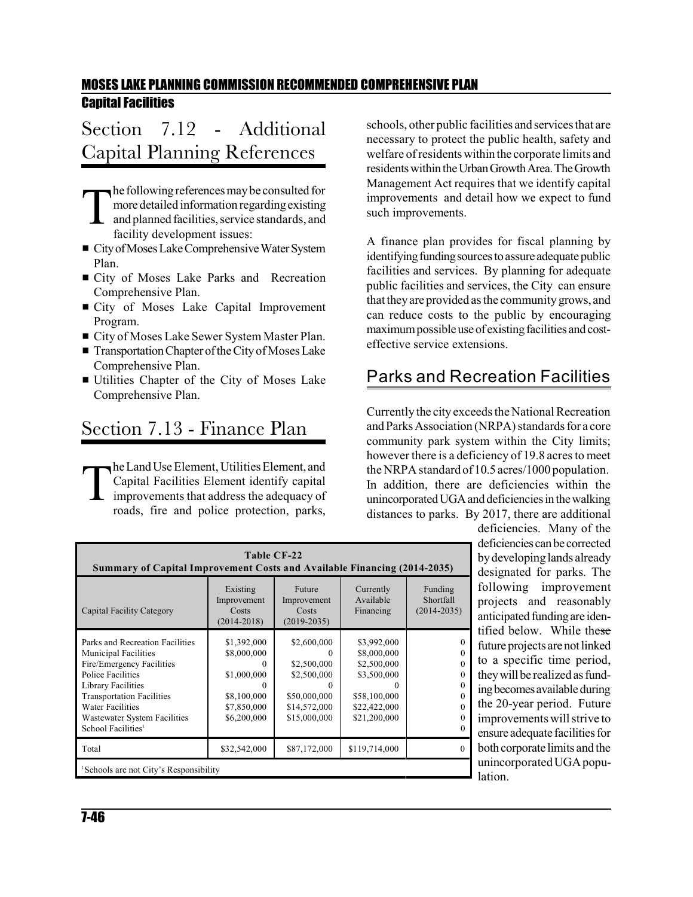## Section 7.12 - Additional Capital Planning References

The following references may be consulted for more detailed information regarding existing and planned facilities, service standards, and facility development issues:

- City of Moses Lake Comprehensive Water System Plan.
- City of Moses Lake Parks and Recreation Comprehensive Plan.
- City of Moses Lake Capital Improvement Program.
- City of Moses Lake Sewer System Master Plan.
- Transportation Chapter of the City of Moses Lake Comprehensive Plan.
- Utilities Chapter of the City of Moses Lake Comprehensive Plan.

## Section 7.13 - Finance Plan

The Land Use Element, Utilities Element, and Capital Facilities Element identify capital improvements that address the adequacy of roads, fire and police protection, parks, schools, other public facilities and services that are necessary to protect the public health, safety and welfare of residents within the corporate limits and residents within the Urban Growth Area. The Growth Management Act requires that we identify capital improvements and detail how we expect to fund such improvements.

A finance plan provides for fiscal planning by identifying funding sources to assure adequate public facilities and services. By planning for adequate public facilities and services, the City can ensure that they are provided as the community grows, and can reduce costs to the public by encouraging maximum possible use of existing facilities and cost-effective service extensions.

### Parks and Recreation Facilities

Currently the city exceeds the National Recreation and Parks Association (NRPA) standards for a core community park system within the City limits; however there is a deficiency of 19.8 acres to meet the NRPA standard of 10.5 acres/1000 population. In addition, there are deficiencies within the unincorporated UGA and deficiencies in the walking distances to parks. By 2017, there are additional deficiencies. Many of the deficiencies can be corrected by developing lands already designated for parks. The following improvement projects and reasonably anticipated funding are identified below. While these future projects are not linked to a specific time period, they will be realized as funding becomes available during the 20-year period. Future improvements will strive to ensure adequate facilities for both corporate limits and the unincorporated UGA population.

**Table CF-22**
**Summary of Capital Improvement Costs and Available Financing (2014-2035)**

| Capital Facility Category | Existing Improvement Costs (2014-2018) | Future Improvement Costs (2019-2035) | Currently Available Financing | Funding Shortfall (2014-2035) |
|---|---|---|---|---|
| Parks and Recreation Facilities | $1,392,000 | $2,600,000 | $3,992,000 | 0 |
| Municipal Facilities | $8,000,000 | 0 | $8,000,000 | 0 |
| Fire/Emergency Facilities | 0 | $2,500,000 | $2,500,000 | 0 |
| Police Facilities | $1,000,000 | $2,500,000 | $3,500,000 | 0 |
| Library Facilities | 0 | 0 | 0 | 0 |
| Transportation Facilities | $8,100,000 | $50,000,000 | $58,100,000 | 0 |
| Water Facilities | $7,850,000 | $14,572,000 | $22,422,000 | 0 |
| Wastewater System Facilities | $6,200,000 | $15,000,000 | $21,200,000 | 0 |
| School Facilities[1] | | | | 0 |
| Total | $32,542,000 | $87,172,000 | $119,714,000 | 0 |

[1]Schools are not City's Responsibility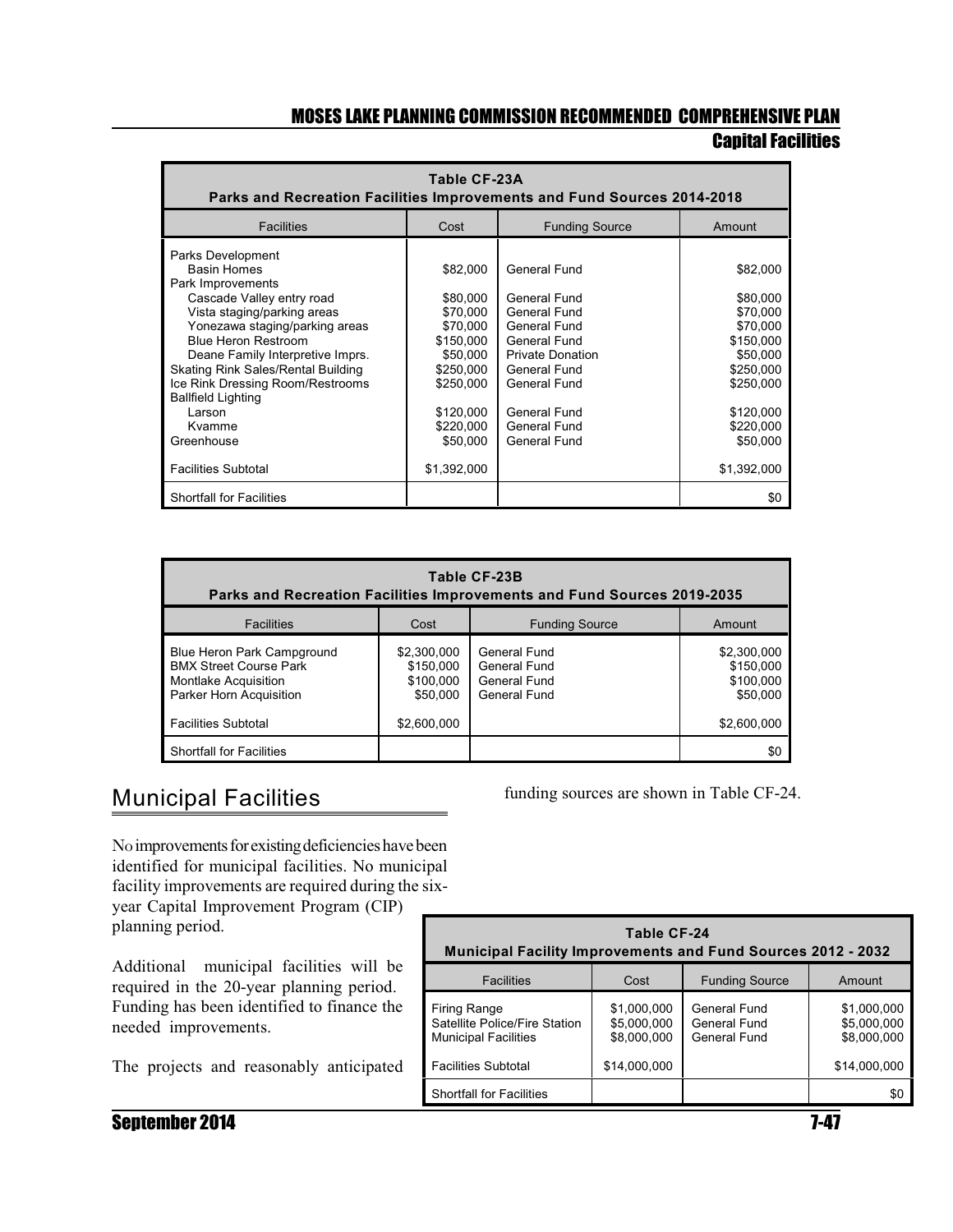| Table CF-23A Parks and Recreation Facilities Improvements and Fund Sources 2014-2018 | | | |
|---|---|---|---|
| Facilities | Cost | Funding Source | Amount |
| Parks Development | | | |
| Basin Homes | $82,000 | General Fund | $82,000 |
| Park Improvements | | | |
| Cascade Valley entry road | $80,000 | General Fund | $80,000 |
| Vista staging/parking areas | $70,000 | General Fund | $70,000 |
| Yonezawa staging/parking areas | $70,000 | General Fund | $70,000 |
| Blue Heron Restroom | $150,000 | General Fund | $150,000 |
| Deane Family Interpretive Imprs. | $50,000 | Private Donation | $50,000 |
| Skating Rink Sales/Rental Building | $250,000 | General Fund | $250,000 |
| Ice Rink Dressing Room/Restrooms | $250,000 | General Fund | $250,000 |
| Ballfield Lighting | | | |
| Larson | $120,000 | General Fund | $120,000 |
| Kvamme | $220,000 | General Fund | $220,000 |
| Greenhouse | $50,000 | General Fund | $50,000 |
| Facilities Subtotal | $1,392,000 | | $1,392,000 |
| Shortfall for Facilities | | | $0 |

| Table CF-23B Parks and Recreation Facilities Improvements and Fund Sources 2019-2035 | | | |
|---|---|---|---|
| Facilities | Cost | Funding Source | Amount |
| Blue Heron Park Campground | $2,300,000 | General Fund | $2,300,000 |
| BMX Street Course Park | $150,000 | General Fund | $150,000 |
| Montlake Acquisition | $100,000 | General Fund | $100,000 |
| Parker Horn Acquisition | $50,000 | General Fund | $50,000 |
| Facilities Subtotal | $2,600,000 | | $2,600,000 |
| Shortfall for Facilities | | | $0 |

## Municipal Facilities

No improvements for existing deficiencies have been identified for municipal facilities. No municipal facility improvements are required during the six-year Capital Improvement Program (CIP) planning period.

Additional municipal facilities will be required in the 20-year planning period. Funding has been identified to finance the needed improvements.

The projects and reasonably anticipated funding sources are shown in Table CF-24.

| Table CF-24 Municipal Facility Improvements and Fund Sources 2012 - 2032 | | | |
|---|---|---|---|
| Facilities | Cost | Funding Source | Amount |
| Firing Range | $1,000,000 | General Fund | $1,000,000 |
| Satellite Police/Fire Station | $5,000,000 | General Fund | $5,000,000 |
| Municipal Facilities | $8,000,000 | General Fund | $8,000,000 |
| Facilities Subtotal | $14,000,000 | | $14,000,000 |
| Shortfall for Facilities | | | $0 |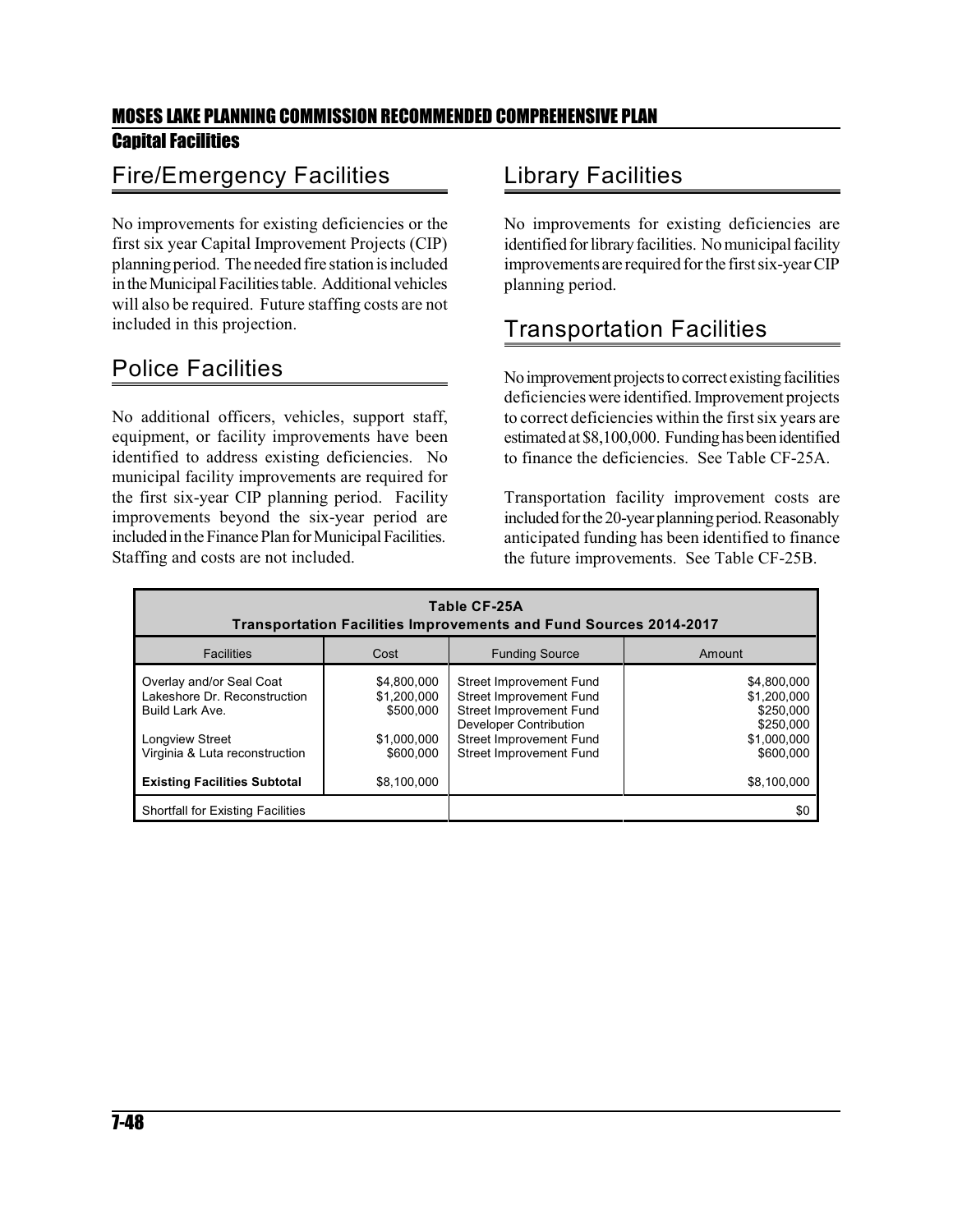# Fire/Emergency Facilities

No improvements for existing deficiencies or the first six year Capital Improvement Projects (CIP) planning period. The needed fire station is included in the Municipal Facilities table. Additional vehicles will also be required. Future staffing costs are not included in this projection.

# Police Facilities

No additional officers, vehicles, support staff, equipment, or facility improvements have been identified to address existing deficiencies. No municipal facility improvements are required for the first six-year CIP planning period. Facility improvements beyond the six-year period are included in the Finance Plan for Municipal Facilities. Staffing and costs are not included.

# Library Facilities

No improvements for existing deficiencies are identified for library facilities. No municipal facility improvements are required for the first six-year CIP planning period.

# Transportation Facilities

No improvement projects to correct existing facilities deficiencies were identified. Improvement projects to correct deficiencies within the first six years are estimated at $8,100,000. Funding has been identified to finance the deficiencies. See Table CF-25A.

Transportation facility improvement costs are included for the 20-year planning period. Reasonably anticipated funding has been identified to finance the future improvements. See Table CF-25B.

**Table CF-25A**
**Transportation Facilities Improvements and Fund Sources 2014-2017**

| Facilities | Cost | Funding Source | Amount |
|---|---|---|---|
| Overlay and/or Seal Coat | $4,800,000 | Street Improvement Fund | $4,800,000 |
| Lakeshore Dr. Reconstruction | $1,200,000 | Street Improvement Fund | $1,200,000 |
| Build Lark Ave. | $500,000 | Street Improvement Fund | $250,000 |
| | | Developer Contribution | $250,000 |
| Longview Street | $1,000,000 | Street Improvement Fund | $1,000,000 |
| Virginia & Luta reconstruction | $600,000 | Street Improvement Fund | $600,000 |
| **Existing Facilities Subtotal** | $8,100,000 | | $8,100,000 |
| Shortfall for Existing Facilities | | | $0 |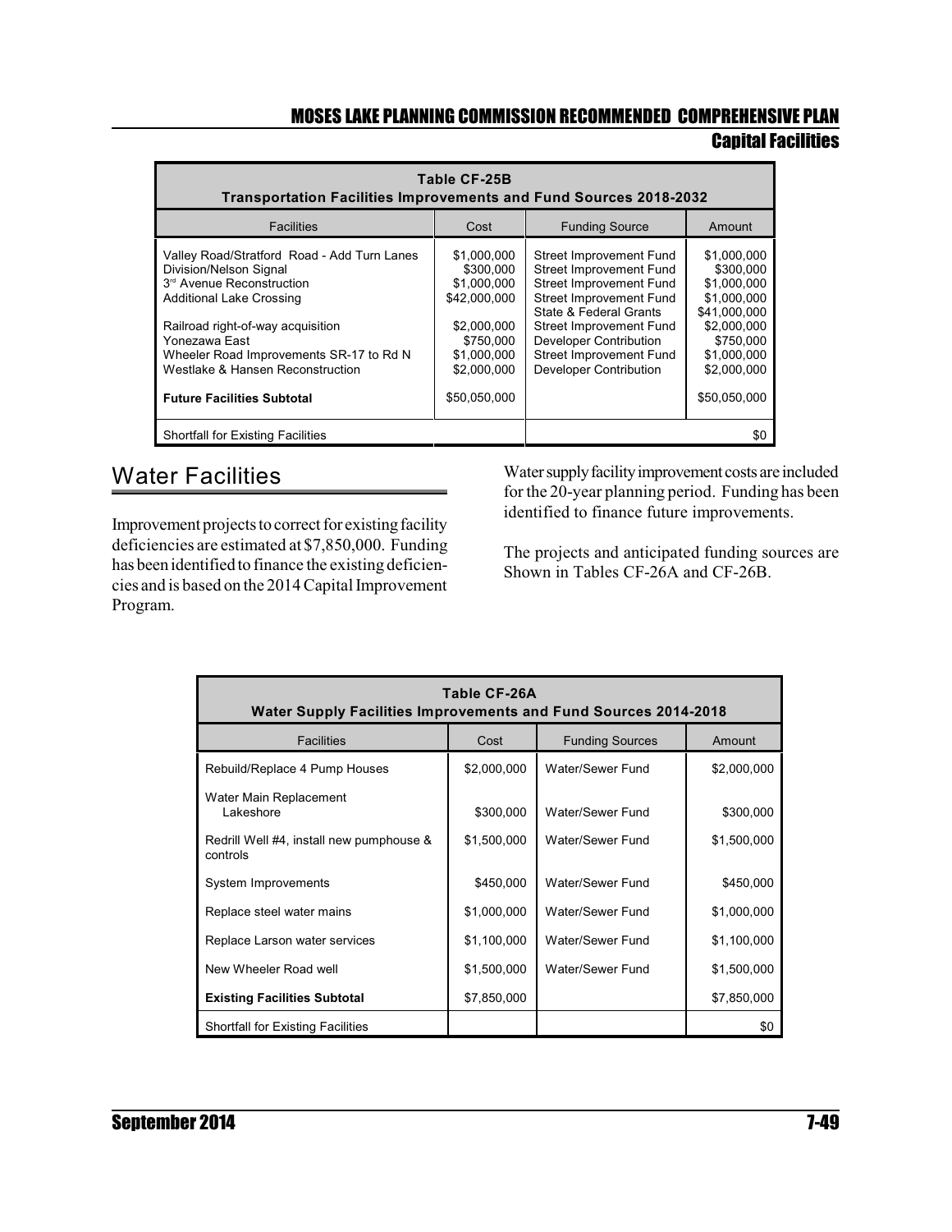| Table CF-25B Transportation Facilities Improvements and Fund Sources 2018-2032 | | | |
|---|---|---|---|
| Facilities | Cost | Funding Source | Amount |
| Valley Road/Stratford Road - Add Turn Lanes | $1,000,000 | Street Improvement Fund | $1,000,000 |
| Division/Nelson Signal | $300,000 | Street Improvement Fund | $300,000 |
| 3rd Avenue Reconstruction | $1,000,000 | Street Improvement Fund | $1,000,000 |
| Additional Lake Crossing | $42,000,000 | Street Improvement Fund | $1,000,000 |
| | | State & Federal Grants | $41,000,000 |
| Railroad right-of-way acquisition | $2,000,000 | Street Improvement Fund | $2,000,000 |
| Yonezawa East | $750,000 | Developer Contribution | $750,000 |
| Wheeler Road Improvements SR-17 to Rd N | $1,000,000 | Street Improvement Fund | $1,000,000 |
| Westlake & Hansen Reconstruction | $2,000,000 | Developer Contribution | $2,000,000 |
| **Future Facilities Subtotal** | $50,050,000 | | $50,050,000 |
| Shortfall for Existing Facilities | | | $0 |

## Water Facilities

Improvement projects to correct for existing facility deficiencies are estimated at $7,850,000. Funding has been identified to finance the existing deficiencies and is based on the 2014 Capital Improvement Program.

Water supply facility improvement costs are included for the 20-year planning period. Funding has been identified to finance future improvements.

The projects and anticipated funding sources are Shown in Tables CF-26A and CF-26B.

| Table CF-26A Water Supply Facilities Improvements and Fund Sources 2014-2018 | | | |
|---|---|---|---|
| Facilities | Cost | Funding Sources | Amount |
| Rebuild/Replace 4 Pump Houses | $2,000,000 | Water/Sewer Fund | $2,000,000 |
| Water Main Replacement Lakeshore | $300,000 | Water/Sewer Fund | $300,000 |
| Redrill Well #4, install new pumphouse & controls | $1,500,000 | Water/Sewer Fund | $1,500,000 |
| System Improvements | $450,000 | Water/Sewer Fund | $450,000 |
| Replace steel water mains | $1,000,000 | Water/Sewer Fund | $1,000,000 |
| Replace Larson water services | $1,100,000 | Water/Sewer Fund | $1,100,000 |
| New Wheeler Road well | $1,500,000 | Water/Sewer Fund | $1,500,000 |
| **Existing Facilities Subtotal** | $7,850,000 | | $7,850,000 |
| Shortfall for Existing Facilities | | | $0 |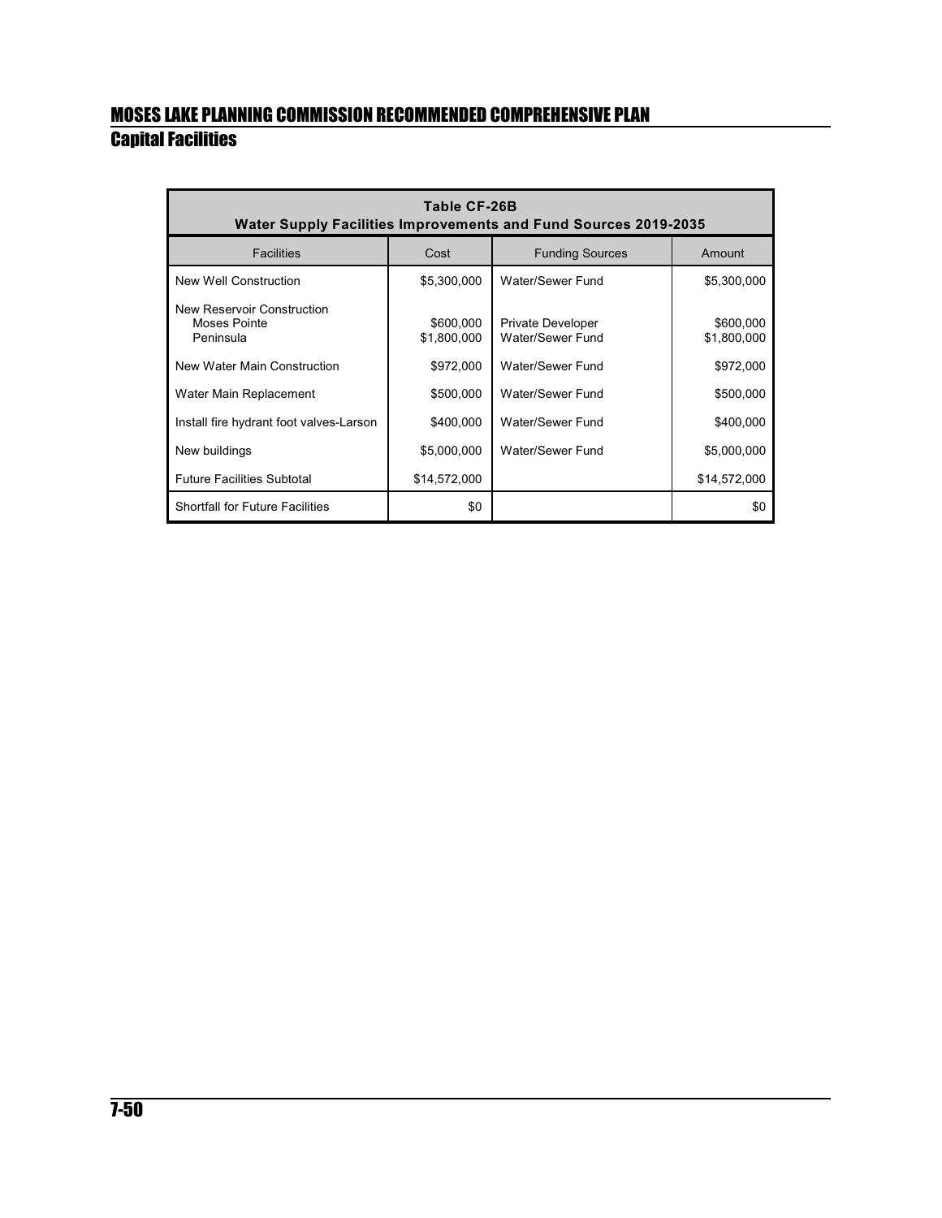**Table CF-26B**
**Water Supply Facilities Improvements and Fund Sources 2019-2035**

| Facilities | Cost | Funding Sources | Amount |
|---|---|---|---|
| New Well Construction | $5,300,000 | Water/Sewer Fund | $5,300,000 |
| New Reservoir Construction | | | |
| Moses Pointe | $600,000 | Private Developer | $600,000 |
| Peninsula | $1,800,000 | Water/Sewer Fund | $1,800,000 |
| New Water Main Construction | $972,000 | Water/Sewer Fund | $972,000 |
| Water Main Replacement | $500,000 | Water/Sewer Fund | $500,000 |
| Install fire hydrant foot valves-Larson | $400,000 | Water/Sewer Fund | $400,000 |
| New buildings | $5,000,000 | Water/Sewer Fund | $5,000,000 |
| Future Facilities Subtotal | $14,572,000 | | $14,572,000 |
| Shortfall for Future Facilities | $0 | | $0 |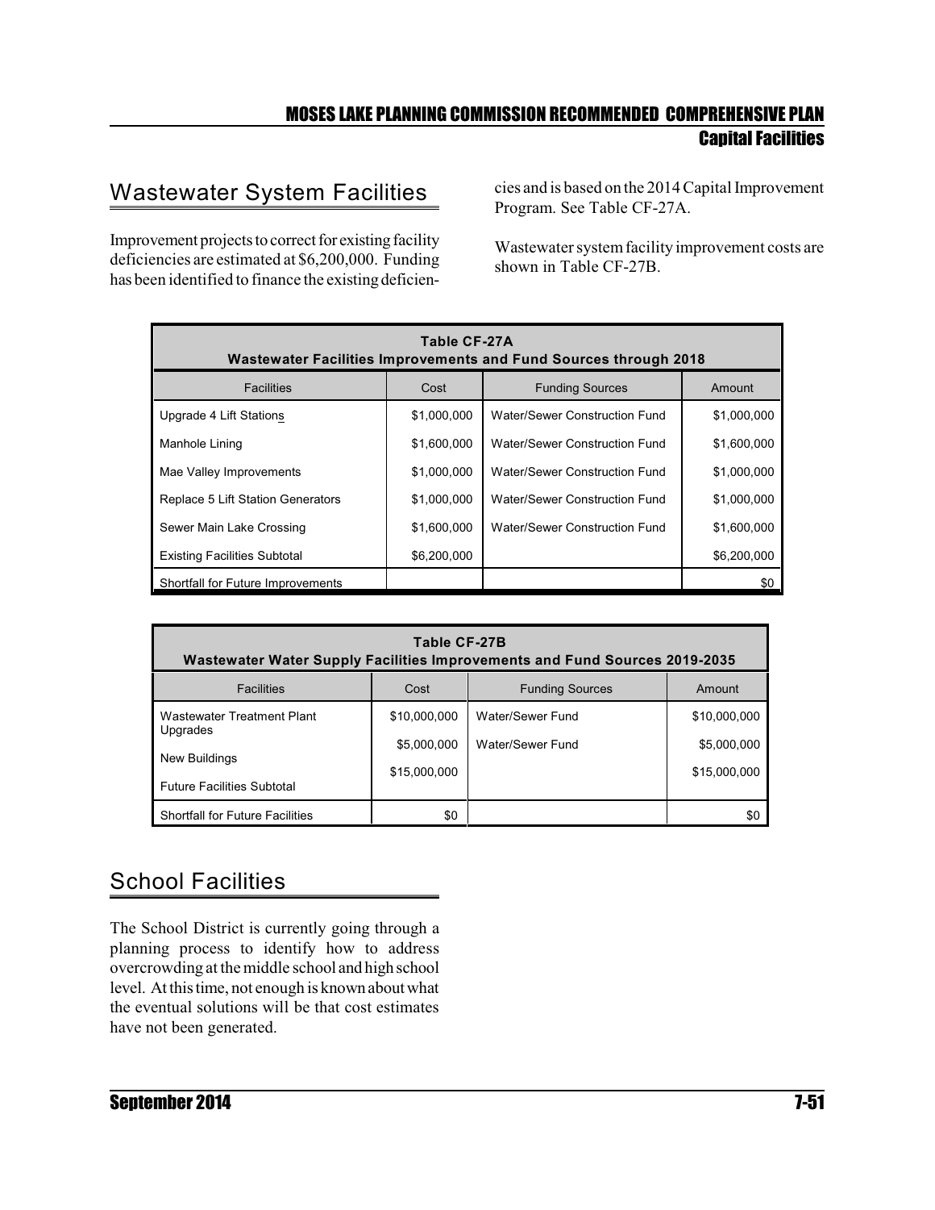## Wastewater System Facilities

Improvement projects to correct for existing facility deficiencies are estimated at $6,200,000. Funding has been identified to finance the existing deficiencies and is based on the 2014 Capital Improvement Program. See Table CF-27A.

Wastewater system facility improvement costs are shown in Table CF-27B.

**Table CF-27A**
**Wastewater Facilities Improvements and Fund Sources through 2018**

| Facilities | Cost | Funding Sources | Amount |
|---|---|---|---|
| Upgrade 4 Lift Stations | $1,000,000 | Water/Sewer Construction Fund | $1,000,000 |
| Manhole Lining | $1,600,000 | Water/Sewer Construction Fund | $1,600,000 |
| Mae Valley Improvements | $1,000,000 | Water/Sewer Construction Fund | $1,000,000 |
| Replace 5 Lift Station Generators | $1,000,000 | Water/Sewer Construction Fund | $1,000,000 |
| Sewer Main Lake Crossing | $1,600,000 | Water/Sewer Construction Fund | $1,600,000 |
| Existing Facilities Subtotal | $6,200,000 | | $6,200,000 |
| Shortfall for Future Improvements | | | $0 |

**Table CF-27B**
**Wastewater Water Supply Facilities Improvements and Fund Sources 2019-2035**

| Facilities | Cost | Funding Sources | Amount |
|---|---|---|---|
| Wastewater Treatment Plant Upgrades | $10,000,000 | Water/Sewer Fund | $10,000,000 |
| New Buildings | $5,000,000 | Water/Sewer Fund | $5,000,000 |
| Future Facilities Subtotal | $15,000,000 | | $15,000,000 |
| Shortfall for Future Facilities | $0 | | $0 |

## School Facilities

The School District is currently going through a planning process to identify how to address overcrowding at the middle school and high school level. At this time, not enough is known about what the eventual solutions will be that cost estimates have not been generated.